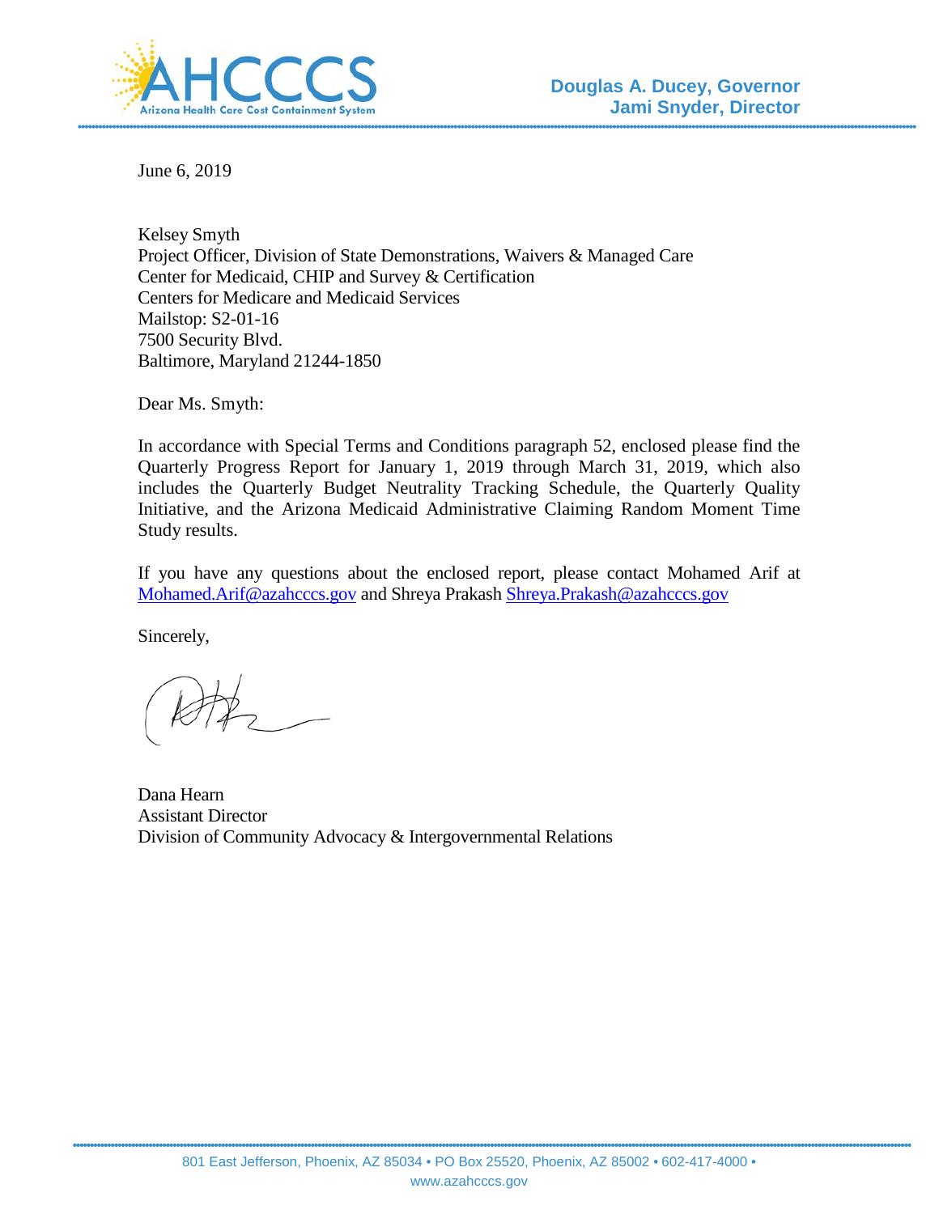AHCCCS
Arizona Health Care Cost Containment System

**Douglas A. Ducey, Governor**
**Jami Snyder, Director**

June 6, 2019

Kelsey Smyth
Project Officer, Division of State Demonstrations, Waivers & Managed Care
Center for Medicaid, CHIP and Survey & Certification
Centers for Medicare and Medicaid Services
Mailstop: S2-01-16
7500 Security Blvd.
Baltimore, Maryland 21244-1850

Dear Ms. Smyth:

In accordance with Special Terms and Conditions paragraph 52, enclosed please find the Quarterly Progress Report for January 1, 2019 through March 31, 2019, which also includes the Quarterly Budget Neutrality Tracking Schedule, the Quarterly Quality Initiative, and the Arizona Medicaid Administrative Claiming Random Moment Time Study results.

If you have any questions about the enclosed report, please contact Mohamed Arif at Mohamed.Arif@azahcccs.gov and Shreya Prakash Shreya.Prakash@azahcccs.gov

Sincerely,

Dana Hearn
Assistant Director
Division of Community Advocacy & Intergovernmental Relations

801 East Jefferson, Phoenix, AZ 85034 • PO Box 25520, Phoenix, AZ 85002 • 602-417-4000 •
www.azahcccs.gov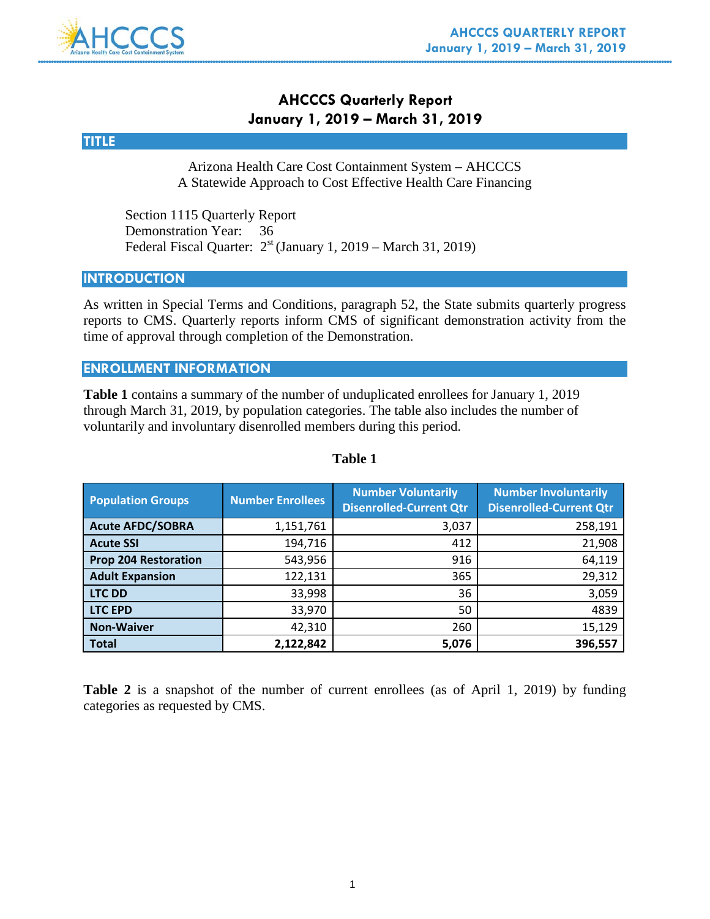# AHCCCS Quarterly Report
## January 1, 2019 – March 31, 2019

## TITLE

Arizona Health Care Cost Containment System – AHCCCS
A Statewide Approach to Cost Effective Health Care Financing

Section 1115 Quarterly Report
Demonstration Year: 36
Federal Fiscal Quarter: 2nd (January 1, 2019 – March 31, 2019)

## INTRODUCTION

As written in Special Terms and Conditions, paragraph 52, the State submits quarterly progress reports to CMS. Quarterly reports inform CMS of significant demonstration activity from the time of approval through completion of the Demonstration.

## ENROLLMENT INFORMATION

**Table 1** contains a summary of the number of unduplicated enrollees for January 1, 2019 through March 31, 2019, by population categories. The table also includes the number of voluntarily and involuntary disenrolled members during this period.

**Table 1**

| Population Groups | Number Enrollees | Number Voluntarily Disenrolled-Current Qtr | Number Involuntarily Disenrolled-Current Qtr |
|---|---|---|---|
| **Acute AFDC/SOBRA** | 1,151,761 | 3,037 | 258,191 |
| **Acute SSI** | 194,716 | 412 | 21,908 |
| **Prop 204 Restoration** | 543,956 | 916 | 64,119 |
| **Adult Expansion** | 122,131 | 365 | 29,312 |
| **LTC DD** | 33,998 | 36 | 3,059 |
| **LTC EPD** | 33,970 | 50 | 4839 |
| **Non-Waiver** | 42,310 | 260 | 15,129 |
| **Total** | **2,122,842** | **5,076** | **396,557** |

**Table 2** is a snapshot of the number of current enrollees (as of April 1, 2019) by funding categories as requested by CMS.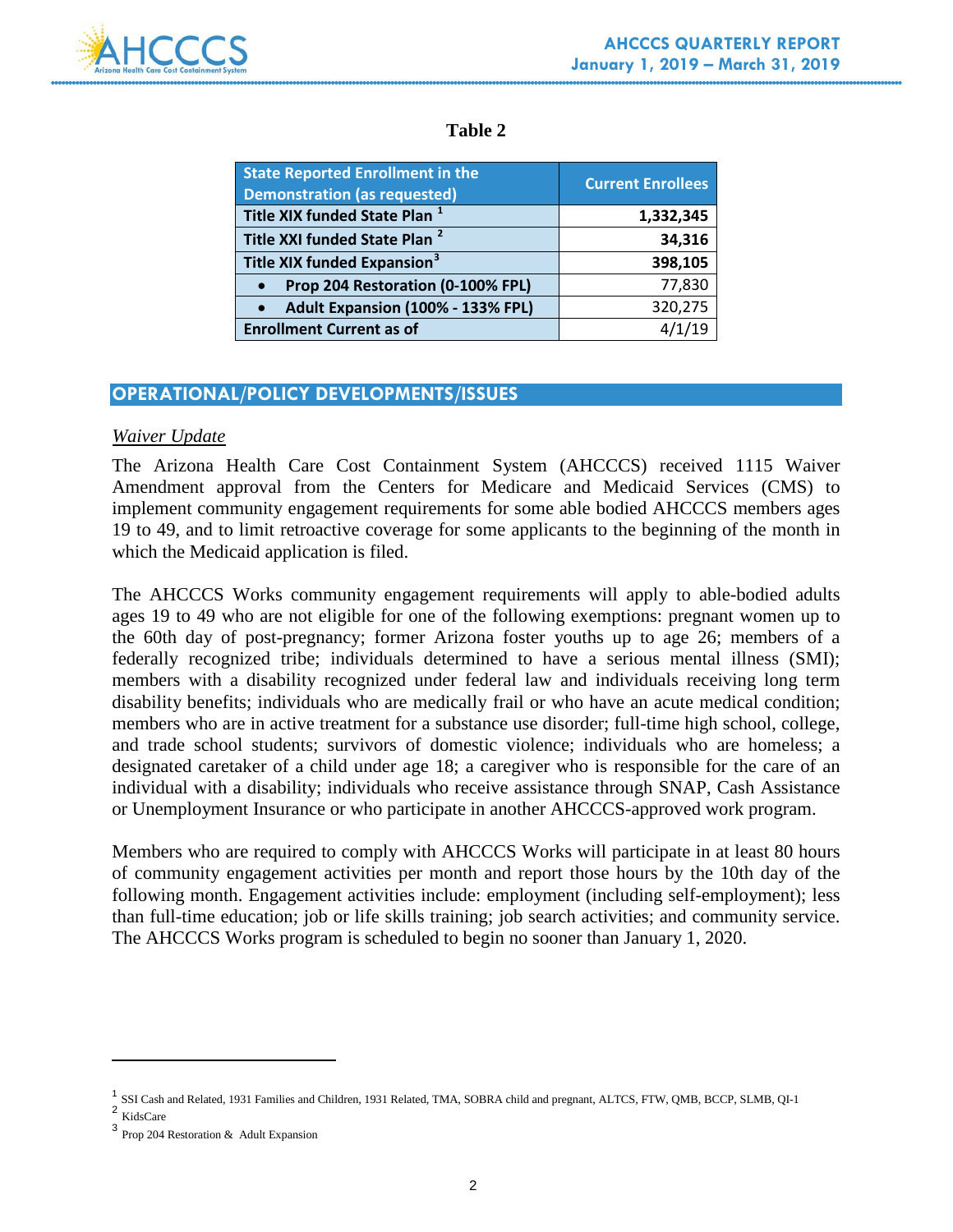**Table 2**

| State Reported Enrollment in the Demonstration (as requested) | Current Enrollees |
|---|---|
| **Title XIX funded State Plan [1]** | **1,332,345** |
| **Title XXI funded State Plan [2]** | **34,316** |
| **Title XIX funded Expansion[3]** | **398,105** |
| • **Prop 204 Restoration (0-100% FPL)** | 77,830 |
| • **Adult Expansion (100% - 133% FPL)** | 320,275 |
| **Enrollment Current as of** | 4/1/19 |

## OPERATIONAL/POLICY DEVELOPMENTS/ISSUES

*Waiver Update*

The Arizona Health Care Cost Containment System (AHCCCS) received 1115 Waiver Amendment approval from the Centers for Medicare and Medicaid Services (CMS) to implement community engagement requirements for some able bodied AHCCCS members ages 19 to 49, and to limit retroactive coverage for some applicants to the beginning of the month in which the Medicaid application is filed.

The AHCCCS Works community engagement requirements will apply to able-bodied adults ages 19 to 49 who are not eligible for one of the following exemptions: pregnant women up to the 60th day of post-pregnancy; former Arizona foster youths up to age 26; members of a federally recognized tribe; individuals determined to have a serious mental illness (SMI); members with a disability recognized under federal law and individuals receiving long term disability benefits; individuals who are medically frail or who have an acute medical condition; members who are in active treatment for a substance use disorder; full-time high school, college, and trade school students; survivors of domestic violence; individuals who are homeless; a designated caretaker of a child under age 18; a caregiver who is responsible for the care of an individual with a disability; individuals who receive assistance through SNAP, Cash Assistance or Unemployment Insurance or who participate in another AHCCCS-approved work program.

Members who are required to comply with AHCCCS Works will participate in at least 80 hours of community engagement activities per month and report those hours by the 10th day of the following month. Engagement activities include: employment (including self-employment); less than full-time education; job or life skills training; job search activities; and community service. The AHCCCS Works program is scheduled to begin no sooner than January 1, 2020.

---

[1] SSI Cash and Related, 1931 Families and Children, 1931 Related, TMA, SOBRA child and pregnant, ALTCS, FTW, QMB, BCCP, SLMB, QI-1

[2] KidsCare

[3] Prop 204 Restoration & Adult Expansion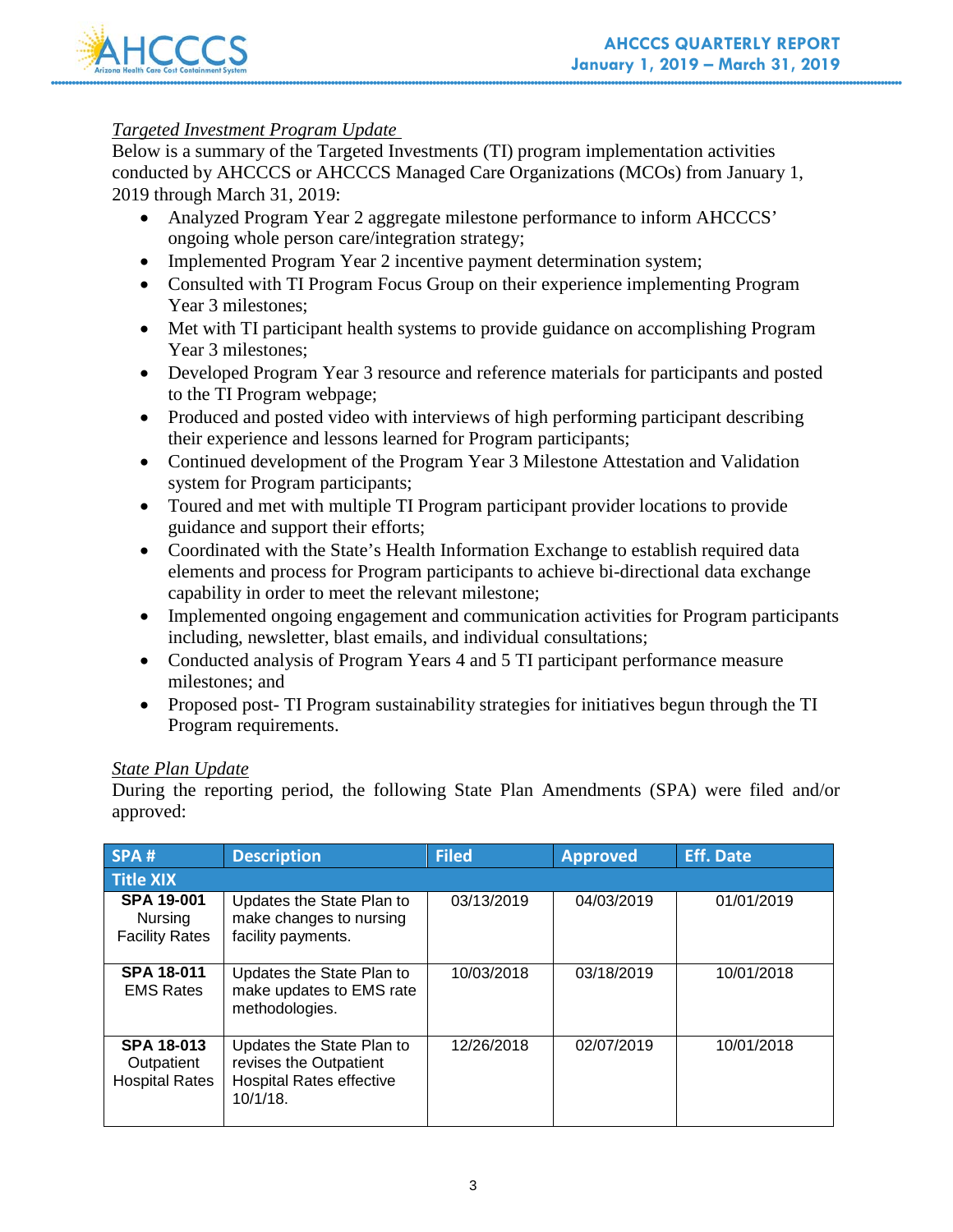*Targeted Investment Program Update*

Below is a summary of the Targeted Investments (TI) program implementation activities conducted by AHCCCS or AHCCCS Managed Care Organizations (MCOs) from January 1, 2019 through March 31, 2019:

- Analyzed Program Year 2 aggregate milestone performance to inform AHCCCS' ongoing whole person care/integration strategy;
- Implemented Program Year 2 incentive payment determination system;
- Consulted with TI Program Focus Group on their experience implementing Program Year 3 milestones;
- Met with TI participant health systems to provide guidance on accomplishing Program Year 3 milestones;
- Developed Program Year 3 resource and reference materials for participants and posted to the TI Program webpage;
- Produced and posted video with interviews of high performing participant describing their experience and lessons learned for Program participants;
- Continued development of the Program Year 3 Milestone Attestation and Validation system for Program participants;
- Toured and met with multiple TI Program participant provider locations to provide guidance and support their efforts;
- Coordinated with the State's Health Information Exchange to establish required data elements and process for Program participants to achieve bi-directional data exchange capability in order to meet the relevant milestone;
- Implemented ongoing engagement and communication activities for Program participants including, newsletter, blast emails, and individual consultations;
- Conducted analysis of Program Years 4 and 5 TI participant performance measure milestones; and
- Proposed post- TI Program sustainability strategies for initiatives begun through the TI Program requirements.

*State Plan Update*

During the reporting period, the following State Plan Amendments (SPA) were filed and/or approved:

| SPA # | Description | Filed | Approved | Eff. Date |
|---|---|---|---|---|
| **Title XIX** | | | | |
| **SPA 19-001** Nursing Facility Rates | Updates the State Plan to make changes to nursing facility payments. | 03/13/2019 | 04/03/2019 | 01/01/2019 |
| **SPA 18-011** EMS Rates | Updates the State Plan to make updates to EMS rate methodologies. | 10/03/2018 | 03/18/2019 | 10/01/2018 |
| **SPA 18-013** Outpatient Hospital Rates | Updates the State Plan to revises the Outpatient Hospital Rates effective 10/1/18. | 12/26/2018 | 02/07/2019 | 10/01/2018 |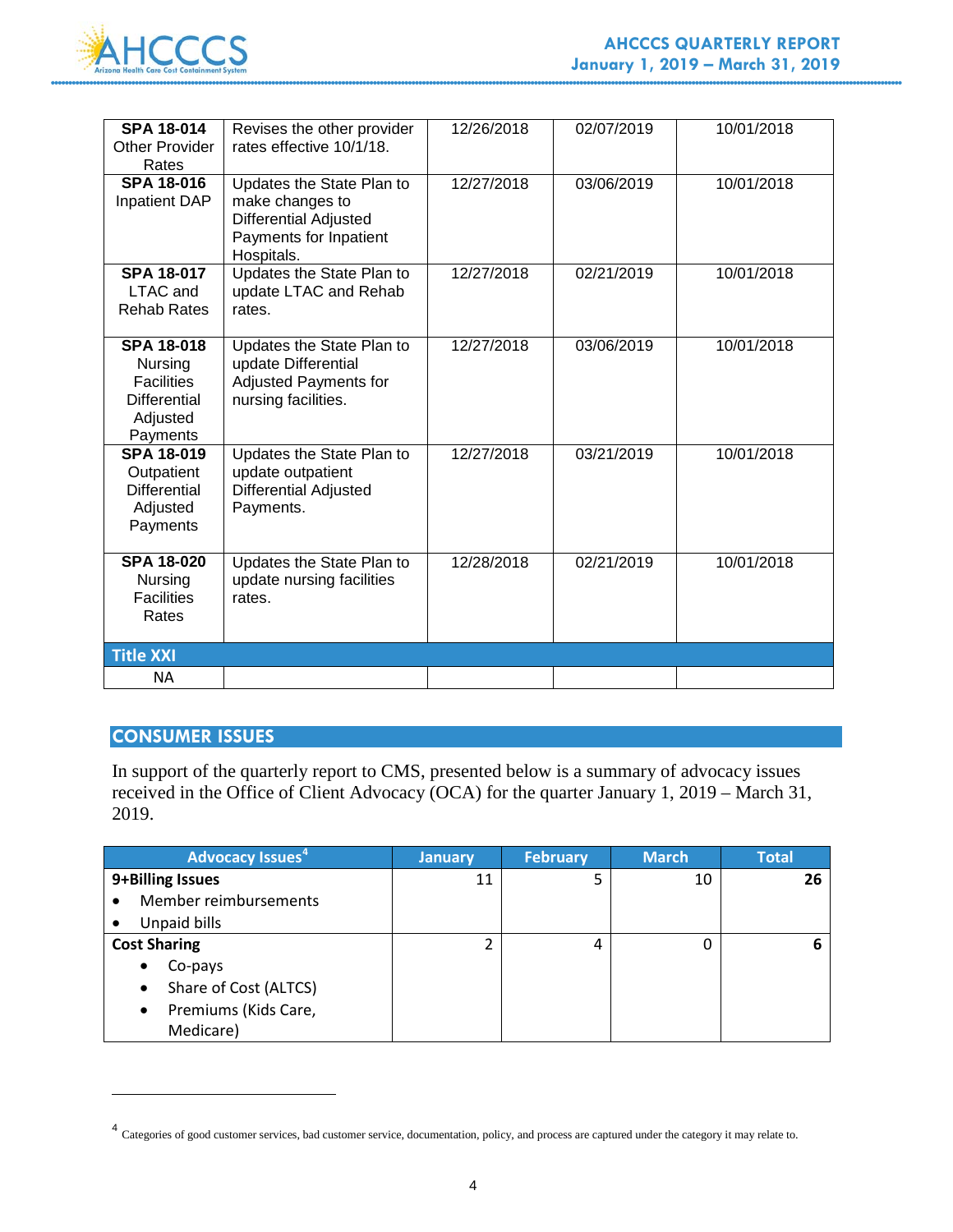| | | | | |
|---|---|---|---|---|
| **SPA 18-014** Other Provider Rates | Revises the other provider rates effective 10/1/18. | 12/26/2018 | 02/07/2019 | 10/01/2018 |
| **SPA 18-016** Inpatient DAP | Updates the State Plan to make changes to Differential Adjusted Payments for Inpatient Hospitals. | 12/27/2018 | 03/06/2019 | 10/01/2018 |
| **SPA 18-017** LTAC and Rehab Rates | Updates the State Plan to update LTAC and Rehab rates. | 12/27/2018 | 02/21/2019 | 10/01/2018 |
| **SPA 18-018** Nursing Facilities Differential Adjusted Payments | Updates the State Plan to update Differential Adjusted Payments for nursing facilities. | 12/27/2018 | 03/06/2019 | 10/01/2018 |
| **SPA 18-019** Outpatient Differential Adjusted Payments | Updates the State Plan to update outpatient Differential Adjusted Payments. | 12/27/2018 | 03/21/2019 | 10/01/2018 |
| **SPA 18-020** Nursing Facilities Rates | Updates the State Plan to update nursing facilities rates. | 12/28/2018 | 02/21/2019 | 10/01/2018 |
| **Title XXI** | | | | |
| NA | | | | |

## CONSUMER ISSUES

In support of the quarterly report to CMS, presented below is a summary of advocacy issues received in the Office of Client Advocacy (OCA) for the quarter January 1, 2019 – March 31, 2019.

| Advocacy Issues[4] | January | February | March | Total |
|---|---|---|---|---|
| **9+Billing Issues**<br>• Member reimbursements<br>• Unpaid bills | 11 | 5 | 10 | **26** |
| **Cost Sharing**<br>• Co-pays<br>• Share of Cost (ALTCS)<br>• Premiums (Kids Care, Medicare) | 2 | 4 | 0 | **6** |

[4] Categories of good customer services, bad customer service, documentation, policy, and process are captured under the category it may relate to.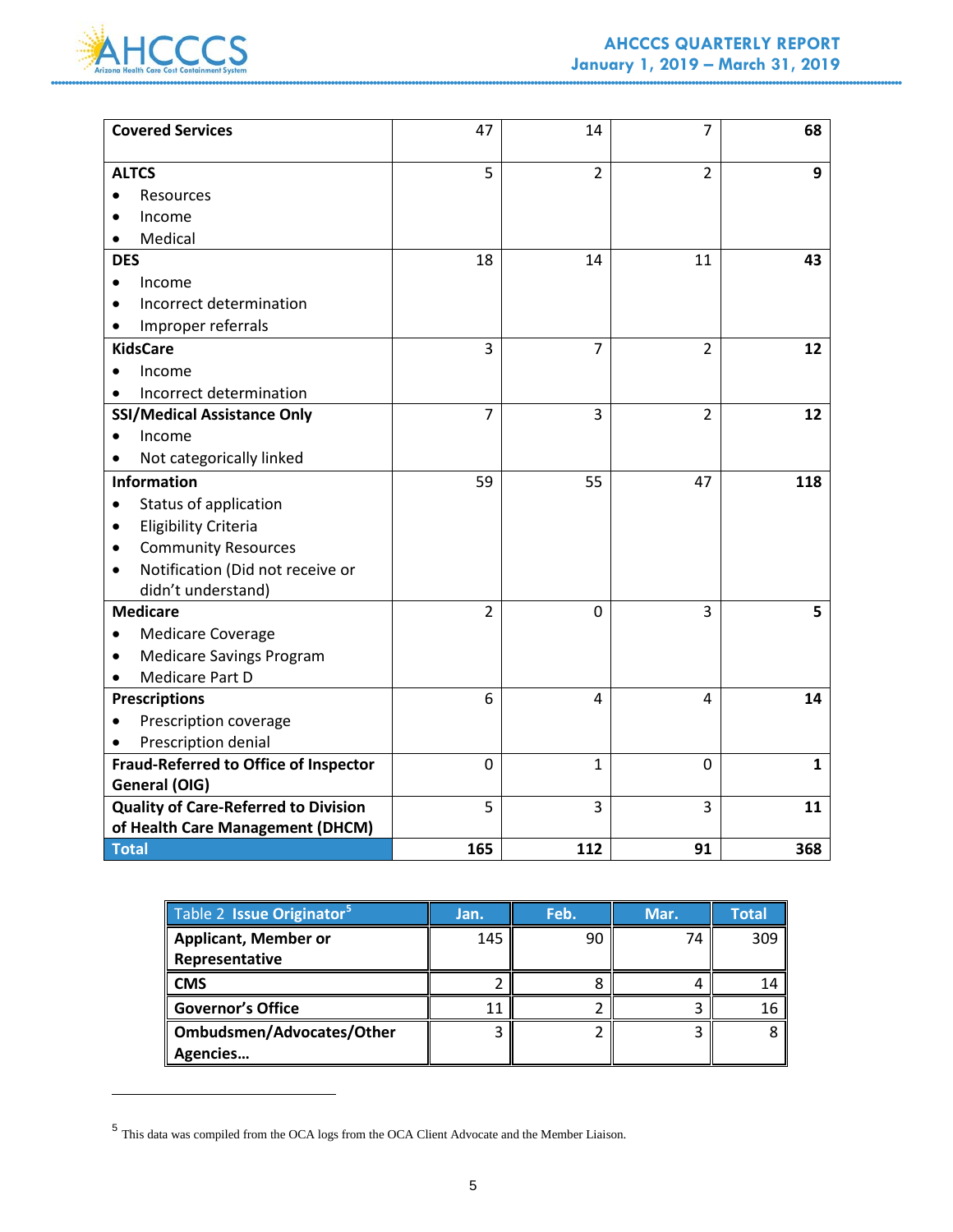| | | | | |
|---|---|---|---|---|
| **Covered Services** | 47 | 14 | 7 | **68** |
| **ALTCS**<br>• Resources<br>• Income<br>• Medical | 5 | 2 | 2 | **9** |
| **DES**<br>• Income<br>• Incorrect determination<br>• Improper referrals | 18 | 14 | 11 | **43** |
| **KidsCare**<br>• Income<br>• Incorrect determination | 3 | 7 | 2 | **12** |
| **SSI/Medical Assistance Only**<br>• Income<br>• Not categorically linked | 7 | 3 | 2 | **12** |
| **Information**<br>• Status of application<br>• Eligibility Criteria<br>• Community Resources<br>• Notification (Did not receive or didn't understand) | 59 | 55 | 47 | **118** |
| **Medicare**<br>• Medicare Coverage<br>• Medicare Savings Program<br>• Medicare Part D | 2 | 0 | 3 | **5** |
| **Prescriptions**<br>• Prescription coverage<br>• Prescription denial | 6 | 4 | 4 | **14** |
| **Fraud-Referred to Office of Inspector General (OIG)** | 0 | 1 | 0 | **1** |
| **Quality of Care-Referred to Division of Health Care Management (DHCM)** | 5 | 3 | 3 | **11** |
| **Total** | **165** | **112** | **91** | **368** |

| Table 2 **Issue Originator**[5] | Jan. | Feb. | Mar. | Total |
|---|---|---|---|---|
| **Applicant, Member or Representative** | 145 | 90 | 74 | 309 |
| **CMS** | 2 | 8 | 4 | 14 |
| **Governor's Office** | 11 | 2 | 3 | 16 |
| **Ombudsmen/Advocates/Other Agencies…** | 3 | 2 | 3 | 8 |

[5] This data was compiled from the OCA logs from the OCA Client Advocate and the Member Liaison.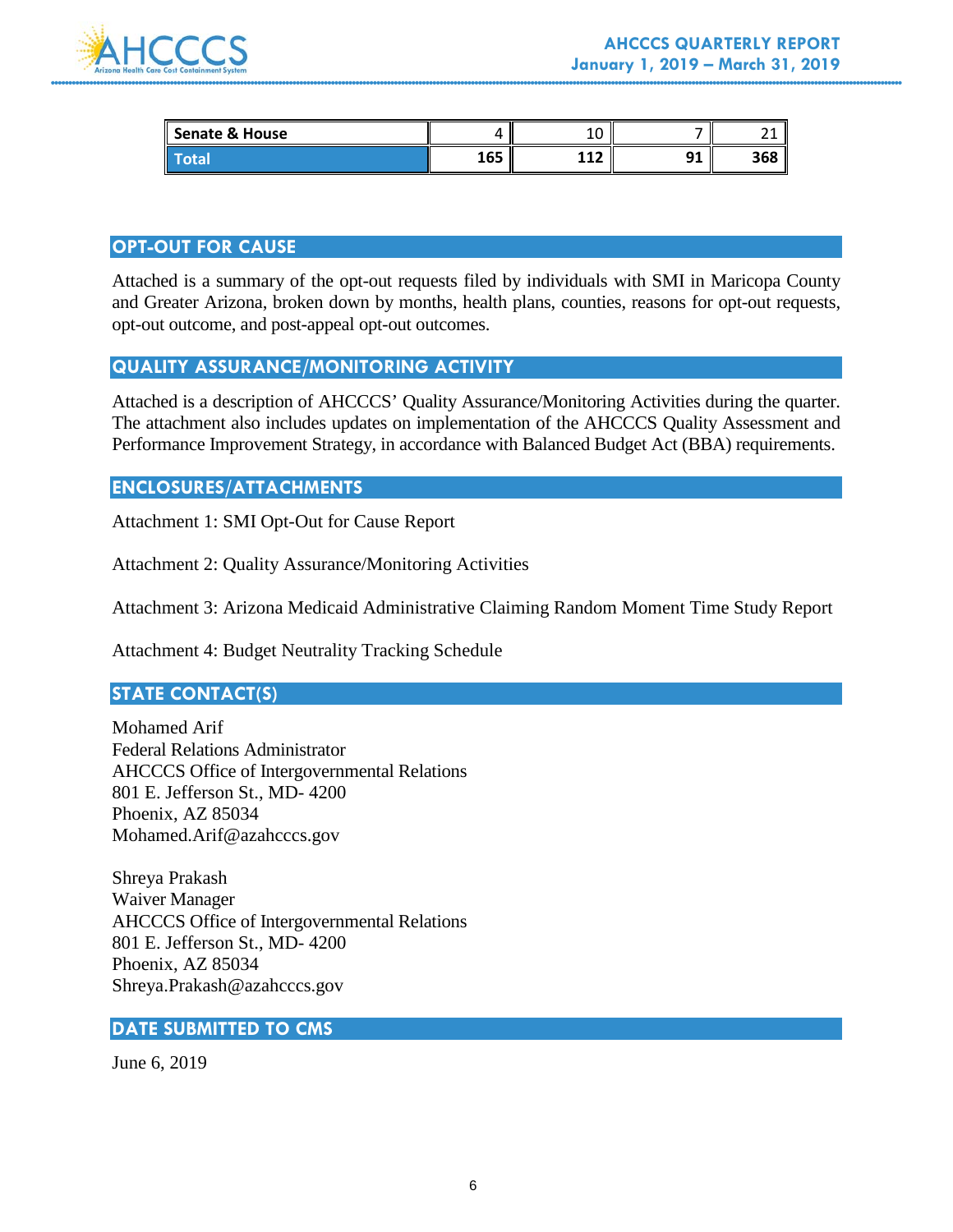| Senate & House | 4 | 10 | 7 | 21 |
|---|---|---|---|---|
| **Total** | **165** | **112** | **91** | **368** |

## OPT-OUT FOR CAUSE

Attached is a summary of the opt-out requests filed by individuals with SMI in Maricopa County and Greater Arizona, broken down by months, health plans, counties, reasons for opt-out requests, opt-out outcome, and post-appeal opt-out outcomes.

## QUALITY ASSURANCE/MONITORING ACTIVITY

Attached is a description of AHCCCS' Quality Assurance/Monitoring Activities during the quarter. The attachment also includes updates on implementation of the AHCCCS Quality Assessment and Performance Improvement Strategy, in accordance with Balanced Budget Act (BBA) requirements.

## ENCLOSURES/ATTACHMENTS

Attachment 1: SMI Opt-Out for Cause Report

Attachment 2: Quality Assurance/Monitoring Activities

Attachment 3: Arizona Medicaid Administrative Claiming Random Moment Time Study Report

Attachment 4: Budget Neutrality Tracking Schedule

## STATE CONTACT(S)

Mohamed Arif
Federal Relations Administrator
AHCCCS Office of Intergovernmental Relations
801 E. Jefferson St., MD- 4200
Phoenix, AZ 85034
Mohamed.Arif@azahcccs.gov

Shreya Prakash
Waiver Manager
AHCCCS Office of Intergovernmental Relations
801 E. Jefferson St., MD- 4200
Phoenix, AZ 85034
Shreya.Prakash@azahcccs.gov

## DATE SUBMITTED TO CMS

June 6, 2019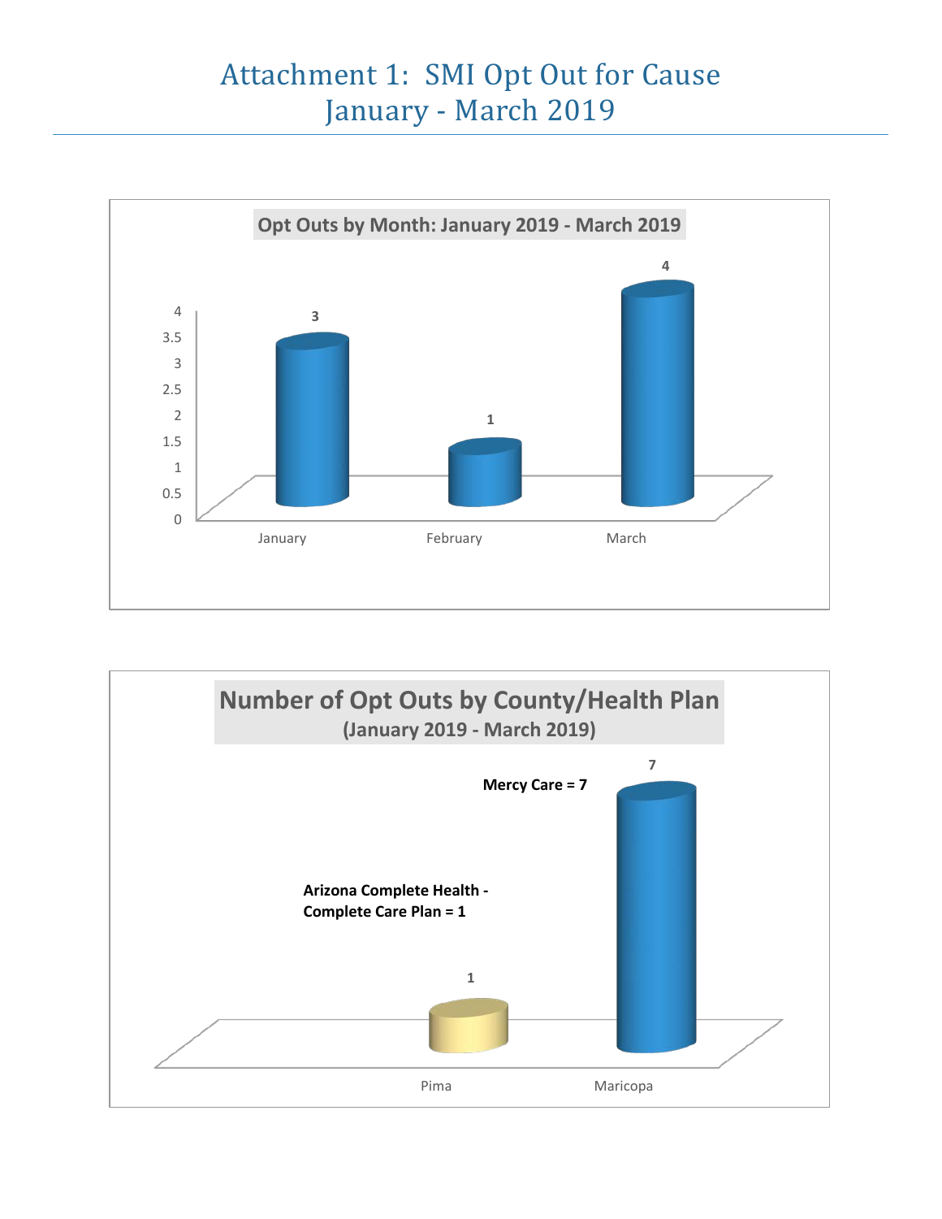# Attachment 1: SMI Opt Out for Cause
## January - March 2019

**Opt Outs by Month: January 2019 - March 2019**

| Month | Opt Outs |
|---|---|
| January | 3 |
| February | 1 |
| March | 4 |

**Number of Opt Outs by County/Health Plan**
**(January 2019 - March 2019)**

| County | Health Plan | Opt Outs |
|---|---|---|
| Pima | Arizona Complete Health - Complete Care Plan = 1 | 1 |
| Maricopa | Mercy Care = 7 | 7 |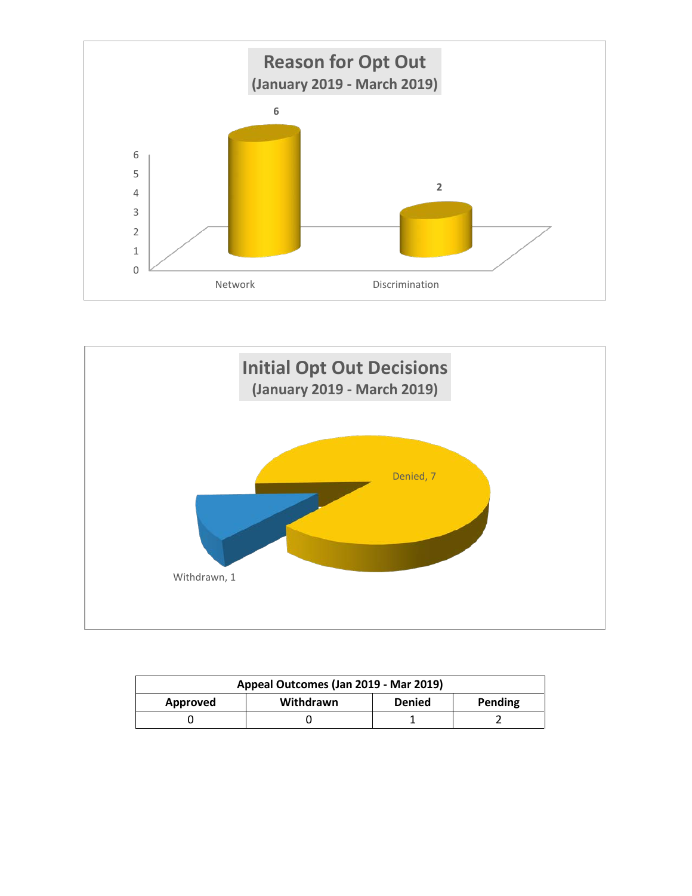**Reason for Opt Out**
**(January 2019 - March 2019)**

| Reason | Count |
|---|---|
| Network | 6 |
| Discrimination | 2 |

**Initial Opt Out Decisions**
**(January 2019 - March 2019)**

Denied, 7

Withdrawn, 1

| Appeal Outcomes (Jan 2019 - Mar 2019) | | | |
|---|---|---|---|
| **Approved** | **Withdrawn** | **Denied** | **Pending** |
| 0 | 0 | 1 | 2 |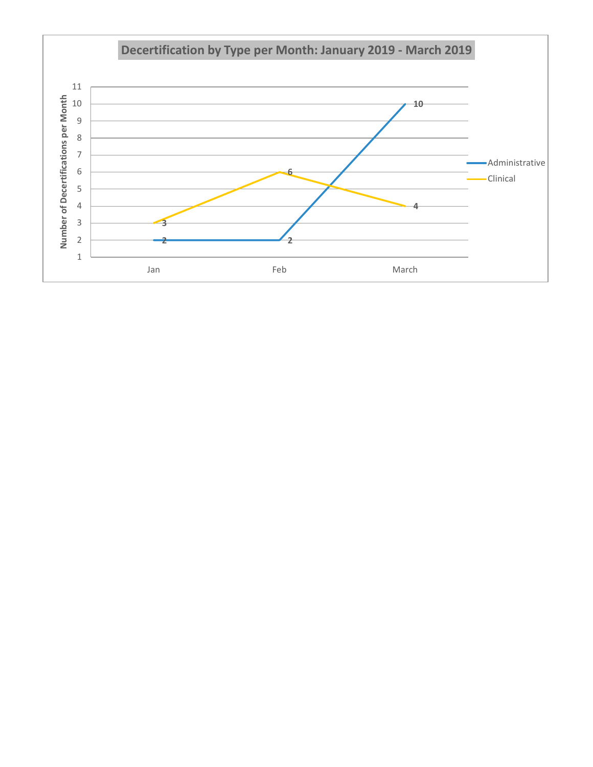## Decertification by Type per Month: January 2019 - March 2019

| Month | Administrative | Clinical |
|---|---|---|
| Jan | 2 | 3 |
| Feb | 2 | 6 |
| March | 10 | 4 |

Number of Decertifications per Month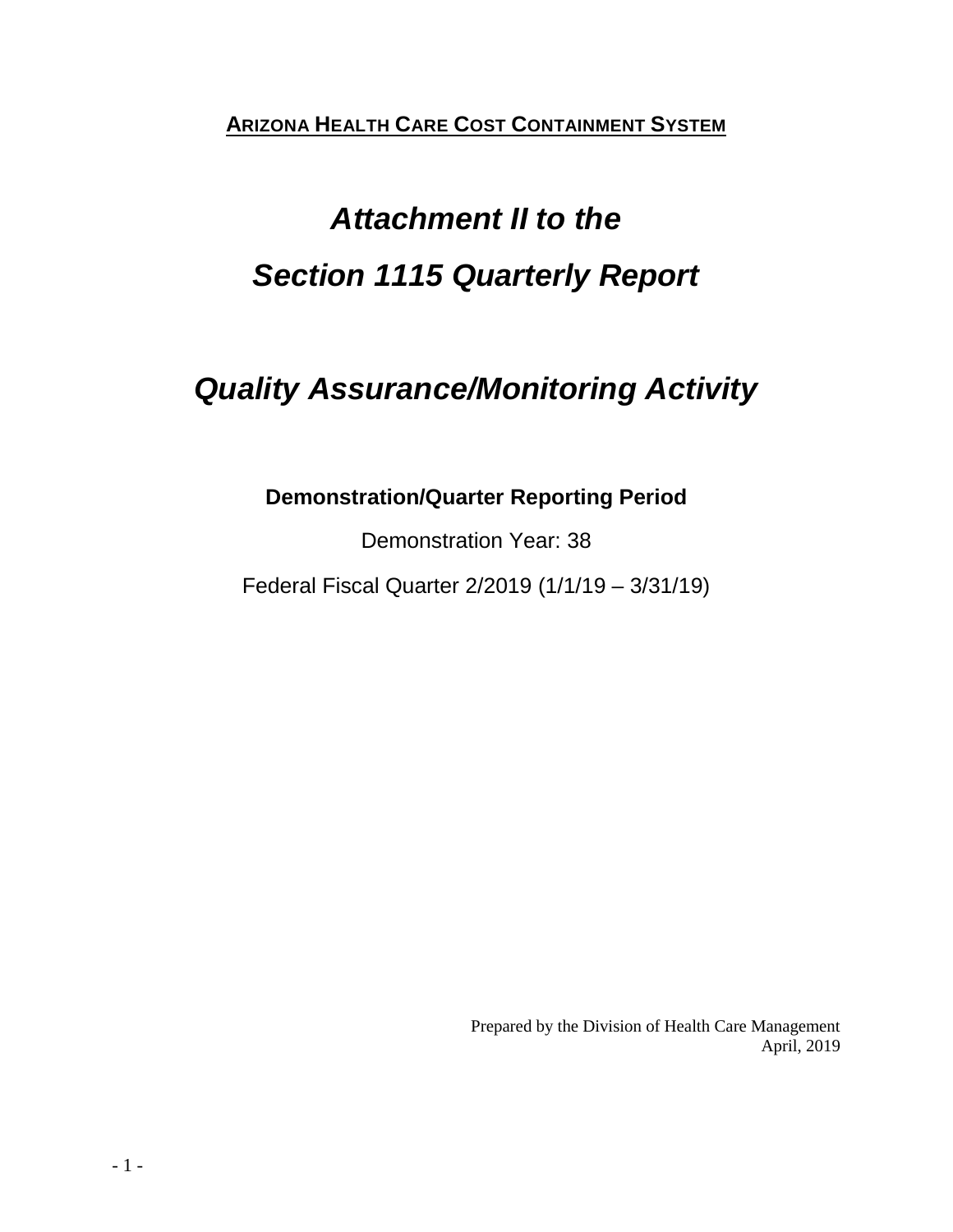**ARIZONA HEALTH CARE COST CONTAINMENT SYSTEM**

# *Attachment II to the Section 1115 Quarterly Report*

# *Quality Assurance/Monitoring Activity*

**Demonstration/Quarter Reporting Period**

Demonstration Year: 38

Federal Fiscal Quarter 2/2019 (1/1/19 – 3/31/19)

Prepared by the Division of Health Care Management
April, 2019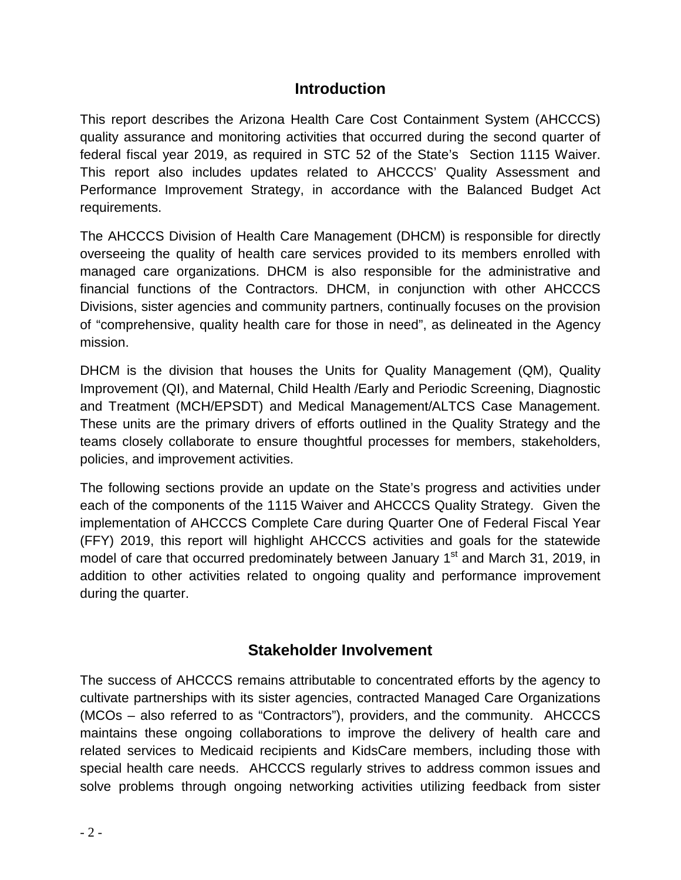## Introduction

This report describes the Arizona Health Care Cost Containment System (AHCCCS) quality assurance and monitoring activities that occurred during the second quarter of federal fiscal year 2019, as required in STC 52 of the State's Section 1115 Waiver. This report also includes updates related to AHCCCS' Quality Assessment and Performance Improvement Strategy, in accordance with the Balanced Budget Act requirements.

The AHCCCS Division of Health Care Management (DHCM) is responsible for directly overseeing the quality of health care services provided to its members enrolled with managed care organizations. DHCM is also responsible for the administrative and financial functions of the Contractors. DHCM, in conjunction with other AHCCCS Divisions, sister agencies and community partners, continually focuses on the provision of "comprehensive, quality health care for those in need", as delineated in the Agency mission.

DHCM is the division that houses the Units for Quality Management (QM), Quality Improvement (QI), and Maternal, Child Health /Early and Periodic Screening, Diagnostic and Treatment (MCH/EPSDT) and Medical Management/ALTCS Case Management. These units are the primary drivers of efforts outlined in the Quality Strategy and the teams closely collaborate to ensure thoughtful processes for members, stakeholders, policies, and improvement activities.

The following sections provide an update on the State's progress and activities under each of the components of the 1115 Waiver and AHCCCS Quality Strategy. Given the implementation of AHCCCS Complete Care during Quarter One of Federal Fiscal Year (FFY) 2019, this report will highlight AHCCCS activities and goals for the statewide model of care that occurred predominately between January 1st and March 31, 2019, in addition to other activities related to ongoing quality and performance improvement during the quarter.

## Stakeholder Involvement

The success of AHCCCS remains attributable to concentrated efforts by the agency to cultivate partnerships with its sister agencies, contracted Managed Care Organizations (MCOs – also referred to as "Contractors"), providers, and the community. AHCCCS maintains these ongoing collaborations to improve the delivery of health care and related services to Medicaid recipients and KidsCare members, including those with special health care needs. AHCCCS regularly strives to address common issues and solve problems through ongoing networking activities utilizing feedback from sister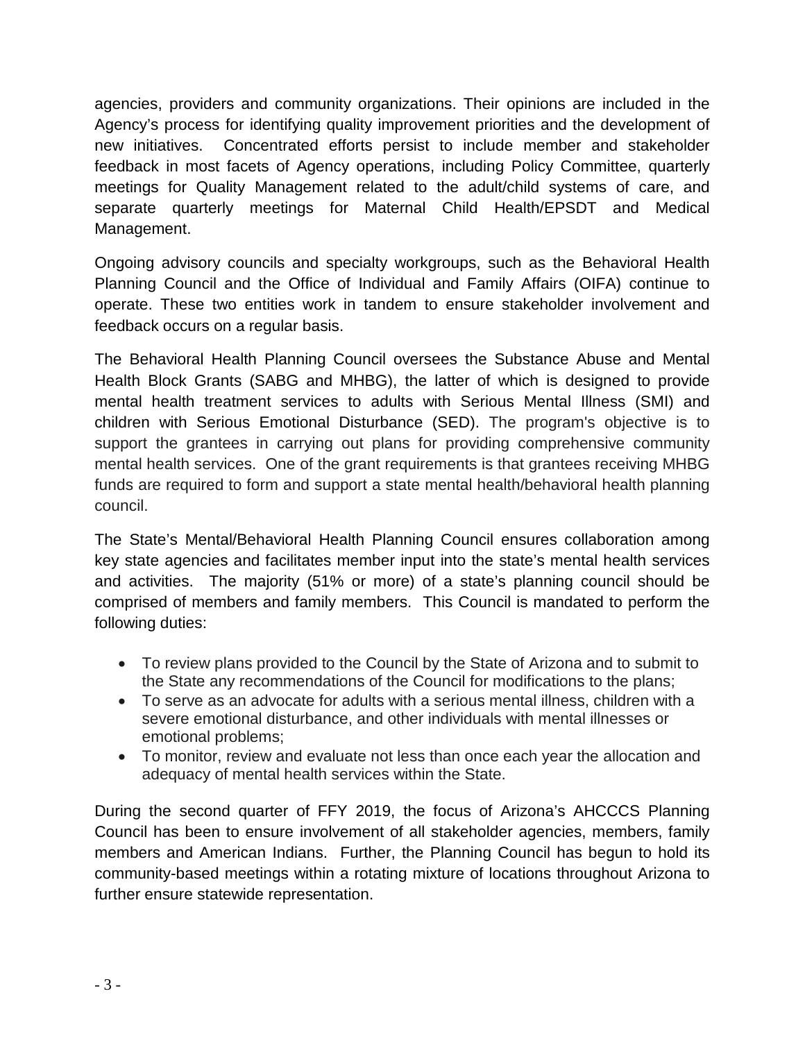agencies, providers and community organizations. Their opinions are included in the Agency's process for identifying quality improvement priorities and the development of new initiatives. Concentrated efforts persist to include member and stakeholder feedback in most facets of Agency operations, including Policy Committee, quarterly meetings for Quality Management related to the adult/child systems of care, and separate quarterly meetings for Maternal Child Health/EPSDT and Medical Management.

Ongoing advisory councils and specialty workgroups, such as the Behavioral Health Planning Council and the Office of Individual and Family Affairs (OIFA) continue to operate. These two entities work in tandem to ensure stakeholder involvement and feedback occurs on a regular basis.

The Behavioral Health Planning Council oversees the Substance Abuse and Mental Health Block Grants (SABG and MHBG), the latter of which is designed to provide mental health treatment services to adults with Serious Mental Illness (SMI) and children with Serious Emotional Disturbance (SED). The program's objective is to support the grantees in carrying out plans for providing comprehensive community mental health services. One of the grant requirements is that grantees receiving MHBG funds are required to form and support a state mental health/behavioral health planning council.

The State's Mental/Behavioral Health Planning Council ensures collaboration among key state agencies and facilitates member input into the state's mental health services and activities. The majority (51% or more) of a state's planning council should be comprised of members and family members. This Council is mandated to perform the following duties:

- To review plans provided to the Council by the State of Arizona and to submit to the State any recommendations of the Council for modifications to the plans;
- To serve as an advocate for adults with a serious mental illness, children with a severe emotional disturbance, and other individuals with mental illnesses or emotional problems;
- To monitor, review and evaluate not less than once each year the allocation and adequacy of mental health services within the State.

During the second quarter of FFY 2019, the focus of Arizona's AHCCCS Planning Council has been to ensure involvement of all stakeholder agencies, members, family members and American Indians. Further, the Planning Council has begun to hold its community-based meetings within a rotating mixture of locations throughout Arizona to further ensure statewide representation.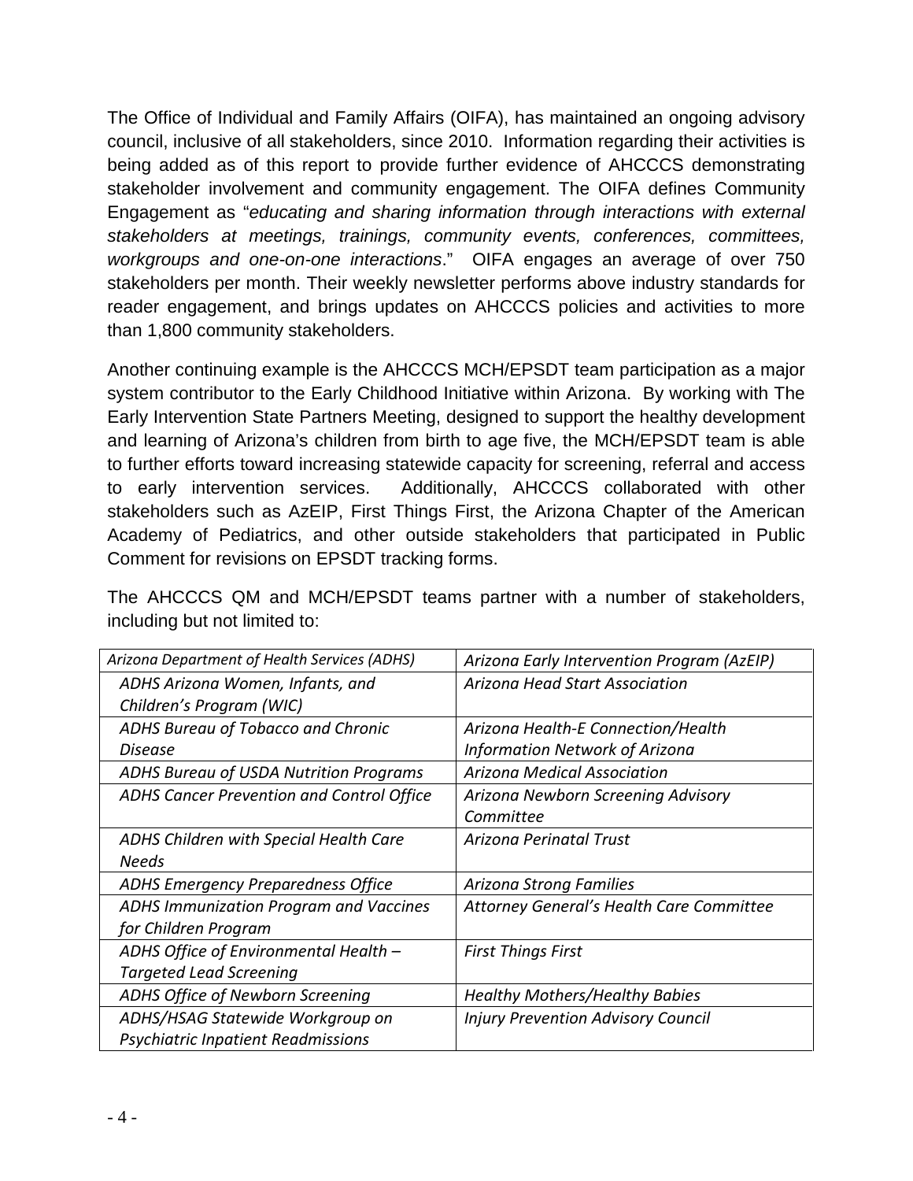The Office of Individual and Family Affairs (OIFA), has maintained an ongoing advisory council, inclusive of all stakeholders, since 2010. Information regarding their activities is being added as of this report to provide further evidence of AHCCCS demonstrating stakeholder involvement and community engagement. The OIFA defines Community Engagement as "*educating and sharing information through interactions with external stakeholders at meetings, trainings, community events, conferences, committees, workgroups and one-on-one interactions*." OIFA engages an average of over 750 stakeholders per month. Their weekly newsletter performs above industry standards for reader engagement, and brings updates on AHCCCS policies and activities to more than 1,800 community stakeholders.

Another continuing example is the AHCCCS MCH/EPSDT team participation as a major system contributor to the Early Childhood Initiative within Arizona. By working with The Early Intervention State Partners Meeting, designed to support the healthy development and learning of Arizona's children from birth to age five, the MCH/EPSDT team is able to further efforts toward increasing statewide capacity for screening, referral and access to early intervention services. Additionally, AHCCCS collaborated with other stakeholders such as AzEIP, First Things First, the Arizona Chapter of the American Academy of Pediatrics, and other outside stakeholders that participated in Public Comment for revisions on EPSDT tracking forms.

The AHCCCS QM and MCH/EPSDT teams partner with a number of stakeholders, including but not limited to:

| *Arizona Department of Health Services (ADHS)* | *Arizona Early Intervention Program (AzEIP)* |
|---|---|
| *ADHS Arizona Women, Infants, and Children's Program (WIC)* | *Arizona Head Start Association* |
| *ADHS Bureau of Tobacco and Chronic Disease* | *Arizona Health-E Connection/Health Information Network of Arizona* |
| *ADHS Bureau of USDA Nutrition Programs* | *Arizona Medical Association* |
| *ADHS Cancer Prevention and Control Office* | *Arizona Newborn Screening Advisory Committee* |
| *ADHS Children with Special Health Care Needs* | *Arizona Perinatal Trust* |
| *ADHS Emergency Preparedness Office* | *Arizona Strong Families* |
| *ADHS Immunization Program and Vaccines for Children Program* | *Attorney General's Health Care Committee* |
| *ADHS Office of Environmental Health – Targeted Lead Screening* | *First Things First* |
| *ADHS Office of Newborn Screening* | *Healthy Mothers/Healthy Babies* |
| *ADHS/HSAG Statewide Workgroup on Psychiatric Inpatient Readmissions* | *Injury Prevention Advisory Council* |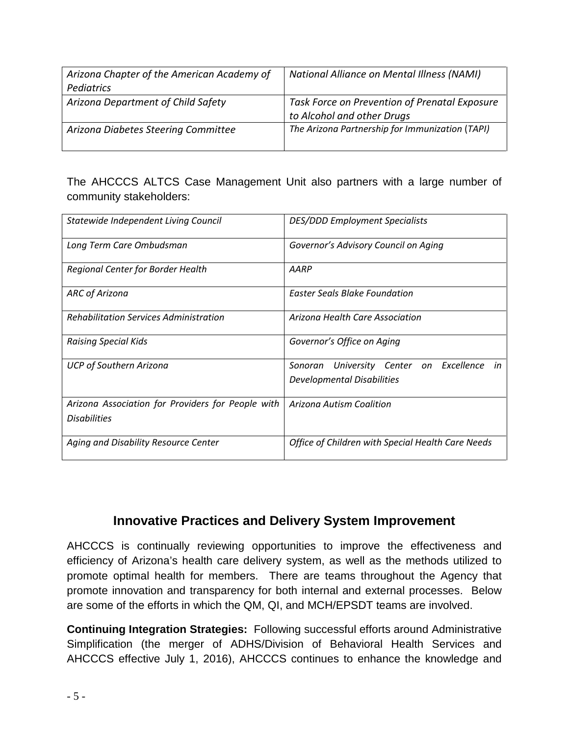| *Arizona Chapter of the American Academy of Pediatrics* | *National Alliance on Mental Illness (NAMI)* |
|---|---|
| *Arizona Department of Child Safety* | *Task Force on Prevention of Prenatal Exposure to Alcohol and other Drugs* |
| *Arizona Diabetes Steering Committee* | *The Arizona Partnership for Immunization (TAPI)* |

The AHCCCS ALTCS Case Management Unit also partners with a large number of community stakeholders:

| *Statewide Independent Living Council* | *DES/DDD Employment Specialists* |
|---|---|
| *Long Term Care Ombudsman* | *Governor's Advisory Council on Aging* |
| *Regional Center for Border Health* | *AARP* |
| *ARC of Arizona* | *Easter Seals Blake Foundation* |
| *Rehabilitation Services Administration* | *Arizona Health Care Association* |
| *Raising Special Kids* | *Governor's Office on Aging* |
| *UCP of Southern Arizona* | *Sonoran University Center on Excellence in Developmental Disabilities* |
| *Arizona Association for Providers for People with Disabilities* | *Arizona Autism Coalition* |
| *Aging and Disability Resource Center* | *Office of Children with Special Health Care Needs* |

## Innovative Practices and Delivery System Improvement

AHCCCS is continually reviewing opportunities to improve the effectiveness and efficiency of Arizona's health care delivery system, as well as the methods utilized to promote optimal health for members. There are teams throughout the Agency that promote innovation and transparency for both internal and external processes. Below are some of the efforts in which the QM, QI, and MCH/EPSDT teams are involved.

**Continuing Integration Strategies:** Following successful efforts around Administrative Simplification (the merger of ADHS/Division of Behavioral Health Services and AHCCCS effective July 1, 2016), AHCCCS continues to enhance the knowledge and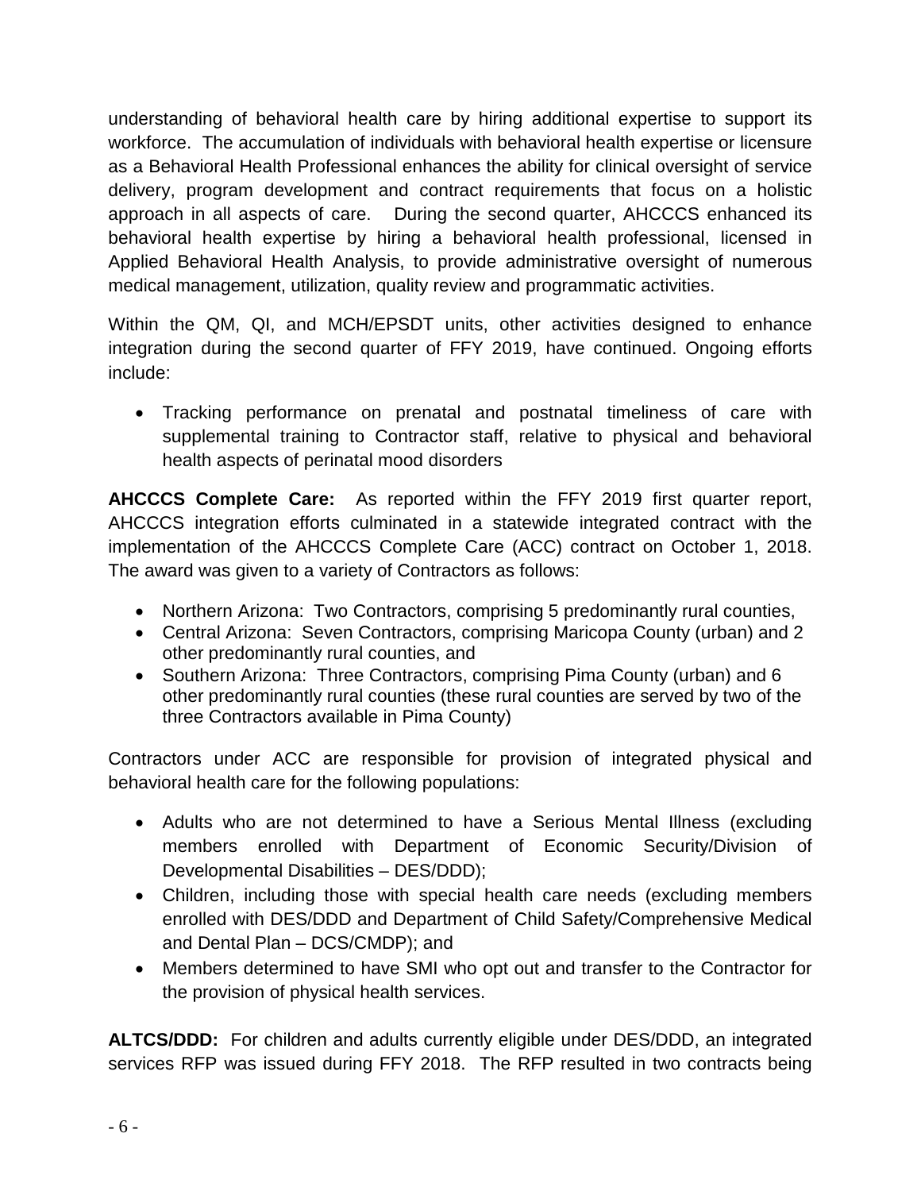understanding of behavioral health care by hiring additional expertise to support its workforce. The accumulation of individuals with behavioral health expertise or licensure as a Behavioral Health Professional enhances the ability for clinical oversight of service delivery, program development and contract requirements that focus on a holistic approach in all aspects of care. During the second quarter, AHCCCS enhanced its behavioral health expertise by hiring a behavioral health professional, licensed in Applied Behavioral Health Analysis, to provide administrative oversight of numerous medical management, utilization, quality review and programmatic activities.

Within the QM, QI, and MCH/EPSDT units, other activities designed to enhance integration during the second quarter of FFY 2019, have continued. Ongoing efforts include:

- Tracking performance on prenatal and postnatal timeliness of care with supplemental training to Contractor staff, relative to physical and behavioral health aspects of perinatal mood disorders

**AHCCCS Complete Care:** As reported within the FFY 2019 first quarter report, AHCCCS integration efforts culminated in a statewide integrated contract with the implementation of the AHCCCS Complete Care (ACC) contract on October 1, 2018. The award was given to a variety of Contractors as follows:

- Northern Arizona: Two Contractors, comprising 5 predominantly rural counties,
- Central Arizona: Seven Contractors, comprising Maricopa County (urban) and 2 other predominantly rural counties, and
- Southern Arizona: Three Contractors, comprising Pima County (urban) and 6 other predominantly rural counties (these rural counties are served by two of the three Contractors available in Pima County)

Contractors under ACC are responsible for provision of integrated physical and behavioral health care for the following populations:

- Adults who are not determined to have a Serious Mental Illness (excluding members enrolled with Department of Economic Security/Division of Developmental Disabilities – DES/DDD);
- Children, including those with special health care needs (excluding members enrolled with DES/DDD and Department of Child Safety/Comprehensive Medical and Dental Plan – DCS/CMDP); and
- Members determined to have SMI who opt out and transfer to the Contractor for the provision of physical health services.

**ALTCS/DDD:** For children and adults currently eligible under DES/DDD, an integrated services RFP was issued during FFY 2018. The RFP resulted in two contracts being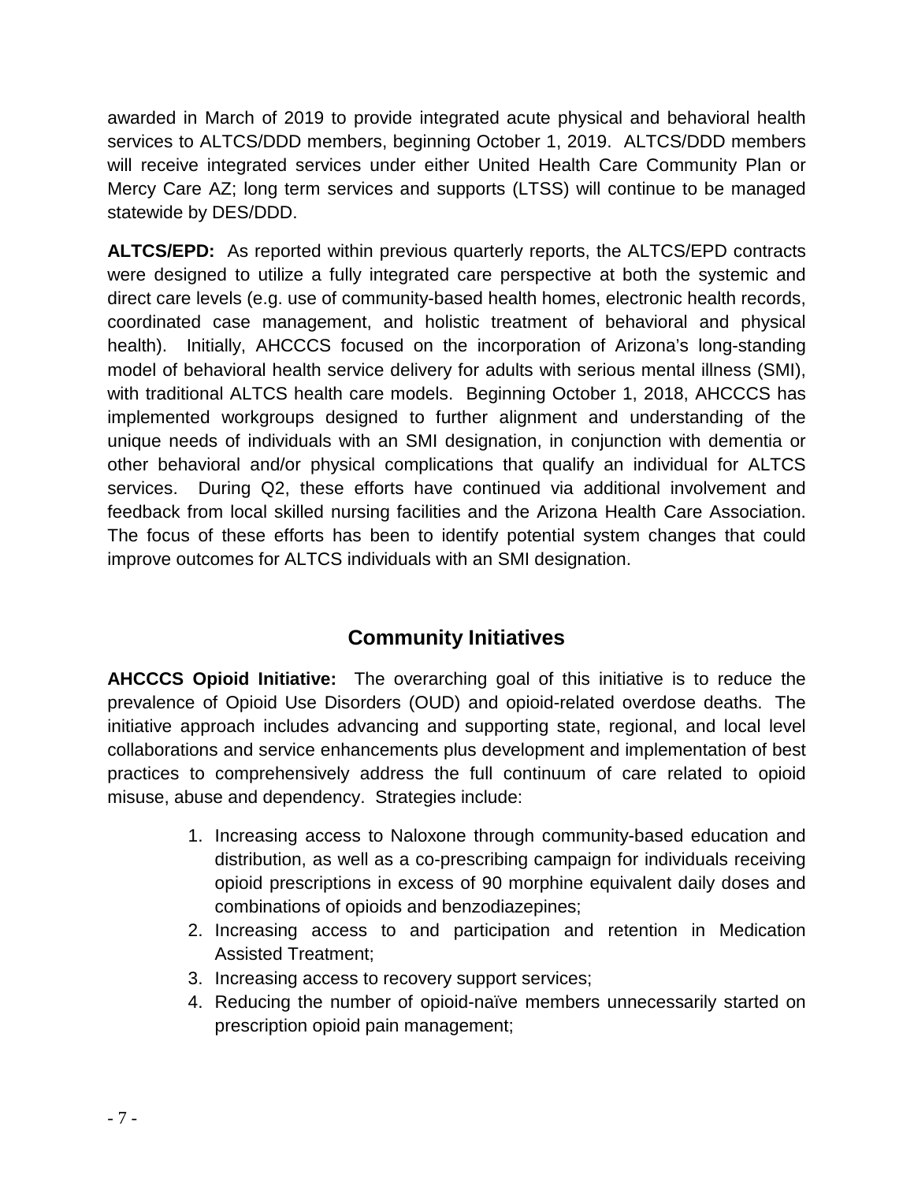awarded in March of 2019 to provide integrated acute physical and behavioral health services to ALTCS/DDD members, beginning October 1, 2019. ALTCS/DDD members will receive integrated services under either United Health Care Community Plan or Mercy Care AZ; long term services and supports (LTSS) will continue to be managed statewide by DES/DDD.

**ALTCS/EPD:** As reported within previous quarterly reports, the ALTCS/EPD contracts were designed to utilize a fully integrated care perspective at both the systemic and direct care levels (e.g. use of community-based health homes, electronic health records, coordinated case management, and holistic treatment of behavioral and physical health). Initially, AHCCCS focused on the incorporation of Arizona's long-standing model of behavioral health service delivery for adults with serious mental illness (SMI), with traditional ALTCS health care models. Beginning October 1, 2018, AHCCCS has implemented workgroups designed to further alignment and understanding of the unique needs of individuals with an SMI designation, in conjunction with dementia or other behavioral and/or physical complications that qualify an individual for ALTCS services. During Q2, these efforts have continued via additional involvement and feedback from local skilled nursing facilities and the Arizona Health Care Association. The focus of these efforts has been to identify potential system changes that could improve outcomes for ALTCS individuals with an SMI designation.

## Community Initiatives

**AHCCCS Opioid Initiative:** The overarching goal of this initiative is to reduce the prevalence of Opioid Use Disorders (OUD) and opioid-related overdose deaths. The initiative approach includes advancing and supporting state, regional, and local level collaborations and service enhancements plus development and implementation of best practices to comprehensively address the full continuum of care related to opioid misuse, abuse and dependency. Strategies include:

1. Increasing access to Naloxone through community-based education and distribution, as well as a co-prescribing campaign for individuals receiving opioid prescriptions in excess of 90 morphine equivalent daily doses and combinations of opioids and benzodiazepines;
2. Increasing access to and participation and retention in Medication Assisted Treatment;
3. Increasing access to recovery support services;
4. Reducing the number of opioid-naïve members unnecessarily started on prescription opioid pain management;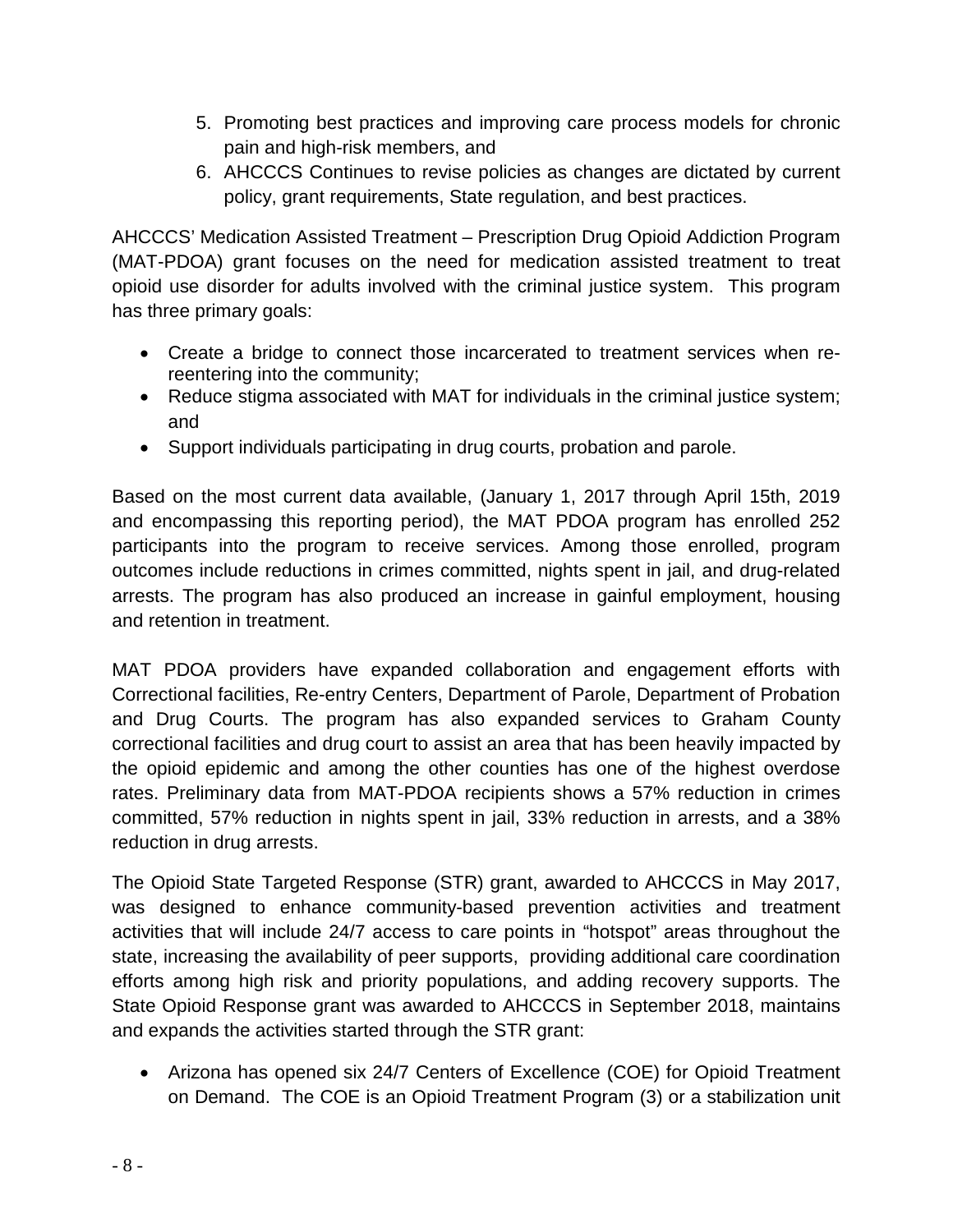5. Promoting best practices and improving care process models for chronic pain and high-risk members, and
6. AHCCCS Continues to revise policies as changes are dictated by current policy, grant requirements, State regulation, and best practices.

AHCCCS' Medication Assisted Treatment – Prescription Drug Opioid Addiction Program (MAT-PDOA) grant focuses on the need for medication assisted treatment to treat opioid use disorder for adults involved with the criminal justice system. This program has three primary goals:

- Create a bridge to connect those incarcerated to treatment services when re-reentering into the community;
- Reduce stigma associated with MAT for individuals in the criminal justice system; and
- Support individuals participating in drug courts, probation and parole.

Based on the most current data available, (January 1, 2017 through April 15th, 2019 and encompassing this reporting period), the MAT PDOA program has enrolled 252 participants into the program to receive services. Among those enrolled, program outcomes include reductions in crimes committed, nights spent in jail, and drug-related arrests. The program has also produced an increase in gainful employment, housing and retention in treatment.

MAT PDOA providers have expanded collaboration and engagement efforts with Correctional facilities, Re-entry Centers, Department of Parole, Department of Probation and Drug Courts. The program has also expanded services to Graham County correctional facilities and drug court to assist an area that has been heavily impacted by the opioid epidemic and among the other counties has one of the highest overdose rates. Preliminary data from MAT-PDOA recipients shows a 57% reduction in crimes committed, 57% reduction in nights spent in jail, 33% reduction in arrests, and a 38% reduction in drug arrests.

The Opioid State Targeted Response (STR) grant, awarded to AHCCCS in May 2017, was designed to enhance community-based prevention activities and treatment activities that will include 24/7 access to care points in "hotspot" areas throughout the state, increasing the availability of peer supports, providing additional care coordination efforts among high risk and priority populations, and adding recovery supports. The State Opioid Response grant was awarded to AHCCCS in September 2018, maintains and expands the activities started through the STR grant:

- Arizona has opened six 24/7 Centers of Excellence (COE) for Opioid Treatment on Demand. The COE is an Opioid Treatment Program (3) or a stabilization unit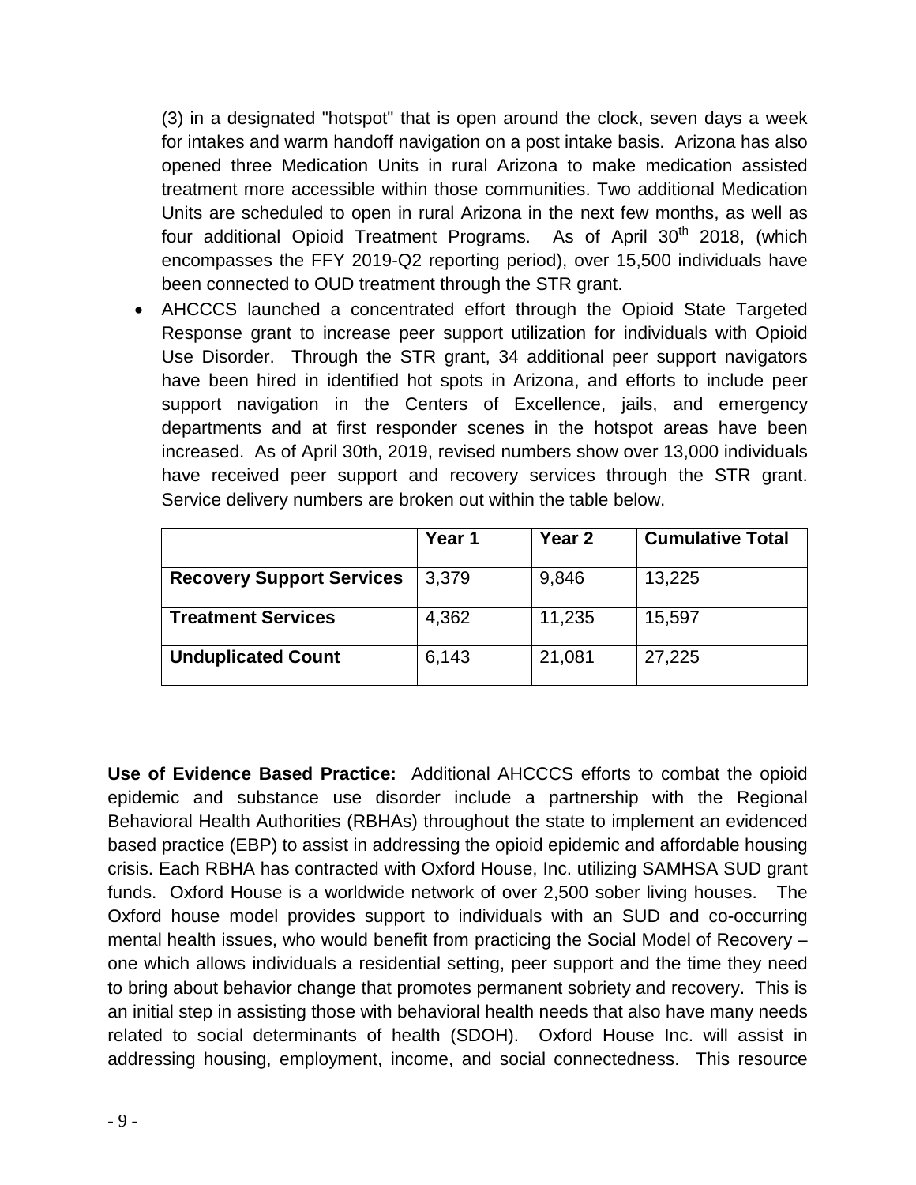(3) in a designated "hotspot" that is open around the clock, seven days a week for intakes and warm handoff navigation on a post intake basis. Arizona has also opened three Medication Units in rural Arizona to make medication assisted treatment more accessible within those communities. Two additional Medication Units are scheduled to open in rural Arizona in the next few months, as well as four additional Opioid Treatment Programs. As of April 30th 2018, (which encompasses the FFY 2019-Q2 reporting period), over 15,500 individuals have been connected to OUD treatment through the STR grant.

- AHCCCS launched a concentrated effort through the Opioid State Targeted Response grant to increase peer support utilization for individuals with Opioid Use Disorder. Through the STR grant, 34 additional peer support navigators have been hired in identified hot spots in Arizona, and efforts to include peer support navigation in the Centers of Excellence, jails, and emergency departments and at first responder scenes in the hotspot areas have been increased. As of April 30th, 2019, revised numbers show over 13,000 individuals have received peer support and recovery services through the STR grant. Service delivery numbers are broken out within the table below.

| | Year 1 | Year 2 | Cumulative Total |
|---|---|---|---|
| **Recovery Support Services** | 3,379 | 9,846 | 13,225 |
| **Treatment Services** | 4,362 | 11,235 | 15,597 |
| **Unduplicated Count** | 6,143 | 21,081 | 27,225 |

**Use of Evidence Based Practice:** Additional AHCCCS efforts to combat the opioid epidemic and substance use disorder include a partnership with the Regional Behavioral Health Authorities (RBHAs) throughout the state to implement an evidenced based practice (EBP) to assist in addressing the opioid epidemic and affordable housing crisis. Each RBHA has contracted with Oxford House, Inc. utilizing SAMHSA SUD grant funds. Oxford House is a worldwide network of over 2,500 sober living houses. The Oxford house model provides support to individuals with an SUD and co-occurring mental health issues, who would benefit from practicing the Social Model of Recovery – one which allows individuals a residential setting, peer support and the time they need to bring about behavior change that promotes permanent sobriety and recovery. This is an initial step in assisting those with behavioral health needs that also have many needs related to social determinants of health (SDOH). Oxford House Inc. will assist in addressing housing, employment, income, and social connectedness. This resource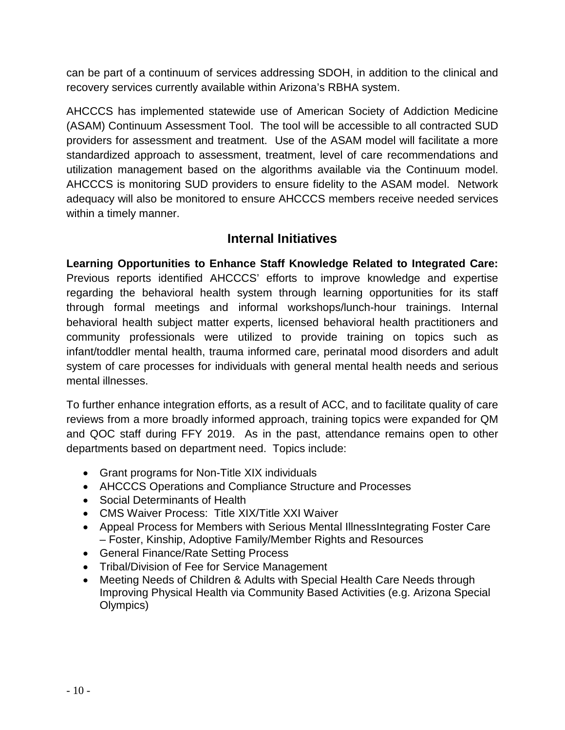can be part of a continuum of services addressing SDOH, in addition to the clinical and recovery services currently available within Arizona's RBHA system.

AHCCCS has implemented statewide use of American Society of Addiction Medicine (ASAM) Continuum Assessment Tool. The tool will be accessible to all contracted SUD providers for assessment and treatment. Use of the ASAM model will facilitate a more standardized approach to assessment, treatment, level of care recommendations and utilization management based on the algorithms available via the Continuum model. AHCCCS is monitoring SUD providers to ensure fidelity to the ASAM model. Network adequacy will also be monitored to ensure AHCCCS members receive needed services within a timely manner.

## Internal Initiatives

**Learning Opportunities to Enhance Staff Knowledge Related to Integrated Care:** Previous reports identified AHCCCS' efforts to improve knowledge and expertise regarding the behavioral health system through learning opportunities for its staff through formal meetings and informal workshops/lunch-hour trainings. Internal behavioral health subject matter experts, licensed behavioral health practitioners and community professionals were utilized to provide training on topics such as infant/toddler mental health, trauma informed care, perinatal mood disorders and adult system of care processes for individuals with general mental health needs and serious mental illnesses.

To further enhance integration efforts, as a result of ACC, and to facilitate quality of care reviews from a more broadly informed approach, training topics were expanded for QM and QOC staff during FFY 2019. As in the past, attendance remains open to other departments based on department need. Topics include:

- Grant programs for Non-Title XIX individuals
- AHCCCS Operations and Compliance Structure and Processes
- Social Determinants of Health
- CMS Waiver Process: Title XIX/Title XXI Waiver
- Appeal Process for Members with Serious Mental IllnessIntegrating Foster Care – Foster, Kinship, Adoptive Family/Member Rights and Resources
- General Finance/Rate Setting Process
- Tribal/Division of Fee for Service Management
- Meeting Needs of Children & Adults with Special Health Care Needs through Improving Physical Health via Community Based Activities (e.g. Arizona Special Olympics)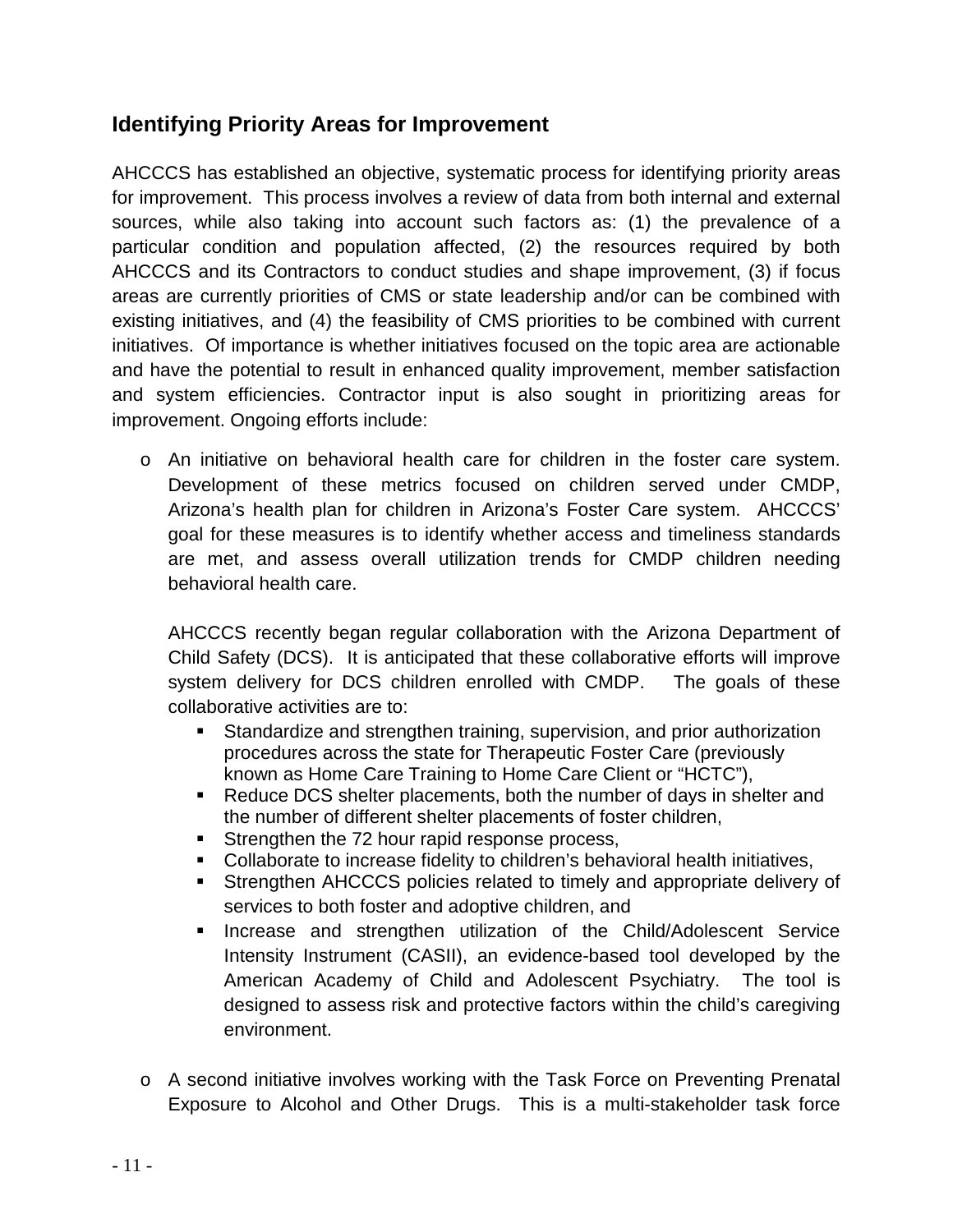## Identifying Priority Areas for Improvement

AHCCCS has established an objective, systematic process for identifying priority areas for improvement. This process involves a review of data from both internal and external sources, while also taking into account such factors as: (1) the prevalence of a particular condition and population affected, (2) the resources required by both AHCCCS and its Contractors to conduct studies and shape improvement, (3) if focus areas are currently priorities of CMS or state leadership and/or can be combined with existing initiatives, and (4) the feasibility of CMS priorities to be combined with current initiatives. Of importance is whether initiatives focused on the topic area are actionable and have the potential to result in enhanced quality improvement, member satisfaction and system efficiencies. Contractor input is also sought in prioritizing areas for improvement. Ongoing efforts include:

- An initiative on behavioral health care for children in the foster care system. Development of these metrics focused on children served under CMDP, Arizona's health plan for children in Arizona's Foster Care system. AHCCCS' goal for these measures is to identify whether access and timeliness standards are met, and assess overall utilization trends for CMDP children needing behavioral health care.

  AHCCCS recently began regular collaboration with the Arizona Department of Child Safety (DCS). It is anticipated that these collaborative efforts will improve system delivery for DCS children enrolled with CMDP. The goals of these collaborative activities are to:
  - Standardize and strengthen training, supervision, and prior authorization procedures across the state for Therapeutic Foster Care (previously known as Home Care Training to Home Care Client or "HCTC"),
  - Reduce DCS shelter placements, both the number of days in shelter and the number of different shelter placements of foster children,
  - Strengthen the 72 hour rapid response process,
  - Collaborate to increase fidelity to children's behavioral health initiatives,
  - Strengthen AHCCCS policies related to timely and appropriate delivery of services to both foster and adoptive children, and
  - Increase and strengthen utilization of the Child/Adolescent Service Intensity Instrument (CASII), an evidence-based tool developed by the American Academy of Child and Adolescent Psychiatry. The tool is designed to assess risk and protective factors within the child's caregiving environment.

- A second initiative involves working with the Task Force on Preventing Prenatal Exposure to Alcohol and Other Drugs. This is a multi-stakeholder task force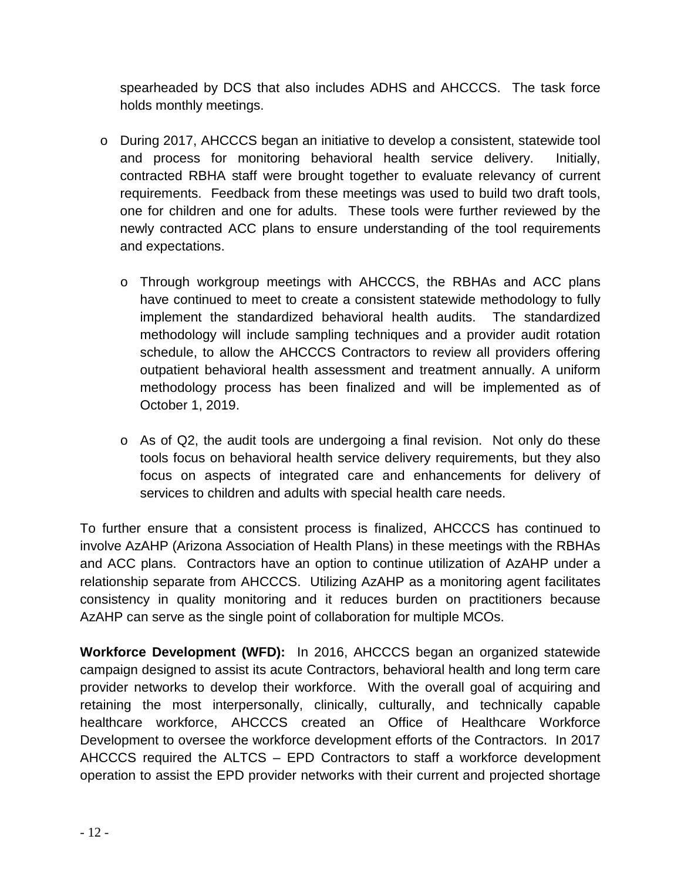spearheaded by DCS that also includes ADHS and AHCCCS. The task force holds monthly meetings.

- During 2017, AHCCCS began an initiative to develop a consistent, statewide tool and process for monitoring behavioral health service delivery. Initially, contracted RBHA staff were brought together to evaluate relevancy of current requirements. Feedback from these meetings was used to build two draft tools, one for children and one for adults. These tools were further reviewed by the newly contracted ACC plans to ensure understanding of the tool requirements and expectations.
  - Through workgroup meetings with AHCCCS, the RBHAs and ACC plans have continued to meet to create a consistent statewide methodology to fully implement the standardized behavioral health audits. The standardized methodology will include sampling techniques and a provider audit rotation schedule, to allow the AHCCCS Contractors to review all providers offering outpatient behavioral health assessment and treatment annually. A uniform methodology process has been finalized and will be implemented as of October 1, 2019.
  - As of Q2, the audit tools are undergoing a final revision. Not only do these tools focus on behavioral health service delivery requirements, but they also focus on aspects of integrated care and enhancements for delivery of services to children and adults with special health care needs.

To further ensure that a consistent process is finalized, AHCCCS has continued to involve AzAHP (Arizona Association of Health Plans) in these meetings with the RBHAs and ACC plans. Contractors have an option to continue utilization of AzAHP under a relationship separate from AHCCCS. Utilizing AzAHP as a monitoring agent facilitates consistency in quality monitoring and it reduces burden on practitioners because AzAHP can serve as the single point of collaboration for multiple MCOs.

**Workforce Development (WFD):** In 2016, AHCCCS began an organized statewide campaign designed to assist its acute Contractors, behavioral health and long term care provider networks to develop their workforce. With the overall goal of acquiring and retaining the most interpersonally, clinically, culturally, and technically capable healthcare workforce, AHCCCS created an Office of Healthcare Workforce Development to oversee the workforce development efforts of the Contractors. In 2017 AHCCCS required the ALTCS – EPD Contractors to staff a workforce development operation to assist the EPD provider networks with their current and projected shortage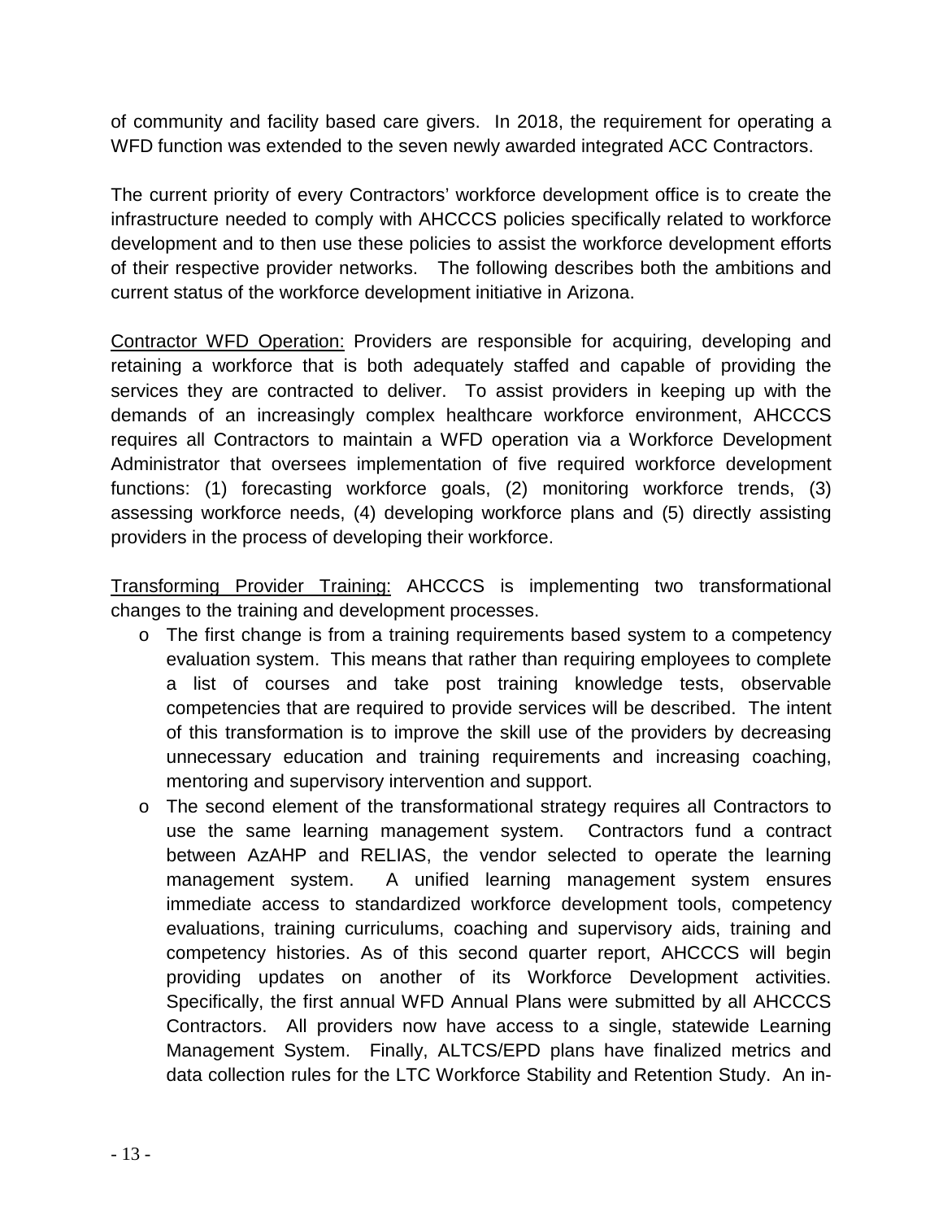of community and facility based care givers. In 2018, the requirement for operating a WFD function was extended to the seven newly awarded integrated ACC Contractors.

The current priority of every Contractors' workforce development office is to create the infrastructure needed to comply with AHCCCS policies specifically related to workforce development and to then use these policies to assist the workforce development efforts of their respective provider networks. The following describes both the ambitions and current status of the workforce development initiative in Arizona.

<u>Contractor WFD Operation:</u> Providers are responsible for acquiring, developing and retaining a workforce that is both adequately staffed and capable of providing the services they are contracted to deliver. To assist providers in keeping up with the demands of an increasingly complex healthcare workforce environment, AHCCCS requires all Contractors to maintain a WFD operation via a Workforce Development Administrator that oversees implementation of five required workforce development functions: (1) forecasting workforce goals, (2) monitoring workforce trends, (3) assessing workforce needs, (4) developing workforce plans and (5) directly assisting providers in the process of developing their workforce.

<u>Transforming Provider Training:</u> AHCCCS is implementing two transformational changes to the training and development processes.

- The first change is from a training requirements based system to a competency evaluation system. This means that rather than requiring employees to complete a list of courses and take post training knowledge tests, observable competencies that are required to provide services will be described. The intent of this transformation is to improve the skill use of the providers by decreasing unnecessary education and training requirements and increasing coaching, mentoring and supervisory intervention and support.
- The second element of the transformational strategy requires all Contractors to use the same learning management system. Contractors fund a contract between AzAHP and RELIAS, the vendor selected to operate the learning management system. A unified learning management system ensures immediate access to standardized workforce development tools, competency evaluations, training curriculums, coaching and supervisory aids, training and competency histories. As of this second quarter report, AHCCCS will begin providing updates on another of its Workforce Development activities. Specifically, the first annual WFD Annual Plans were submitted by all AHCCCS Contractors. All providers now have access to a single, statewide Learning Management System. Finally, ALTCS/EPD plans have finalized metrics and data collection rules for the LTC Workforce Stability and Retention Study. An in-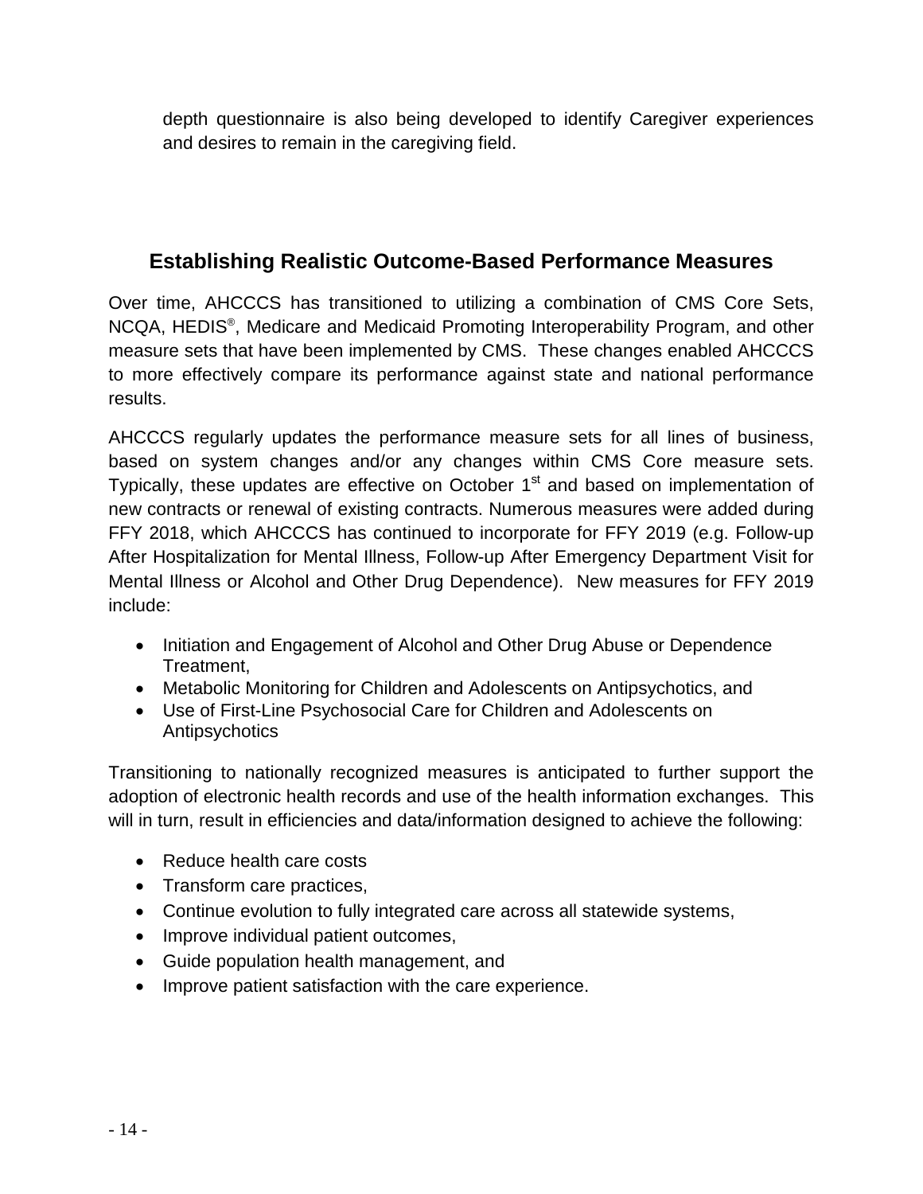depth questionnaire is also being developed to identify Caregiver experiences and desires to remain in the caregiving field.

## Establishing Realistic Outcome-Based Performance Measures

Over time, AHCCCS has transitioned to utilizing a combination of CMS Core Sets, NCQA, HEDIS®, Medicare and Medicaid Promoting Interoperability Program, and other measure sets that have been implemented by CMS. These changes enabled AHCCCS to more effectively compare its performance against state and national performance results.

AHCCCS regularly updates the performance measure sets for all lines of business, based on system changes and/or any changes within CMS Core measure sets. Typically, these updates are effective on October 1st and based on implementation of new contracts or renewal of existing contracts. Numerous measures were added during FFY 2018, which AHCCCS has continued to incorporate for FFY 2019 (e.g. Follow-up After Hospitalization for Mental Illness, Follow-up After Emergency Department Visit for Mental Illness or Alcohol and Other Drug Dependence). New measures for FFY 2019 include:

- Initiation and Engagement of Alcohol and Other Drug Abuse or Dependence Treatment,
- Metabolic Monitoring for Children and Adolescents on Antipsychotics, and
- Use of First-Line Psychosocial Care for Children and Adolescents on Antipsychotics

Transitioning to nationally recognized measures is anticipated to further support the adoption of electronic health records and use of the health information exchanges. This will in turn, result in efficiencies and data/information designed to achieve the following:

- Reduce health care costs
- Transform care practices,
- Continue evolution to fully integrated care across all statewide systems,
- Improve individual patient outcomes,
- Guide population health management, and
- Improve patient satisfaction with the care experience.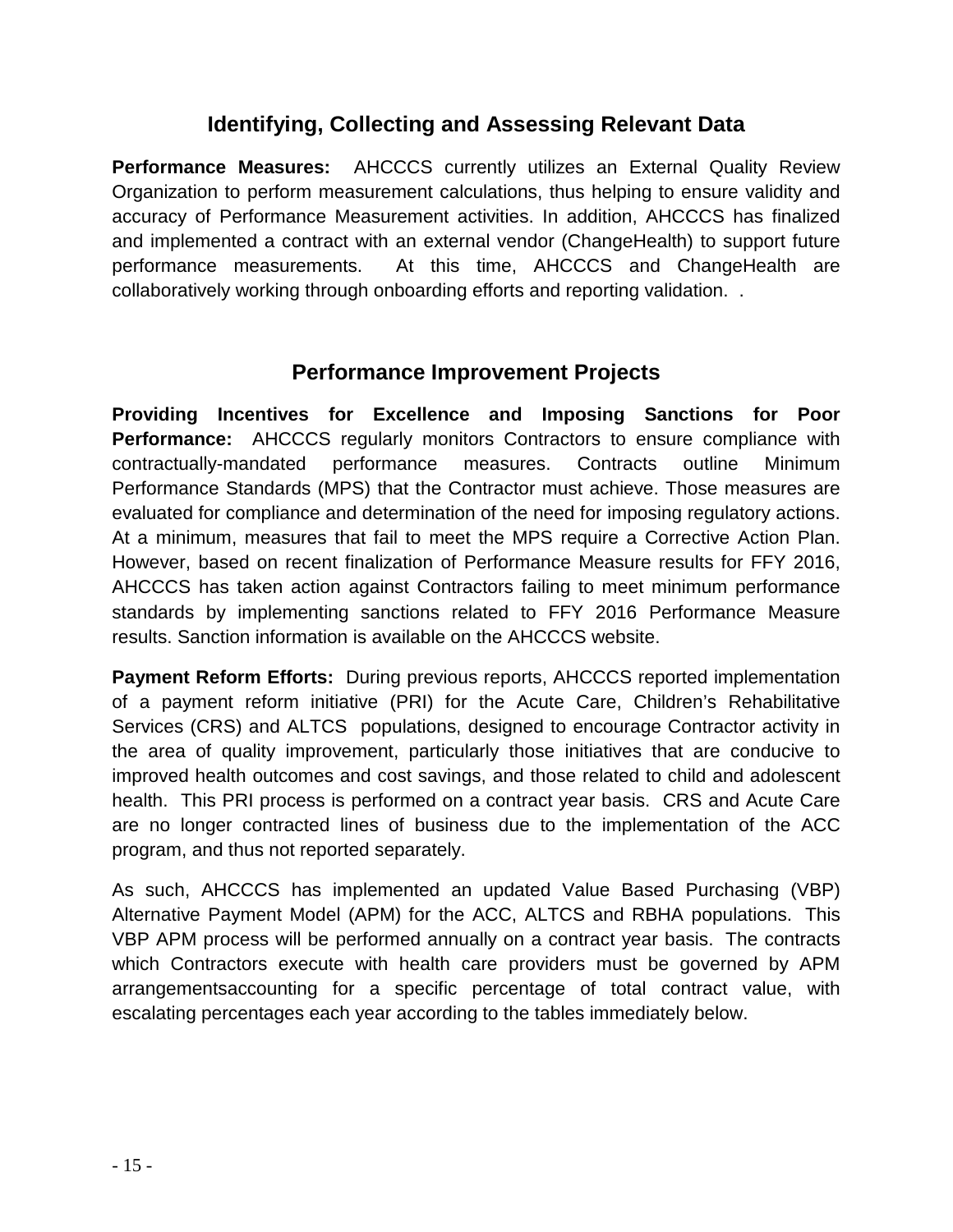## Identifying, Collecting and Assessing Relevant Data

**Performance Measures:** AHCCCS currently utilizes an External Quality Review Organization to perform measurement calculations, thus helping to ensure validity and accuracy of Performance Measurement activities. In addition, AHCCCS has finalized and implemented a contract with an external vendor (ChangeHealth) to support future performance measurements. At this time, AHCCCS and ChangeHealth are collaboratively working through onboarding efforts and reporting validation. .

## Performance Improvement Projects

**Providing Incentives for Excellence and Imposing Sanctions for Poor Performance:** AHCCCS regularly monitors Contractors to ensure compliance with contractually-mandated performance measures. Contracts outline Minimum Performance Standards (MPS) that the Contractor must achieve. Those measures are evaluated for compliance and determination of the need for imposing regulatory actions. At a minimum, measures that fail to meet the MPS require a Corrective Action Plan. However, based on recent finalization of Performance Measure results for FFY 2016, AHCCCS has taken action against Contractors failing to meet minimum performance standards by implementing sanctions related to FFY 2016 Performance Measure results. Sanction information is available on the AHCCCS website.

**Payment Reform Efforts:** During previous reports, AHCCCS reported implementation of a payment reform initiative (PRI) for the Acute Care, Children's Rehabilitative Services (CRS) and ALTCS populations, designed to encourage Contractor activity in the area of quality improvement, particularly those initiatives that are conducive to improved health outcomes and cost savings, and those related to child and adolescent health. This PRI process is performed on a contract year basis. CRS and Acute Care are no longer contracted lines of business due to the implementation of the ACC program, and thus not reported separately.

As such, AHCCCS has implemented an updated Value Based Purchasing (VBP) Alternative Payment Model (APM) for the ACC, ALTCS and RBHA populations. This VBP APM process will be performed annually on a contract year basis. The contracts which Contractors execute with health care providers must be governed by APM arrangementsaccounting for a specific percentage of total contract value, with escalating percentages each year according to the tables immediately below.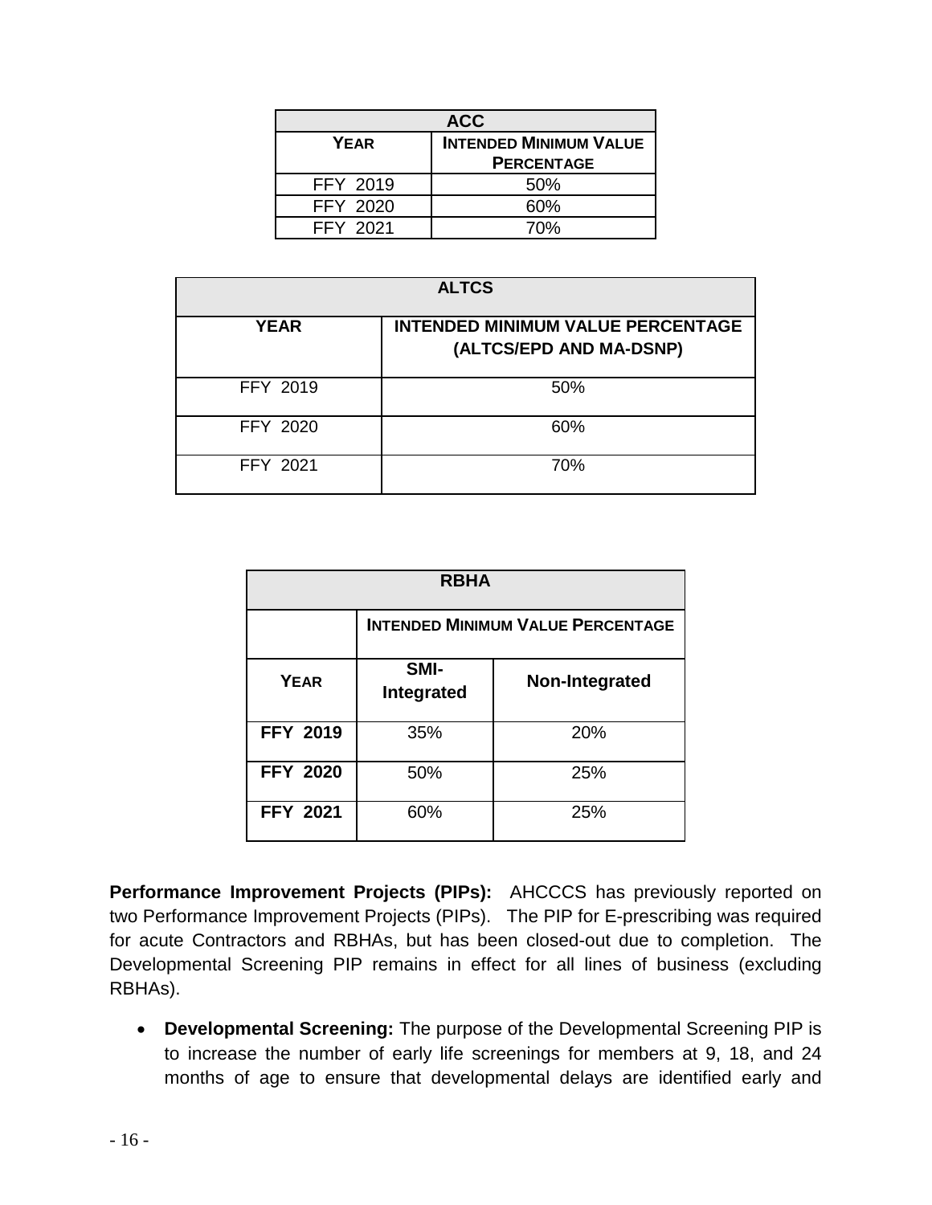| ACC | |
|---|---|
| **YEAR** | **INTENDED MINIMUM VALUE PERCENTAGE** |
| FFY 2019 | 50% |
| FFY 2020 | 60% |
| FFY 2021 | 70% |

| ALTCS | |
|---|---|
| **YEAR** | **INTENDED MINIMUM VALUE PERCENTAGE (ALTCS/EPD AND MA-DSNP)** |
| FFY 2019 | 50% |
| FFY 2020 | 60% |
| FFY 2021 | 70% |

| RBHA | | |
|---|---|---|
| | **INTENDED MINIMUM VALUE PERCENTAGE** | |
| **YEAR** | **SMI-Integrated** | **Non-Integrated** |
| **FFY 2019** | 35% | 20% |
| **FFY 2020** | 50% | 25% |
| **FFY 2021** | 60% | 25% |

**Performance Improvement Projects (PIPs):** AHCCCS has previously reported on two Performance Improvement Projects (PIPs). The PIP for E-prescribing was required for acute Contractors and RBHAs, but has been closed-out due to completion. The Developmental Screening PIP remains in effect for all lines of business (excluding RBHAs).

- **Developmental Screening:** The purpose of the Developmental Screening PIP is to increase the number of early life screenings for members at 9, 18, and 24 months of age to ensure that developmental delays are identified early and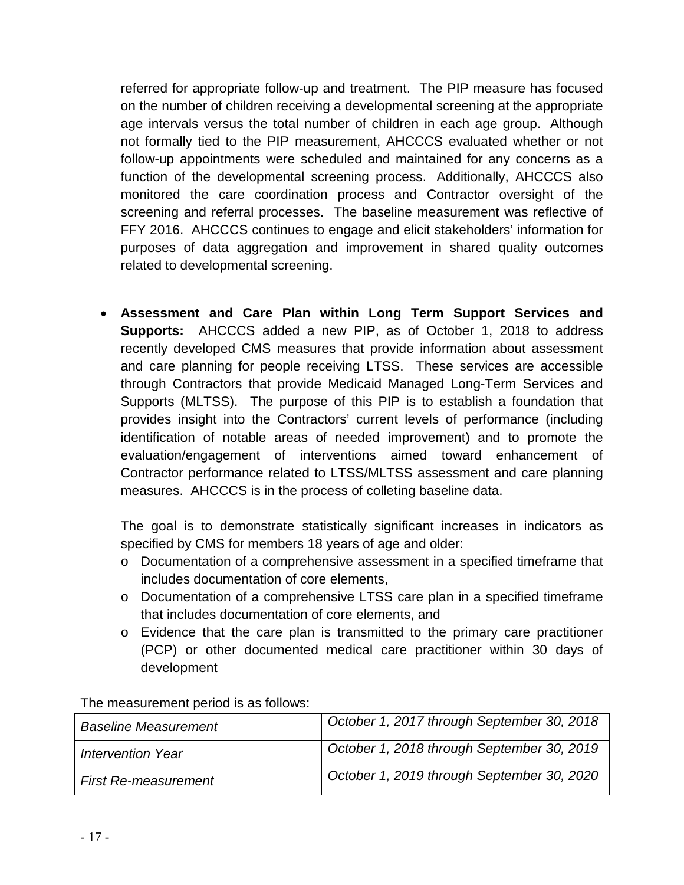referred for appropriate follow-up and treatment. The PIP measure has focused on the number of children receiving a developmental screening at the appropriate age intervals versus the total number of children in each age group. Although not formally tied to the PIP measurement, AHCCCS evaluated whether or not follow-up appointments were scheduled and maintained for any concerns as a function of the developmental screening process. Additionally, AHCCCS also monitored the care coordination process and Contractor oversight of the screening and referral processes. The baseline measurement was reflective of FFY 2016. AHCCCS continues to engage and elicit stakeholders' information for purposes of data aggregation and improvement in shared quality outcomes related to developmental screening.

- **Assessment and Care Plan within Long Term Support Services and Supports:** AHCCCS added a new PIP, as of October 1, 2018 to address recently developed CMS measures that provide information about assessment and care planning for people receiving LTSS. These services are accessible through Contractors that provide Medicaid Managed Long-Term Services and Supports (MLTSS). The purpose of this PIP is to establish a foundation that provides insight into the Contractors' current levels of performance (including identification of notable areas of needed improvement) and to promote the evaluation/engagement of interventions aimed toward enhancement of Contractor performance related to LTSS/MLTSS assessment and care planning measures. AHCCCS is in the process of colleting baseline data.

  The goal is to demonstrate statistically significant increases in indicators as specified by CMS for members 18 years of age and older:
  - Documentation of a comprehensive assessment in a specified timeframe that includes documentation of core elements,
  - Documentation of a comprehensive LTSS care plan in a specified timeframe that includes documentation of core elements, and
  - Evidence that the care plan is transmitted to the primary care practitioner (PCP) or other documented medical care practitioner within 30 days of development

The measurement period is as follows:

| | |
|---|---|
| *Baseline Measurement* | *October 1, 2017 through September 30, 2018* |
| *Intervention Year* | *October 1, 2018 through September 30, 2019* |
| *First Re-measurement* | *October 1, 2019 through September 30, 2020* |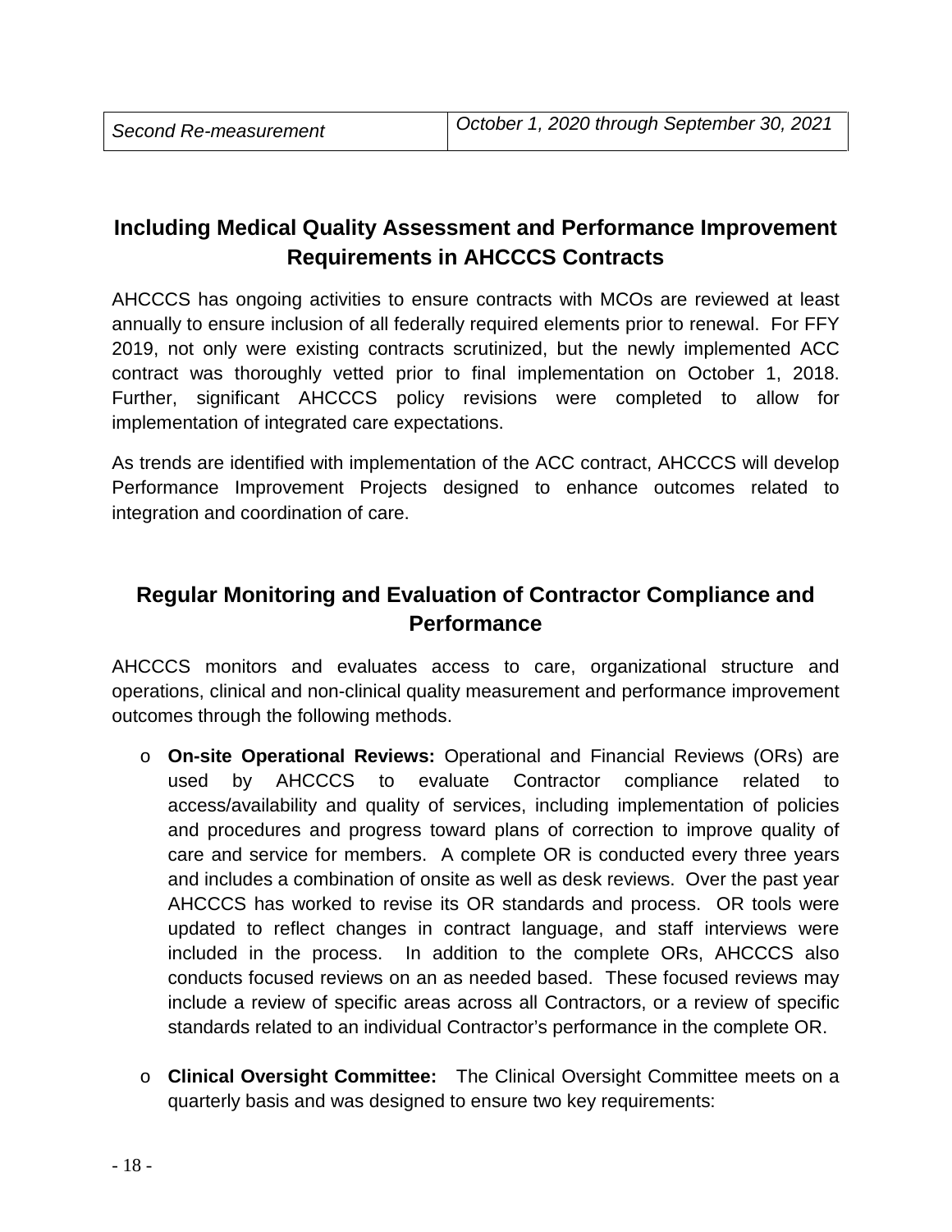| Second Re-measurement | *October 1, 2020 through September 30, 2021* |
|---|---|

## Including Medical Quality Assessment and Performance Improvement Requirements in AHCCCS Contracts

AHCCCS has ongoing activities to ensure contracts with MCOs are reviewed at least annually to ensure inclusion of all federally required elements prior to renewal. For FFY 2019, not only were existing contracts scrutinized, but the newly implemented ACC contract was thoroughly vetted prior to final implementation on October 1, 2018. Further, significant AHCCCS policy revisions were completed to allow for implementation of integrated care expectations.

As trends are identified with implementation of the ACC contract, AHCCCS will develop Performance Improvement Projects designed to enhance outcomes related to integration and coordination of care.

## Regular Monitoring and Evaluation of Contractor Compliance and Performance

AHCCCS monitors and evaluates access to care, organizational structure and operations, clinical and non-clinical quality measurement and performance improvement outcomes through the following methods.

- **On-site Operational Reviews:** Operational and Financial Reviews (ORs) are used by AHCCCS to evaluate Contractor compliance related to access/availability and quality of services, including implementation of policies and procedures and progress toward plans of correction to improve quality of care and service for members. A complete OR is conducted every three years and includes a combination of onsite as well as desk reviews. Over the past year AHCCCS has worked to revise its OR standards and process. OR tools were updated to reflect changes in contract language, and staff interviews were included in the process. In addition to the complete ORs, AHCCCS also conducts focused reviews on an as needed based. These focused reviews may include a review of specific areas across all Contractors, or a review of specific standards related to an individual Contractor's performance in the complete OR.

- **Clinical Oversight Committee:** The Clinical Oversight Committee meets on a quarterly basis and was designed to ensure two key requirements: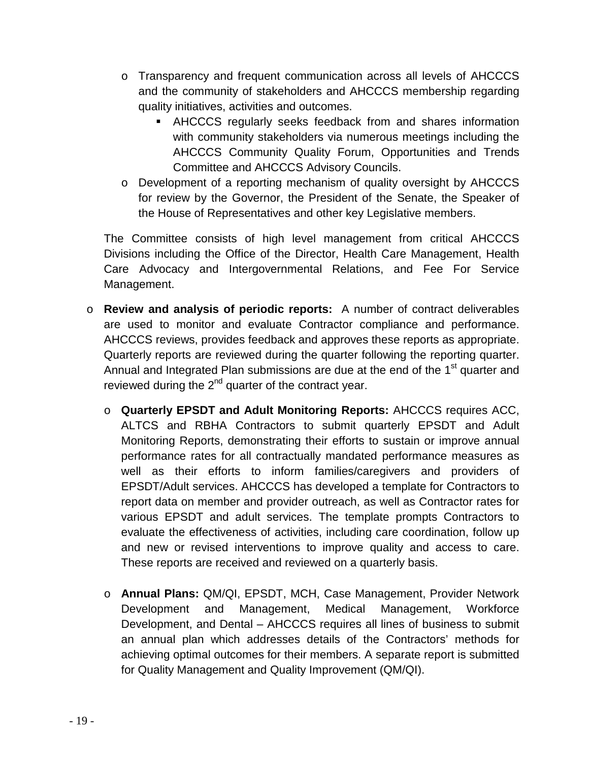- Transparency and frequent communication across all levels of AHCCCS and the community of stakeholders and AHCCCS membership regarding quality initiatives, activities and outcomes.
    - AHCCCS regularly seeks feedback from and shares information with community stakeholders via numerous meetings including the AHCCCS Community Quality Forum, Opportunities and Trends Committee and AHCCCS Advisory Councils.
- Development of a reporting mechanism of quality oversight by AHCCCS for review by the Governor, the President of the Senate, the Speaker of the House of Representatives and other key Legislative members.

The Committee consists of high level management from critical AHCCCS Divisions including the Office of the Director, Health Care Management, Health Care Advocacy and Intergovernmental Relations, and Fee For Service Management.

- **Review and analysis of periodic reports:** A number of contract deliverables are used to monitor and evaluate Contractor compliance and performance. AHCCCS reviews, provides feedback and approves these reports as appropriate. Quarterly reports are reviewed during the quarter following the reporting quarter. Annual and Integrated Plan submissions are due at the end of the 1st quarter and reviewed during the 2nd quarter of the contract year.

    - **Quarterly EPSDT and Adult Monitoring Reports:** AHCCCS requires ACC, ALTCS and RBHA Contractors to submit quarterly EPSDT and Adult Monitoring Reports, demonstrating their efforts to sustain or improve annual performance rates for all contractually mandated performance measures as well as their efforts to inform families/caregivers and providers of EPSDT/Adult services. AHCCCS has developed a template for Contractors to report data on member and provider outreach, as well as Contractor rates for various EPSDT and adult services. The template prompts Contractors to evaluate the effectiveness of activities, including care coordination, follow up and new or revised interventions to improve quality and access to care. These reports are received and reviewed on a quarterly basis.

    - **Annual Plans:** QM/QI, EPSDT, MCH, Case Management, Provider Network Development and Management, Medical Management, Workforce Development, and Dental – AHCCCS requires all lines of business to submit an annual plan which addresses details of the Contractors' methods for achieving optimal outcomes for their members. A separate report is submitted for Quality Management and Quality Improvement (QM/QI).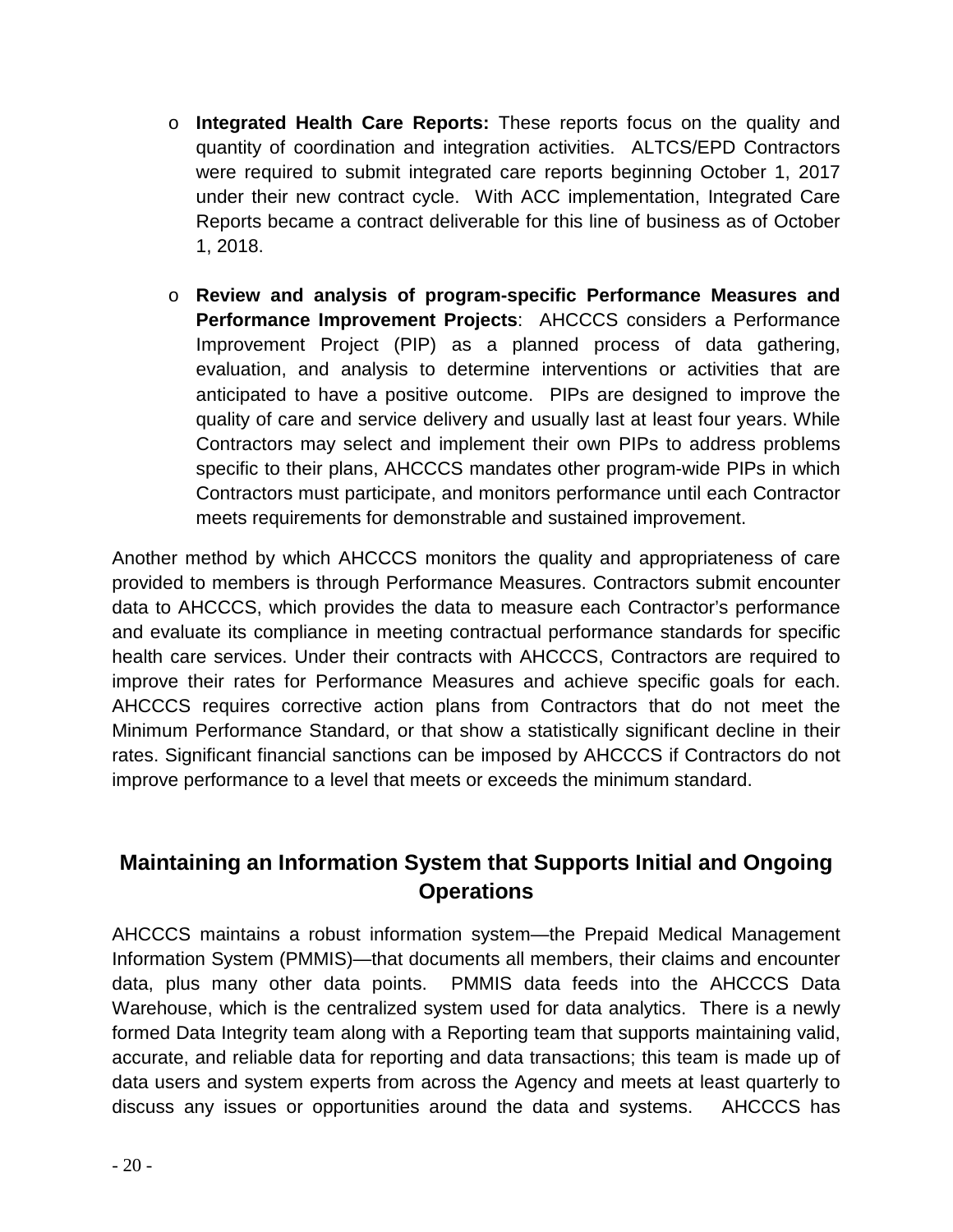- **Integrated Health Care Reports:** These reports focus on the quality and quantity of coordination and integration activities. ALTCS/EPD Contractors were required to submit integrated care reports beginning October 1, 2017 under their new contract cycle. With ACC implementation, Integrated Care Reports became a contract deliverable for this line of business as of October 1, 2018.

- **Review and analysis of program-specific Performance Measures and Performance Improvement Projects**: AHCCCS considers a Performance Improvement Project (PIP) as a planned process of data gathering, evaluation, and analysis to determine interventions or activities that are anticipated to have a positive outcome. PIPs are designed to improve the quality of care and service delivery and usually last at least four years. While Contractors may select and implement their own PIPs to address problems specific to their plans, AHCCCS mandates other program-wide PIPs in which Contractors must participate, and monitors performance until each Contractor meets requirements for demonstrable and sustained improvement.

Another method by which AHCCCS monitors the quality and appropriateness of care provided to members is through Performance Measures. Contractors submit encounter data to AHCCCS, which provides the data to measure each Contractor's performance and evaluate its compliance in meeting contractual performance standards for specific health care services. Under their contracts with AHCCCS, Contractors are required to improve their rates for Performance Measures and achieve specific goals for each. AHCCCS requires corrective action plans from Contractors that do not meet the Minimum Performance Standard, or that show a statistically significant decline in their rates. Significant financial sanctions can be imposed by AHCCCS if Contractors do not improve performance to a level that meets or exceeds the minimum standard.

## Maintaining an Information System that Supports Initial and Ongoing Operations

AHCCCS maintains a robust information system—the Prepaid Medical Management Information System (PMMIS)—that documents all members, their claims and encounter data, plus many other data points. PMMIS data feeds into the AHCCCS Data Warehouse, which is the centralized system used for data analytics. There is a newly formed Data Integrity team along with a Reporting team that supports maintaining valid, accurate, and reliable data for reporting and data transactions; this team is made up of data users and system experts from across the Agency and meets at least quarterly to discuss any issues or opportunities around the data and systems. AHCCCS has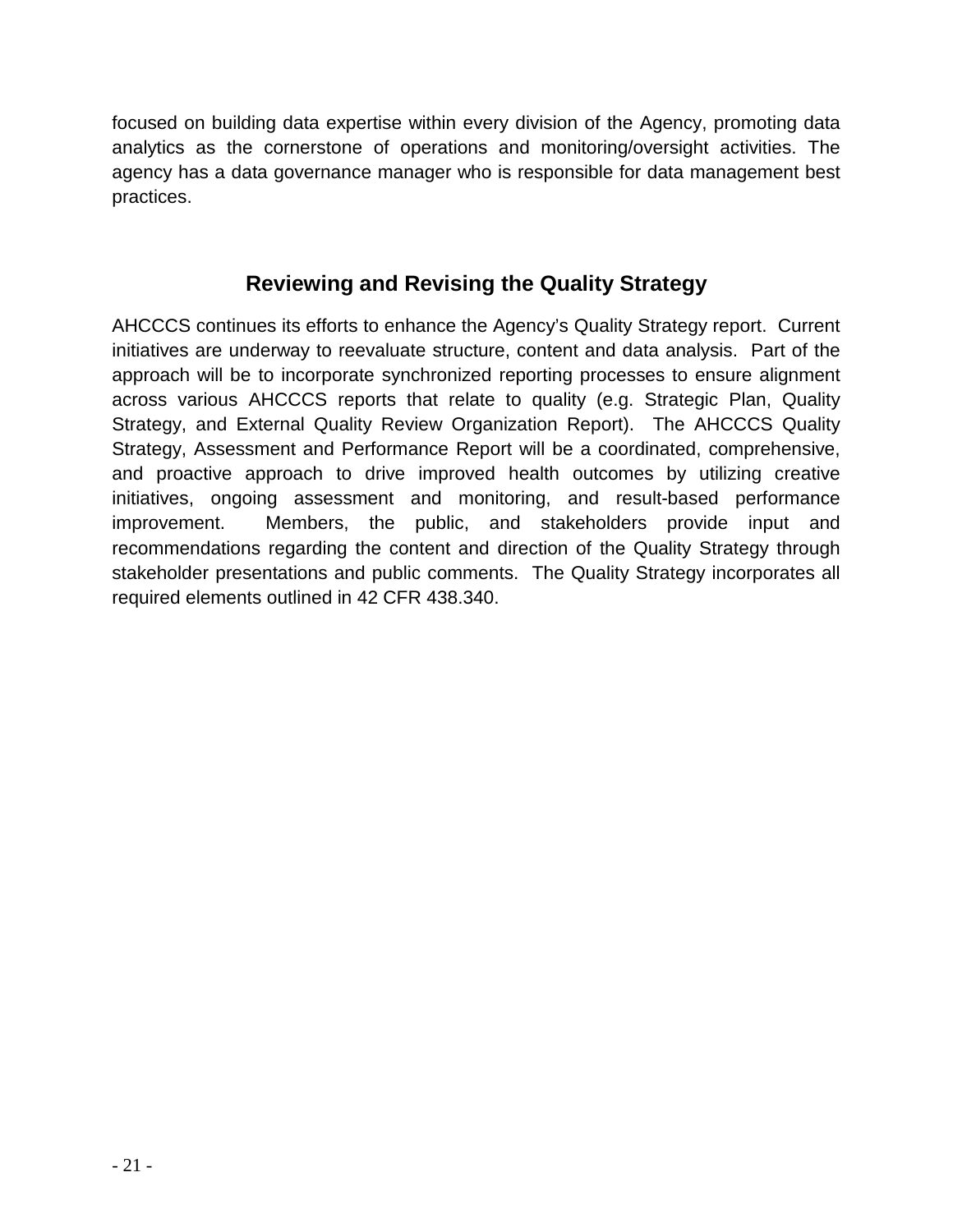focused on building data expertise within every division of the Agency, promoting data analytics as the cornerstone of operations and monitoring/oversight activities. The agency has a data governance manager who is responsible for data management best practices.

## Reviewing and Revising the Quality Strategy

AHCCCS continues its efforts to enhance the Agency's Quality Strategy report. Current initiatives are underway to reevaluate structure, content and data analysis. Part of the approach will be to incorporate synchronized reporting processes to ensure alignment across various AHCCCS reports that relate to quality (e.g. Strategic Plan, Quality Strategy, and External Quality Review Organization Report). The AHCCCS Quality Strategy, Assessment and Performance Report will be a coordinated, comprehensive, and proactive approach to drive improved health outcomes by utilizing creative initiatives, ongoing assessment and monitoring, and result-based performance improvement. Members, the public, and stakeholders provide input and recommendations regarding the content and direction of the Quality Strategy through stakeholder presentations and public comments. The Quality Strategy incorporates all required elements outlined in 42 CFR 438.340.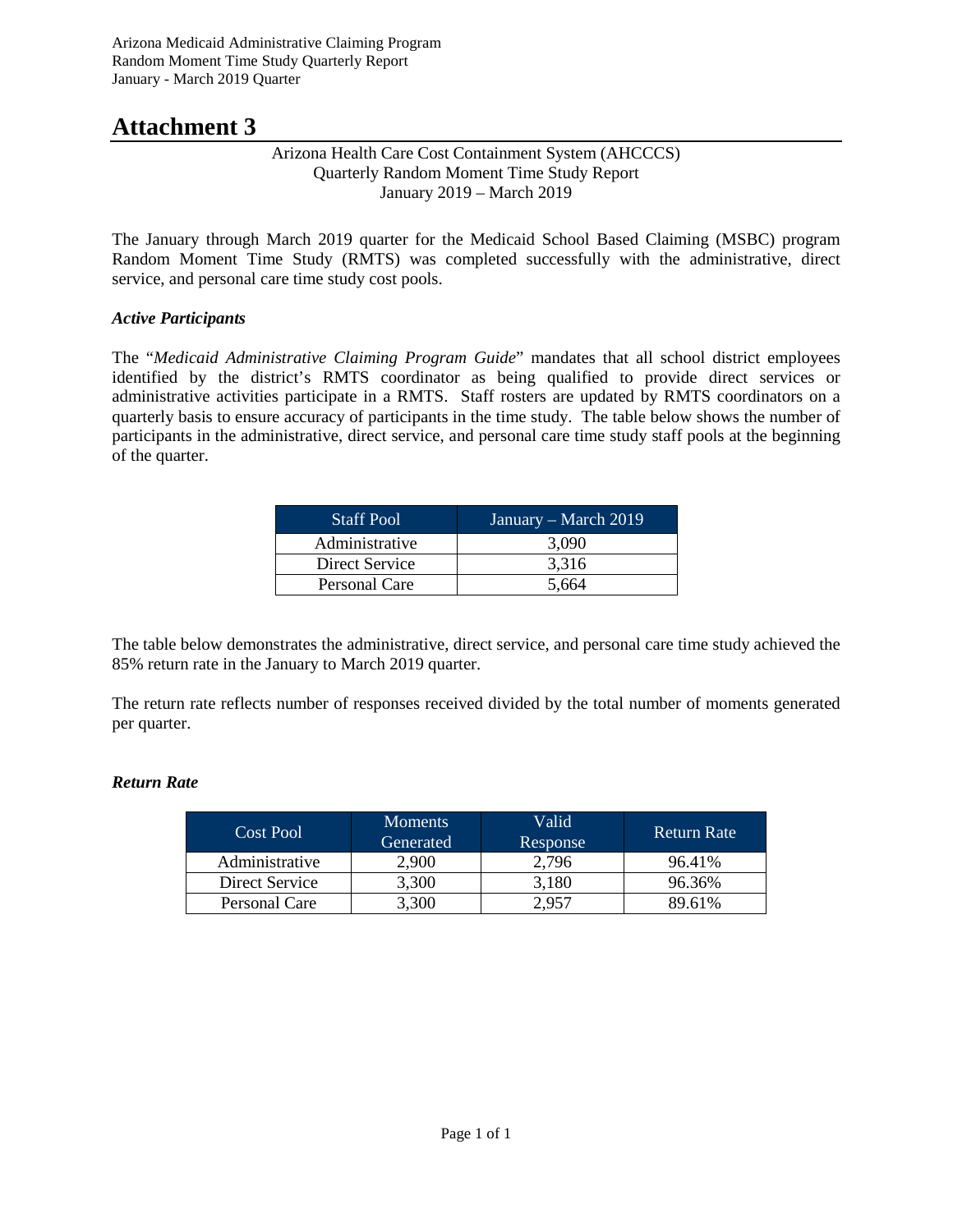# Attachment 3

Arizona Health Care Cost Containment System (AHCCCS)
Quarterly Random Moment Time Study Report
January 2019 – March 2019

The January through March 2019 quarter for the Medicaid School Based Claiming (MSBC) program Random Moment Time Study (RMTS) was completed successfully with the administrative, direct service, and personal care time study cost pools.

### *Active Participants*

The "*Medicaid Administrative Claiming Program Guide*" mandates that all school district employees identified by the district's RMTS coordinator as being qualified to provide direct services or administrative activities participate in a RMTS. Staff rosters are updated by RMTS coordinators on a quarterly basis to ensure accuracy of participants in the time study. The table below shows the number of participants in the administrative, direct service, and personal care time study staff pools at the beginning of the quarter.

| Staff Pool | January – March 2019 |
|---|---|
| Administrative | 3,090 |
| Direct Service | 3,316 |
| Personal Care | 5,664 |

The table below demonstrates the administrative, direct service, and personal care time study achieved the 85% return rate in the January to March 2019 quarter.

The return rate reflects number of responses received divided by the total number of moments generated per quarter.

### *Return Rate*

| Cost Pool | Moments Generated | Valid Response | Return Rate |
|---|---|---|---|
| Administrative | 2,900 | 2,796 | 96.41% |
| Direct Service | 3,300 | 3,180 | 96.36% |
| Personal Care | 3,300 | 2,957 | 89.61% |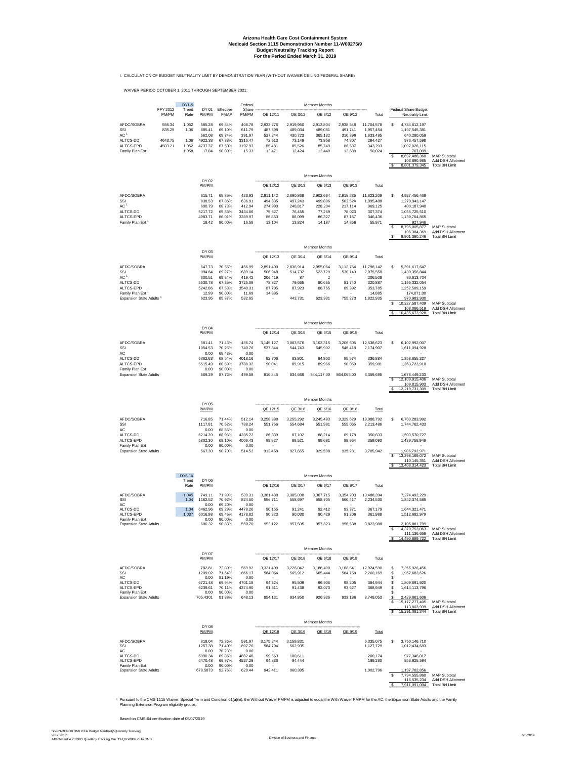# Arizona Health Care Cost Containment System
## Medicaid Section 1115 Demonstration Number 11-W00275/9
## Budget Neutrality Tracking Report
## For the Period Ended March 31, 2019

I. CALCULATION OF BUDGET NEUTRALITY LIMIT BY DEMONSTRATION YEAR (WITHOUT WAIVER CEILING FEDERAL SHARE)

WAIVER PERIOD OCTOBER 1, 2011 THROUGH SEPTEMBER 2021:

| | FFY 2012 PM/PM | DY1-5 Trend Rate | DY 01 PM/PM | Effective FMAP | Federal Share PM/PM | QE 12/11 | QE 3/12 | QE 6/12 | QE 9/12 | Total | Federal Share Budget Neutrality Limit | |
|---|---|---|---|---|---|---|---|---|---|---|---|---|
| AFDC/SOBRA | 556.34 | 1.052 | 585.28 | 69.84% | 408.78 | 2,932,276 | 2,919,950 | 2,913,804 | 2,938,548 | 11,704,578 | $ 4,784,612,197 | |
| SSI | 835.29 | 1.06 | 885.41 | 69.10% | 611.79 | 487,598 | 489,034 | 489,081 | 491,741 | 1,957,454 | 1,197,545,381 | |
| AC [1] | | | 562.08 | 69.74% | 391.97 | 527,244 | 430,723 | 365,132 | 310,396 | 1,633,495 | 640,280,059 | |
| ALTCS-DD | 4643.75 | 1.06 | 4922.38 | 67.38% | 3316.47 | 72,513 | 73,149 | 73,958 | 74,807 | 294,427 | 976,457,598 | |
| ALTCS-EPD | 4503.21 | 1.052 | 4737.37 | 67.50% | 3197.93 | 85,481 | 85,526 | 85,749 | 86,537 | 343,293 | 1,097,826,115 | |
| Family Plan Ext [1] | | 1.058 | 17.04 | 90.00% | 15.33 | 12,471 | 12,424 | 12,440 | 12,689 | 50,024 | 767,009 | |
| | | | | | | | | | | | $ 8,697,488,360 | MAP Subtotal |
| | | | | | | | | | | | 103,890,985 | Add DSH Allotment |
| | | | | | | | | | | | $ 8,801,379,345 | Total BN Limit |

| | DY 02 PM/PM | | | QE 12/12 | QE 3/13 | QE 6/13 | QE 9/13 | Total | | |
|---|---|---|---|---|---|---|---|---|---|---|
| AFDC/SOBRA | 615.71 | 68.85% | 423.93 | 2,911,142 | 2,890,868 | 2,902,664 | 2,918,535 | 11,623,209 | $ 4,927,456,469 | |
| SSI | 938.53 | 67.86% | 636.91 | 494,835 | 497,243 | 499,886 | 503,524 | 1,995,488 | 1,270,943,147 | |
| AC [1] | 600.79 | 68.73% | 412.94 | 274,990 | 248,817 | 228,204 | 217,114 | 969,125 | 400,187,940 | |
| ALTCS-DD | 5217.72 | 65.83% | 3434.66 | 75,627 | 76,455 | 77,269 | 78,023 | 307,374 | 1,055,725,510 | |
| ALTCS-EPD | 4983.71 | 66.01% | 3289.97 | 86,853 | 86,099 | 86,327 | 87,157 | 346,436 | 1,139,764,865 | |
| Family Plan Ext [1] | 18.42 | 90.00% | 16.58 | 13,104 | 13,824 | 14,187 | 14,856 | 55,971 | 927,946 | |
| | | | | | | | | | $ 8,795,005,877 | MAP Subtotal |
| | | | | | | | | | 106,384,369 | Add DSH Allotment |
| | | | | | | | | | $ 8,901,390,246 | Total BN Limit |

| | DY 03 PM/PM | | | QE 12/13 | QE 3/14 | QE 6/14 | QE 9/14 | Total | | |
|---|---|---|---|---|---|---|---|---|---|---|
| AFDC/SOBRA | 647.73 | 70.55% | 456.99 | 2,891,400 | 2,838,914 | 2,955,064 | 3,112,764 | 11,798,142 | $ 5,391,617,647 | |
| SSI | 994.84 | 69.27% | 689.14 | 506,948 | 514,732 | 523,729 | 530,149 | 2,075,558 | 1,430,356,844 | |
| AC [1] | 600.51 | 69.84% | 419.42 | 206,419 | 87 | 2 | - | 206,508 | 86,613,704 | |
| ALTCS-DD | 5530.78 | 67.35% | 3725.09 | 78,827 | 79,665 | 80,655 | 81,740 | 320,887 | 1,195,332,054 | |
| ALTCS-EPD | 5242.86 | 67.53% | 3540.31 | 87,705 | 87,923 | 88,765 | 89,392 | 353,785 | 1,252,509,159 | |
| Family Plan Ext [1] | 12.99 | 90.00% | 11.69 | 14,885 | - | - | - | 14,885 | 174,071.00 | |
| Expansion State Adults [1] | 623.95 | 85.37% | 532.65 | - | 443,731 | 623,931 | 755,273 | 1,822,935 | 970,983,930 | |
| | | | | | | | | | $ 10,327,587,409 | MAP Subtotal |
| | | | | | | | | | 108,086,519 | Add DSH Allotment |
| | | | | | | | | | $ 10,435,673,928 | Total BN Limit |

| | DY 04 PM/PM | | | QE 12/14 | QE 3/15 | QE 6/15 | QE 9/15 | Total | | |
|---|---|---|---|---|---|---|---|---|---|---|
| AFDC/SOBRA | 681.41 | 71.43% | 486.74 | 3,145,127 | 3,083,576 | 3,103,315 | 3,206,605 | 12,538,623 | $ 6,102,992,007 | |
| SSI | 1054.53 | 70.25% | 740.76 | 537,844 | 544,743 | 545,902 | 546,418 | 2,174,907 | 1,611,094,928 | |
| AC | 0.00 | 68.43% | 0.00 | - | - | - | - | - | - | |
| ALTCS-DD | 5862.63 | 68.54% | 4018.16 | 82,706 | 83,801 | 84,803 | 85,574 | 336,884 | 1,353,655,327 | |
| ALTCS-EPD | 5515.49 | 68.69% | 3788.32 | 90,041 | 89,915 | 89,966 | 90,059 | 359,981 | 1,363,723,910 | |
| Family Plan Ext | 0.00 | 90.00% | 0.00 | - | - | - | - | - | - | |
| Expansion State Adults | 569.29 | 87.76% | 499.58 | 816,845 | 834,668 | 844,117.00 | 864,065.00 | 3,359,695 | 1,678,449,233 | |
| | | | | | | | | | $ 12,109,915,406 | MAP Subtotal |
| | | | | | | | | | 109,815,903 | Add DSH Allotment |
| | | | | | | | | | $ 12,219,731,309 | Total BN Limit |

| | DY 05 PM/PM | | | QE 12/15 | QE 3/16 | QE 6/16 | QE 9/16 | Total | | |
|---|---|---|---|---|---|---|---|---|---|---|
| AFDC/SOBRA | 716.85 | 71.44% | 512.14 | 3,258,388 | 3,255,292 | 3,245,483 | 3,329,629 | 13,088,792 | $ 6,703,283,992 | |
| SSI | 1117.81 | 70.52% | 788.24 | 551,756 | 554,684 | 551,981 | 555,065 | 2,213,486 | 1,744,762,433 | |
| AC | 0.00 | 68.66% | 0.00 | - | - | - | - | - | - | |
| ALTCS-DD | 6214.39 | 68.96% | 4285.72 | 86,339 | 87,102 | 88,214 | 89,178 | 350,833 | 1,503,570,727 | |
| ALTCS-EPD | 5802.30 | 69.10% | 4009.43 | 89,927 | 89,521 | 89,681 | 89,964 | 359,093 | 1,439,758,949 | |
| Family Plan Ext | 0.00 | 90.00% | 0.00 | - | - | - | - | - | - | |
| Expansion State Adults | 567.30 | 90.70% | 514.52 | 913,458 | 927,655 | 929,598 | 935,231 | 3,705,942 | 1,906,792,971 | |
| | | | | | | | | | $ 13,298,169,072 | MAP Subtotal |
| | | | | | | | | | 110,145,351 | Add DSH Allotment |
| | | | | | | | | | $ 13,408,314,423 | Total BN Limit |

| | DY6-10 Trend Rate | DY 06 PM/PM | | | QE 12/16 | QE 3/17 | QE 6/17 | QE 9/17 | Total | | |
|---|---|---|---|---|---|---|---|---|---|---|---|
| AFDC/SOBRA | 1.045 | 749.11 | 71.99% | 539.31 | 3,381,438 | 3,385,038 | 3,367,715 | 3,354,203 | 13,488,394 | 7,274,492,229 | |
| SSI | 1.04 | 1162.52 | 70.92% | 824.50 | 556,711 | 558,697 | 558,705 | 560,417 | 2,234,530 | 1,842,374,585 | |
| AC | | 0.00 | 69.20% | 0.00 | - | - | - | - | - | | |
| ALTCS-DD | 1.04 | 6462.96 | 69.29% | 4478.26 | 90,155 | 91,241 | 92,412 | 93,371 | 367,179 | 1,644,321,471 | |
| ALTCS-EPD | 1.037 | 6016.98 | 69.45% | 4178.82 | 90,323 | 90,030 | 90,429 | 91,206 | 361,988 | 1,512,682,979 | |
| Family Plan Ext | | 0.00 | 90.00% | 0.00 | | | | | | | |
| Expansion State Adults | | 606.32 | 90.83% | 550.70 | 952,122 | 957,505 | 957,823 | 956,538 | 3,823,988 | 2,105,881,799 | |
| | | | | | | | | | | $ 14,379,753,063 | MAP Subtotal |
| | | | | | | | | | | 111,136,659 | Add DSH Allotment |
| | | | | | | | | | | $ 14,490,889,722 | Total BN Limit |

| | DY 07 PM/PM | | | QE 12/17 | QE 3/18 | QE 6/18 | QE 9/18 | Total | | |
|---|---|---|---|---|---|---|---|---|---|---|
| AFDC/SOBRA | 782.81 | 72.80% | 569.92 | 3,321,409 | 3,228,042 | 3,186,498 | 3,188,641 | 12,924,590 | $ 7,365,926,456 | |
| SSI | 1209.02 | 71.64% | 866.17 | 564,054 | 565,912 | 565,444 | 564,759 | 2,260,169 | $ 1,957,683,626 | |
| AC | 0.00 | 81.19% | 0.00 | - | - | - | - | - | $ - | |
| ALTCS-DD | 6721.48 | 69.94% | 4701.18 | 94,324 | 95,509 | 96,906 | 98,205 | 384,944 | $ 1,809,691,920 | |
| ALTCS-EPD | 6239.61 | 70.11% | 4374.90 | 91,811 | 91,438 | 92,073 | 93,627 | 368,949 | $ 1,614,113,796 | |
| Family Plan Ext | 0.00 | 90.00% | 0.00 | - | - | - | - | - | $ - | |
| Expansion State Adults | 705.4301 | 91.88% | 648.13 | 954,131 | 934,850 | 926,936 | 933,136 | 3,749,053 | $ 2,429,861,606 | |
| | | | | | | | | | $ 15,177,277,405 | MAP Subtotal |
| | | | | | | | | | 113,803,939 | Add DSH Allotment |
| | | | | | | | | | $ 15,291,081,344 | Total BN Limit |

| | DY 08 PM/PM | | | QE 12/18 | QE 3/19 | QE 6/19 | QE 9/19 | Total | | |
|---|---|---|---|---|---|---|---|---|---|---|
| AFDC/SOBRA | 818.04 | 72.36% | 591.97 | 3,175,244 | 3,159,831 | | | 6,335,075 | $ 3,750,146,710 | |
| SSI | 1257.38 | 71.40% | 897.76 | 564,794 | 562,935 | | | 1,127,729 | 1,012,434,683 | |
| AC | 0.00 | 76.23% | 0.00 | - | - | | | - | - | |
| ALTCS-DD | 6990.34 | 69.85% | 4882.48 | 99,563 | 100,611 | | | 200,174 | 977,346,017 | |
| ALTCS-EPD | 6470.48 | 69.97% | 4527.29 | 94,836 | 94,444 | | | 189,280 | 856,925,594 | |
| Family Plan Ext | 0.00 | 90.00% | 0.00 | - | - | | | - | - | |
| Expansion State Adults | 678.5873 | 92.76% | 629.44 | 942,411 | 960,385 | | | 1,902,796 | 1,197,702,856 | |
| | | | | | | | | | $ 7,794,555,860 | MAP Subtotal |
| | | | | | | | | | 116,535,234 | Add DSH Allotment |
| | | | | | | | | | $ 7,911,091,094 | Total BN Limit |

[1] Pursuant to the CMS 1115 Waiver, Special Term and Condition 61(a)(iii), the Without Waiver PMPM is adjusted to equal the With Waiver PMPM for the AC, the Expansion State Adults and the Family Planning Extension Program eligibility groups.

Based on CMS-64 certification date of 05/07/2019

S:\FIN\REPORTIN\HCFA Budget Neutrality\Quarterly Tracking
\FFY 2017
Attachment 4 201903 Quarterly Tracking Mar '19 Qtr W00275 to CMS

Division of Business and Finance

6/6/2019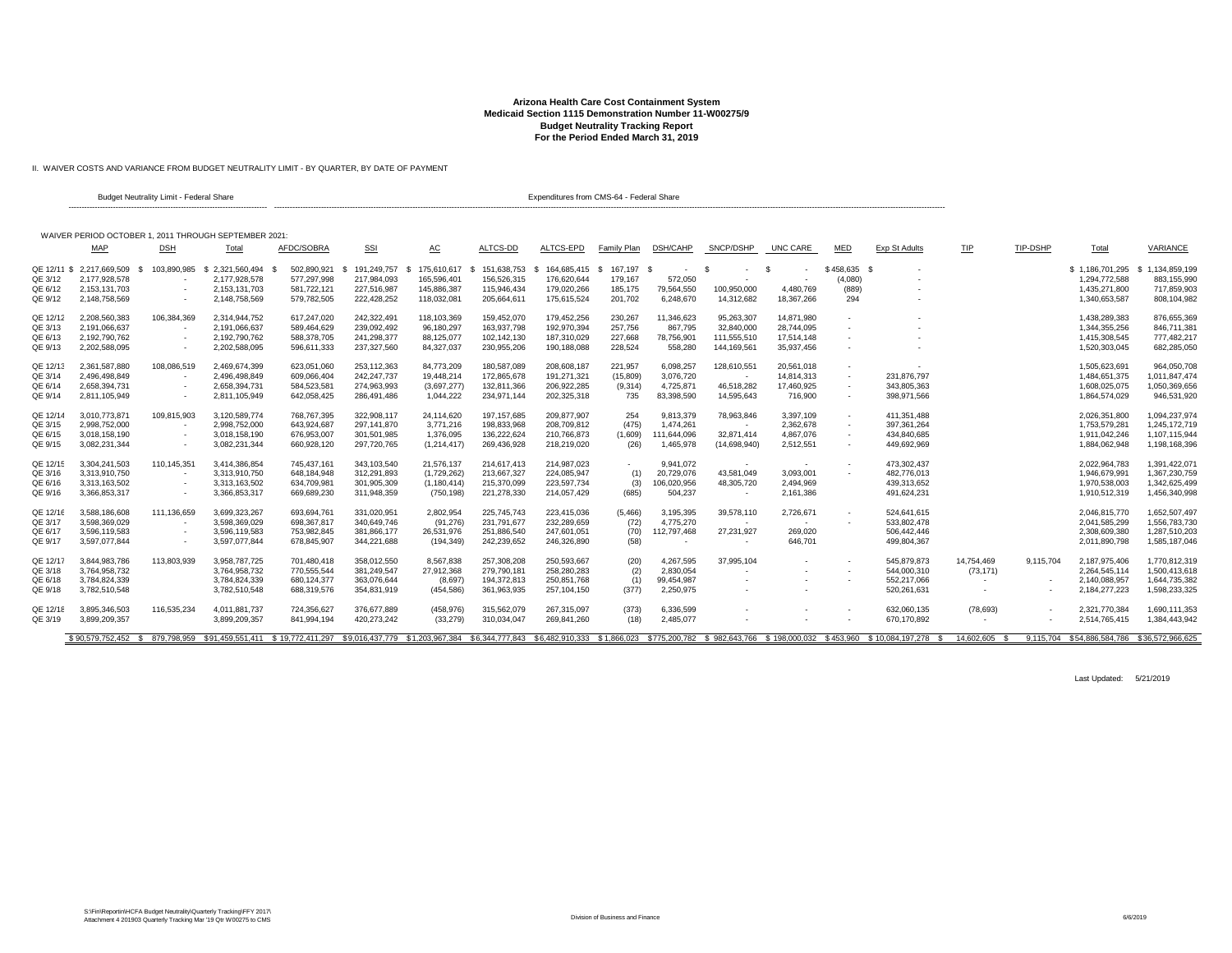# Arizona Health Care Cost Containment System
## Medicaid Section 1115 Demonstration Number 11-W00275/9
## Budget Neutrality Tracking Report
## For the Period Ended March 31, 2019

II. WAIVER COSTS AND VARIANCE FROM BUDGET NEUTRALITY LIMIT - BY QUARTER, BY DATE OF PAYMENT

WAIVER PERIOD OCTOBER 1, 2011 THROUGH SEPTEMBER 2021:

| | Budget Neutrality Limit - Federal Share | | | Expenditures from CMS-64 - Federal Share | | | | | | | | | | | | | | | |
|---|---|---|---|---|---|---|---|---|---|---|---|---|---|---|---|---|---|---|---|
| | MAP | DSH | Total | AFDC/SOBRA | SSI | AC | ALTCS-DD | ALTCS-EPD | Family Plan | DSH/CAHP | SNCP/DSHP | UNC CARE | MED | Exp St Adults | TIP | TIP-DSHP | Total | VARIANCE |
| QE 12/11 | $ 2,217,669,509 | $ 103,890,985 | $ 2,321,560,494 | $ 502,890,921 | $ 191,249,757 | $ 175,610,617 | $ 151,638,753 | $ 164,685,415 | $ 167,197 | $ - | $ - | $ - | $ 458,635 | $ - | | | $ 1,186,701,295 | $ 1,134,859,199 |
| QE 3/12 | 2,177,928,578 | - | 2,177,928,578 | 577,297,998 | 217,984,093 | 165,596,401 | 156,526,315 | 176,620,644 | 179,167 | 572,050 | - | - | (4,080) | - | | | 1,294,772,588 | 883,155,990 |
| QE 6/12 | 2,153,131,703 | - | 2,153,131,703 | 581,722,121 | 227,516,987 | 145,886,387 | 115,946,434 | 179,020,266 | 185,175 | 79,564,550 | 100,950,000 | 4,480,769 | (889) | - | | | 1,435,271,800 | 717,859,903 |
| QE 9/12 | 2,148,758,569 | - | 2,148,758,569 | 579,782,505 | 222,428,252 | 118,032,081 | 205,664,611 | 175,615,524 | 201,702 | 6,248,670 | 14,312,682 | 18,367,266 | 294 | - | | | 1,340,653,587 | 808,104,982 |
| QE 12/12 | 2,208,560,383 | 106,384,369 | 2,314,944,752 | 617,247,020 | 242,322,491 | 118,103,369 | 159,452,070 | 179,452,256 | 230,267 | 11,346,623 | 95,263,307 | 14,871,980 | - | - | | | 1,438,289,383 | 876,655,369 |
| QE 3/13 | 2,191,066,637 | - | 2,191,066,637 | 589,464,629 | 239,092,492 | 96,180,297 | 163,937,798 | 192,970,394 | 257,756 | 867,795 | 32,840,000 | 28,744,095 | - | - | | | 1,344,355,256 | 846,711,381 |
| QE 6/13 | 2,192,790,762 | - | 2,192,790,762 | 588,378,705 | 241,298,377 | 88,125,077 | 102,142,130 | 187,310,029 | 227,668 | 78,756,901 | 111,555,510 | 17,514,148 | - | - | | | 1,415,308,545 | 777,482,217 |
| QE 9/13 | 2,202,588,095 | - | 2,202,588,095 | 596,611,333 | 237,327,560 | 84,327,037 | 230,955,206 | 190,188,088 | 228,524 | 558,280 | 144,169,561 | 35,937,456 | - | - | | | 1,520,303,045 | 682,285,050 |
| QE 12/13 | 2,361,587,880 | 108,086,519 | 2,469,674,399 | 623,051,060 | 253,112,363 | 84,773,209 | 180,587,089 | 208,608,187 | 221,957 | 6,098,257 | 128,610,551 | 20,561,018 | - | - | | | 1,505,623,691 | 964,050,708 |
| QE 3/14 | 2,496,498,849 | - | 2,496,498,849 | 609,066,404 | 242,247,737 | 19,448,214 | 172,865,678 | 191,271,321 | (15,809) | 3,076,720 | - | 14,814,313 | - | 231,876,797 | | | 1,484,651,375 | 1,011,847,474 |
| QE 6/14 | 2,658,394,731 | - | 2,658,394,731 | 584,523,581 | 274,963,993 | (3,697,277) | 132,811,366 | 206,922,285 | (9,314) | 4,725,871 | 46,518,282 | 17,460,925 | - | 343,805,363 | | | 1,608,025,075 | 1,050,369,656 |
| QE 9/14 | 2,811,105,949 | - | 2,811,105,949 | 642,058,425 | 286,491,486 | 1,044,222 | 234,971,144 | 202,325,318 | 735 | 83,398,590 | 14,595,643 | 716,900 | - | 398,971,566 | | | 1,864,574,029 | 946,531,920 |
| QE 12/14 | 3,010,773,871 | 109,815,903 | 3,120,589,774 | 768,767,395 | 322,908,117 | 24,114,620 | 197,157,685 | 209,877,907 | 254 | 9,813,379 | 78,963,846 | 3,397,109 | - | 411,351,488 | | | 2,026,351,800 | 1,094,237,974 |
| QE 3/15 | 2,998,752,000 | - | 2,998,752,000 | 643,924,687 | 297,141,870 | 3,771,216 | 198,833,968 | 208,709,812 | (475) | 1,474,261 | - | 2,362,678 | - | 397,361,264 | | | 1,753,579,281 | 1,245,172,719 |
| QE 6/15 | 3,018,158,190 | - | 3,018,158,190 | 676,953,007 | 301,501,985 | 1,376,095 | 136,222,624 | 210,766,873 | (1,609) | 111,644,096 | 32,871,414 | 4,867,076 | - | 434,840,685 | | | 1,911,042,246 | 1,107,115,944 |
| QE 9/15 | 3,082,231,344 | - | 3,082,231,344 | 660,928,120 | 297,720,765 | (1,214,417) | 269,436,928 | 218,219,020 | (26) | 1,465,978 | (14,698,940) | 2,512,551 | - | 449,692,969 | | | 1,884,062,948 | 1,198,168,396 |
| QE 12/15 | 3,304,241,503 | 110,145,351 | 3,414,386,854 | 745,437,161 | 343,103,540 | 21,576,137 | 214,617,413 | 214,987,023 | - | 9,941,072 | - | - | - | 473,302,437 | | | 2,022,964,783 | 1,391,422,071 |
| QE 3/16 | 3,313,910,750 | - | 3,313,910,750 | 648,184,948 | 312,291,893 | (1,729,262) | 213,667,327 | 224,085,947 | (1) | 20,729,076 | 43,581,049 | 3,093,001 | - | 482,776,013 | | | 1,946,679,991 | 1,367,230,759 |
| QE 6/16 | 3,313,163,502 | - | 3,313,163,502 | 634,709,981 | 301,905,309 | (1,180,414) | 215,370,099 | 223,597,734 | (3) | 106,020,956 | 48,305,720 | 2,494,969 | | 439,313,652 | | | 1,970,538,003 | 1,342,625,499 |
| QE 9/16 | 3,366,853,317 | - | 3,366,853,317 | 669,689,230 | 311,948,359 | (750,198) | 221,278,330 | 214,057,429 | (685) | 504,237 | - | 2,161,386 | | 491,624,231 | | | 1,910,512,319 | 1,456,340,998 |
| QE 12/16 | 3,588,186,608 | 111,136,659 | 3,699,323,267 | 693,694,761 | 331,020,951 | 2,802,954 | 225,745,743 | 223,415,036 | (5,466) | 3,195,395 | 39,578,110 | 2,726,671 | - | 524,641,615 | | | 2,046,815,770 | 1,652,507,497 |
| QE 3/17 | 3,598,369,029 | - | 3,598,369,029 | 698,367,817 | 340,649,746 | (91,276) | 231,791,677 | 232,289,659 | (72) | 4,775,270 | - | - | - | 533,802,478 | | | 2,041,585,299 | 1,556,783,730 |
| QE 6/17 | 3,596,119,583 | - | 3,596,119,583 | 753,982,845 | 381,866,177 | 26,531,976 | 251,886,540 | 247,601,051 | (70) | 112,797,468 | 27,231,927 | 269,020 | | 506,442,446 | | | 2,308,609,380 | 1,287,510,203 |
| QE 9/17 | 3,597,077,844 | - | 3,597,077,844 | 678,845,907 | 344,221,688 | (194,349) | 242,239,652 | 246,326,890 | (58) | - | - | 646,701 | | 499,804,367 | | | 2,011,890,798 | 1,585,187,046 |
| QE 12/17 | 3,844,983,786 | 113,803,939 | 3,958,787,725 | 701,480,418 | 358,012,550 | 8,567,838 | 257,308,208 | 250,593,667 | (20) | 4,267,595 | 37,995,104 | - | - | 545,879,873 | 14,754,469 | 9,115,704 | 2,187,975,406 | 1,770,812,319 |
| QE 3/18 | 3,764,958,732 | | 3,764,958,732 | 770,555,544 | 381,249,547 | 27,912,368 | 279,790,181 | 258,280,283 | (2) | 2,830,054 | - | - | - | 544,000,310 | (73,171) | | 2,264,545,114 | 1,500,413,618 |
| QE 6/18 | 3,784,824,339 | | 3,784,824,339 | 680,124,377 | 363,076,644 | (8,697) | 194,372,813 | 250,851,768 | (1) | 99,454,987 | - | - | - | 552,217,066 | - | - | 2,140,088,957 | 1,644,735,382 |
| QE 9/18 | 3,782,510,548 | | 3,782,510,548 | 688,319,576 | 354,831,919 | (454,586) | 361,963,935 | 257,104,150 | (377) | 2,250,975 | - | - | | 520,261,631 | - | - | 2,184,277,223 | 1,598,233,325 |
| QE 12/18 | 3,895,346,503 | 116,535,234 | 4,011,881,737 | 724,356,627 | 376,677,889 | (458,976) | 315,562,079 | 267,315,097 | (373) | 6,336,599 | - | - | - | 632,060,135 | (78,693) | - | 2,321,770,384 | 1,690,111,353 |
| QE 3/19 | 3,899,209,357 | | 3,899,209,357 | 841,994,194 | 420,273,242 | (33,279) | 310,034,047 | 269,841,260 | (18) | 2,485,077 | - | - | - | 670,170,892 | - | - | 2,514,765,415 | 1,384,443,942 |
| | $ 90,579,752,452 | $ 879,798,959 | $ 91,459,551,411 | $ 19,772,411,297 | $ 9,016,437,779 | $ 1,203,967,384 | $ 6,344,777,843 | $ 6,482,910,333 | $ 1,866,023 | $ 775,200,782 | $ 982,643,766 | $ 198,000,032 | $ 453,960 | $ 10,084,197,278 | $ 14,602,605 | $ 9,115,704 | $ 54,886,584,786 | $ 36,572,966,625 |

Last Updated: 5/21/2019

S:\Fin\Reportin\HCFA Budget Neutrality\Quarterly Tracking\FFY 2017\ Attachment 4 201903 Quarterly Tracking Mar '19 Qtr W00275 to CMS

Division of Business and Finance

6/6/2019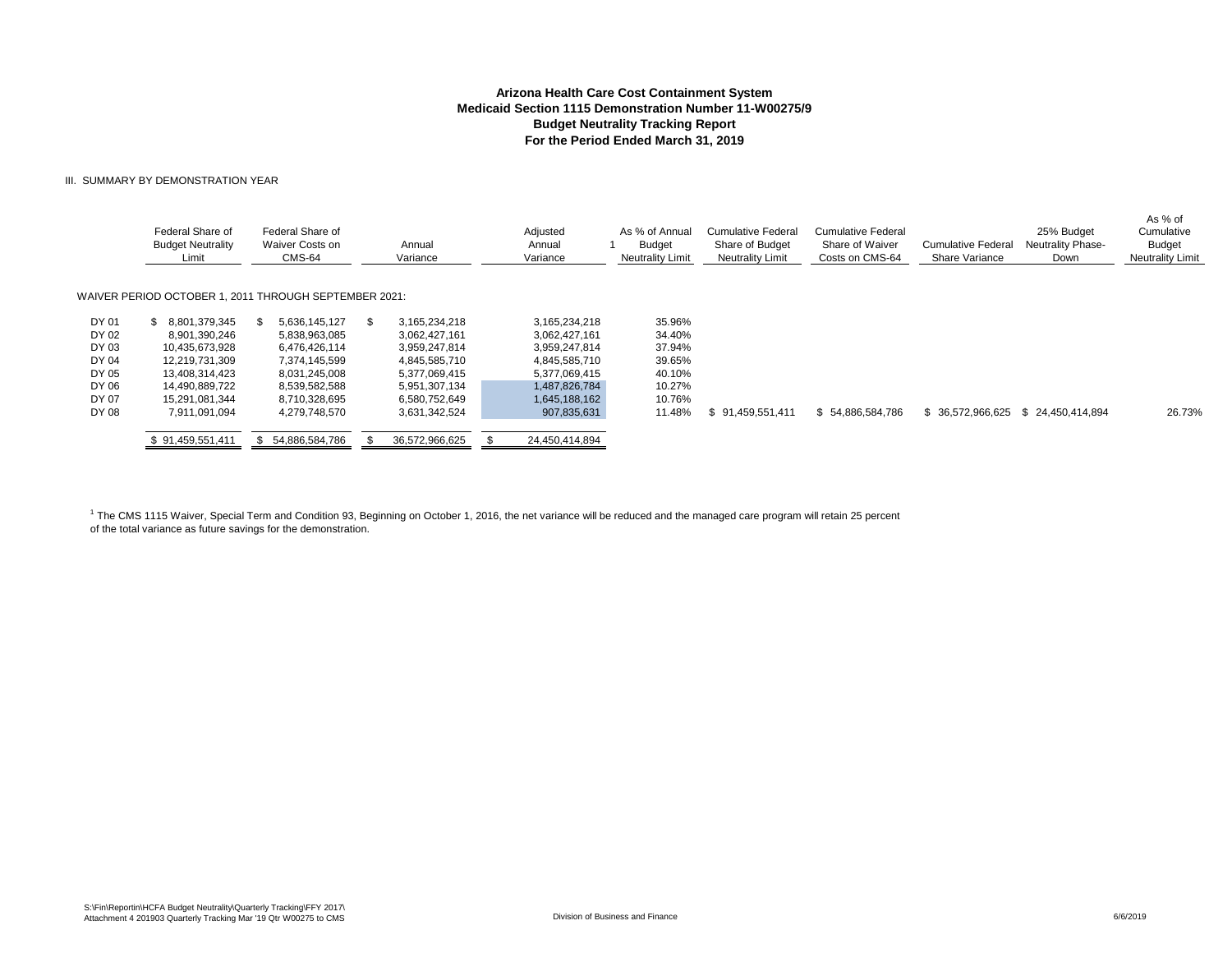**Arizona Health Care Cost Containment System**
**Medicaid Section 1115 Demonstration Number 11-W00275/9**
**Budget Neutrality Tracking Report**
**For the Period Ended March 31, 2019**

III. SUMMARY BY DEMONSTRATION YEAR

| | Federal Share of Budget Neutrality Limit | Federal Share of Waiver Costs on CMS-64 | Annual Variance | Adjusted Annual Variance [1] | As % of Annual Budget Neutrality Limit | Cumulative Federal Share of Budget Neutrality Limit | Cumulative Federal Share of Waiver Costs on CMS-64 | Cumulative Federal Share Variance | 25% Budget Neutrality Phase-Down | As % of Cumulative Budget Neutrality Limit |
|---|---|---|---|---|---|---|---|---|---|---|
| WAIVER PERIOD OCTOBER 1, 2011 THROUGH SEPTEMBER 2021: | | | | | | | | | | |
| DY 01 | $ 8,801,379,345 | $ 5,636,145,127 | $ 3,165,234,218 | 3,165,234,218 | 35.96% | | | | | |
| DY 02 | 8,901,390,246 | 5,838,963,085 | 3,062,427,161 | 3,062,427,161 | 34.40% | | | | | |
| DY 03 | 10,435,673,928 | 6,476,426,114 | 3,959,247,814 | 3,959,247,814 | 37.94% | | | | | |
| DY 04 | 12,219,731,309 | 7,374,145,599 | 4,845,585,710 | 4,845,585,710 | 39.65% | | | | | |
| DY 05 | 13,408,314,423 | 8,031,245,008 | 5,377,069,415 | 5,377,069,415 | 40.10% | | | | | |
| DY 06 | 14,490,889,722 | 8,539,582,588 | 5,951,307,134 | 1,487,826,784 | 10.27% | | | | | |
| DY 07 | 15,291,081,344 | 8,710,328,695 | 6,580,752,649 | 1,645,188,162 | 10.76% | | | | | |
| DY 08 | 7,911,091,094 | 4,279,748,570 | 3,631,342,524 | 907,835,631 | 11.48% | $ 91,459,551,411 | $ 54,886,584,786 | $ 36,572,966,625 | $ 24,450,414,894 | 26.73% |
| | $ 91,459,551,411 | $ 54,886,584,786 | $ 36,572,966,625 | $ 24,450,414,894 | | | | | | |

[1] The CMS 1115 Waiver, Special Term and Condition 93, Beginning on October 1, 2016, the net variance will be reduced and the managed care program will retain 25 percent of the total variance as future savings for the demonstration.

S:\Fin\Reportin\HCFA Budget Neutrality\Quarterly Tracking\FFY 2017\ Attachment 4 201903 Quarterly Tracking Mar '19 Qtr W00275 to CMS — Division of Business and Finance — 6/6/2019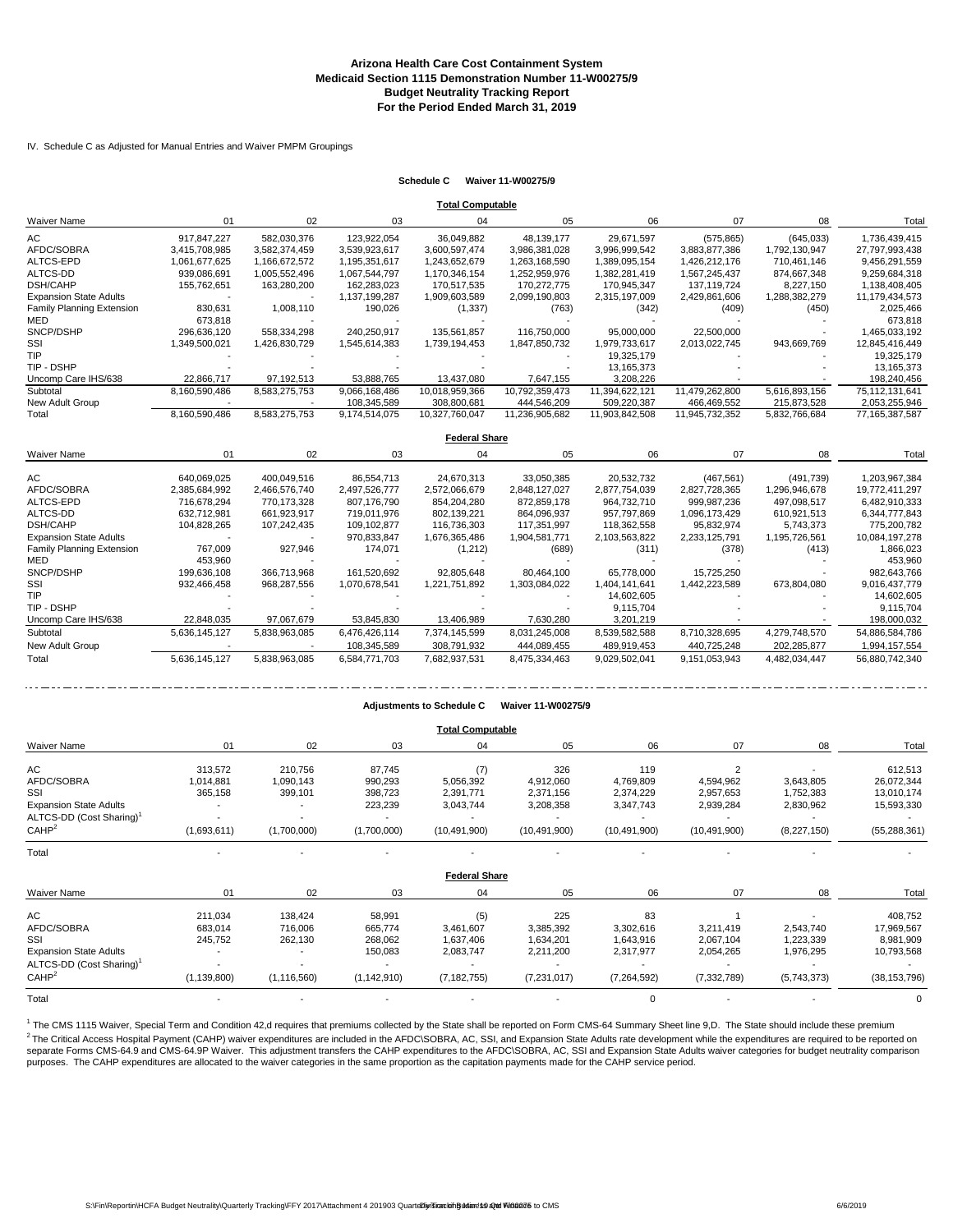# Arizona Health Care Cost Containment System
## Medicaid Section 1115 Demonstration Number 11-W00275/9
## Budget Neutrality Tracking Report
## For the Period Ended March 31, 2019

IV. Schedule C as Adjusted for Manual Entries and Waiver PMPM Groupings

**Schedule C Waiver 11-W00275/9**

**Total Computable**

| Waiver Name | 01 | 02 | 03 | 04 | 05 | 06 | 07 | 08 | Total |
|---|---|---|---|---|---|---|---|---|---|
| AC | 917,847,227 | 582,030,376 | 123,922,054 | 36,049,882 | 48,139,177 | 29,671,597 | (575,865) | (645,033) | 1,736,439,415 |
| AFDC/SOBRA | 3,415,708,985 | 3,582,374,459 | 3,539,923,617 | 3,600,597,474 | 3,986,381,028 | 3,996,999,542 | 3,883,877,386 | 1,792,130,947 | 27,797,993,438 |
| ALTCS-EPD | 1,061,677,625 | 1,166,672,572 | 1,195,351,617 | 1,243,652,679 | 1,263,168,590 | 1,389,095,154 | 1,426,212,176 | 710,461,146 | 9,456,291,559 |
| ALTCS-DD | 939,086,691 | 1,005,552,496 | 1,067,544,797 | 1,170,346,154 | 1,252,959,976 | 1,382,281,419 | 1,567,245,437 | 874,667,348 | 9,259,684,318 |
| DSH/CAHP | 155,762,651 | 163,280,200 | 162,283,023 | 170,517,535 | 170,272,775 | 170,945,347 | 137,119,724 | 8,227,150 | 1,138,408,405 |
| Expansion State Adults | - | - | 1,137,199,287 | 1,909,603,589 | 2,099,190,803 | 2,315,197,009 | 2,429,861,606 | 1,288,382,279 | 11,179,434,573 |
| Family Planning Extension | 830,631 | 1,008,110 | 190,026 | (1,337) | (763) | (342) | (409) | (450) | 2,025,466 |
| MED | 673,818 | - | - | - | - | - | - | - | 673,818 |
| SNCP/DSHP | 296,636,120 | 558,334,298 | 240,250,917 | 135,561,857 | 116,750,000 | 95,000,000 | 22,500,000 | - | 1,465,033,192 |
| SSI | 1,349,500,021 | 1,426,830,729 | 1,545,614,383 | 1,739,194,453 | 1,847,850,732 | 1,979,733,617 | 2,013,022,745 | 943,669,769 | 12,845,416,449 |
| TIP | - | - | - | - | - | 19,325,179 | - | - | 19,325,179 |
| TIP - DSHP | - | - | - | - | - | 13,165,373 | - | - | 13,165,373 |
| Uncomp Care IHS/638 | 22,866,717 | 97,192,513 | 53,888,765 | 13,437,080 | 7,647,155 | 3,208,226 | - | - | 198,240,456 |
| Subtotal | 8,160,590,486 | 8,583,275,753 | 9,066,168,486 | 10,018,959,366 | 10,792,359,473 | 11,394,622,121 | 11,479,262,800 | 5,616,893,156 | 75,112,131,641 |
| New Adult Group | - | - | 108,345,589 | 308,800,681 | 444,546,209 | 509,220,387 | 466,469,552 | 215,873,528 | 2,053,255,946 |
| Total | 8,160,590,486 | 8,583,275,753 | 9,174,514,075 | 10,327,760,047 | 11,236,905,682 | 11,903,842,508 | 11,945,732,352 | 5,832,766,684 | 77,165,387,587 |

**Federal Share**

| Waiver Name | 01 | 02 | 03 | 04 | 05 | 06 | 07 | 08 | Total |
|---|---|---|---|---|---|---|---|---|---|
| AC | 640,069,025 | 400,049,516 | 86,554,713 | 24,670,313 | 33,050,385 | 20,532,732 | (467,561) | (491,739) | 1,203,967,384 |
| AFDC/SOBRA | 2,385,684,992 | 2,466,576,740 | 2,497,526,777 | 2,572,066,679 | 2,848,127,027 | 2,877,754,039 | 2,827,728,365 | 1,296,946,678 | 19,772,411,297 |
| ALTCS-EPD | 716,678,294 | 770,173,328 | 807,176,790 | 854,204,280 | 872,859,178 | 964,732,710 | 999,987,236 | 497,098,517 | 6,482,910,333 |
| ALTCS-DD | 632,712,981 | 661,923,917 | 719,011,976 | 802,139,221 | 864,096,937 | 957,797,869 | 1,096,173,429 | 610,921,513 | 6,344,777,843 |
| DSH/CAHP | 104,828,265 | 107,242,435 | 109,102,877 | 116,736,303 | 117,351,997 | 118,362,558 | 95,832,974 | 5,743,373 | 775,200,782 |
| Expansion State Adults | - | - | 970,833,847 | 1,676,365,486 | 1,904,581,771 | 2,103,563,822 | 2,233,125,791 | 1,195,726,561 | 10,084,197,278 |
| Family Planning Extension | 767,009 | 927,946 | 174,071 | (1,212) | (689) | (311) | (378) | (413) | 1,866,023 |
| MED | 453,960 | - | - | - | - | - | - | - | 453,960 |
| SNCP/DSHP | 199,636,108 | 366,713,968 | 161,520,692 | 92,805,648 | 80,464,100 | 65,778,000 | 15,725,250 | - | 982,643,766 |
| SSI | 932,466,458 | 968,287,556 | 1,070,678,541 | 1,221,751,892 | 1,303,084,022 | 1,404,141,641 | 1,442,223,589 | 673,804,080 | 9,016,437,779 |
| TIP | - | - | - | - | - | 14,602,605 | - | - | 14,602,605 |
| TIP - DSHP | - | - | - | - | - | 9,115,704 | - | - | 9,115,704 |
| Uncomp Care IHS/638 | 22,848,035 | 97,067,679 | 53,845,830 | 13,406,989 | 7,630,280 | 3,201,219 | - | - | 198,000,032 |
| Subtotal | 5,636,145,127 | 5,838,963,085 | 6,476,426,114 | 7,374,145,599 | 8,031,245,008 | 8,539,582,588 | 8,710,328,695 | 4,279,748,570 | 54,886,584,786 |
| New Adult Group | - | - | 108,345,589 | 308,791,932 | 444,089,455 | 489,919,453 | 440,725,248 | 202,285,877 | 1,994,157,554 |
| Total | 5,636,145,127 | 5,838,963,085 | 6,584,771,703 | 7,682,937,531 | 8,475,334,463 | 9,029,502,041 | 9,151,053,943 | 4,482,034,447 | 56,880,742,340 |

**Adjustments to Schedule C Waiver 11-W00275/9**

**Total Computable**

| Waiver Name | 01 | 02 | 03 | 04 | 05 | 06 | 07 | 08 | Total |
|---|---|---|---|---|---|---|---|---|---|
| AC | 313,572 | 210,756 | 87,745 | (7) | 326 | 119 | 2 | - | 612,513 |
| AFDC/SOBRA | 1,014,881 | 1,090,143 | 990,293 | 5,056,392 | 4,912,060 | 4,769,809 | 4,594,962 | 3,643,805 | 26,072,344 |
| SSI | 365,158 | 399,101 | 398,723 | 2,391,771 | 2,371,156 | 2,374,229 | 2,957,653 | 1,752,383 | 13,010,174 |
| Expansion State Adults | - | - | 223,239 | 3,043,744 | 3,208,358 | 3,347,743 | 2,939,284 | 2,830,962 | 15,593,330 |
| ALTCS-DD (Cost Sharing)[1] | - | - | - | - | - | - | - | - | - |
| CAHP[2] | (1,693,611) | (1,700,000) | (1,700,000) | (10,491,900) | (10,491,900) | (10,491,900) | (10,491,900) | (8,227,150) | (55,288,361) |
| Total | - | - | - | - | - | - | - | - | - |

**Federal Share**

| Waiver Name | 01 | 02 | 03 | 04 | 05 | 06 | 07 | 08 | Total |
|---|---|---|---|---|---|---|---|---|---|
| AC | 211,034 | 138,424 | 58,991 | (5) | 225 | 83 | 1 | - | 408,752 |
| AFDC/SOBRA | 683,014 | 716,006 | 665,774 | 3,461,607 | 3,385,392 | 3,302,616 | 3,211,419 | 2,543,740 | 17,969,567 |
| SSI | 245,752 | 262,130 | 268,062 | 1,637,406 | 1,634,201 | 1,643,916 | 2,067,104 | 1,223,339 | 8,981,909 |
| Expansion State Adults | - | - | 150,083 | 2,083,747 | 2,211,200 | 2,317,977 | 2,054,265 | 1,976,295 | 10,793,568 |
| ALTCS-DD (Cost Sharing)[1] | - | - | - | - | - | - | - | - | - |
| CAHP[2] | (1,139,800) | (1,116,560) | (1,142,910) | (7,182,755) | (7,231,017) | (7,264,592) | (7,332,789) | (5,743,373) | (38,153,796) |
| Total | - | - | - | - | - | 0 | - | - | 0 |

[1] The CMS 1115 Waiver, Special Term and Condition 42,d requires that premiums collected by the State shall be reported on Form CMS-64 Summary Sheet line 9,D. The State should include these premium

[2] The Critical Access Hospital Payment (CAHP) waiver expenditures are included in the AFDC\SOBRA, AC, SSI, and Expansion State Adults rate development while the expenditures are required to be reported on separate Forms CMS-64.9 and CMS-64.9P Waiver. This adjustment transfers the CAHP expenditures to the AFDC\SOBRA, AC, SSI and Expansion State Adults waiver categories for budget neutrality comparison purposes. The CAHP expenditures are allocated to the waiver categories in the same proportion as the capitation payments made for the CAHP service period.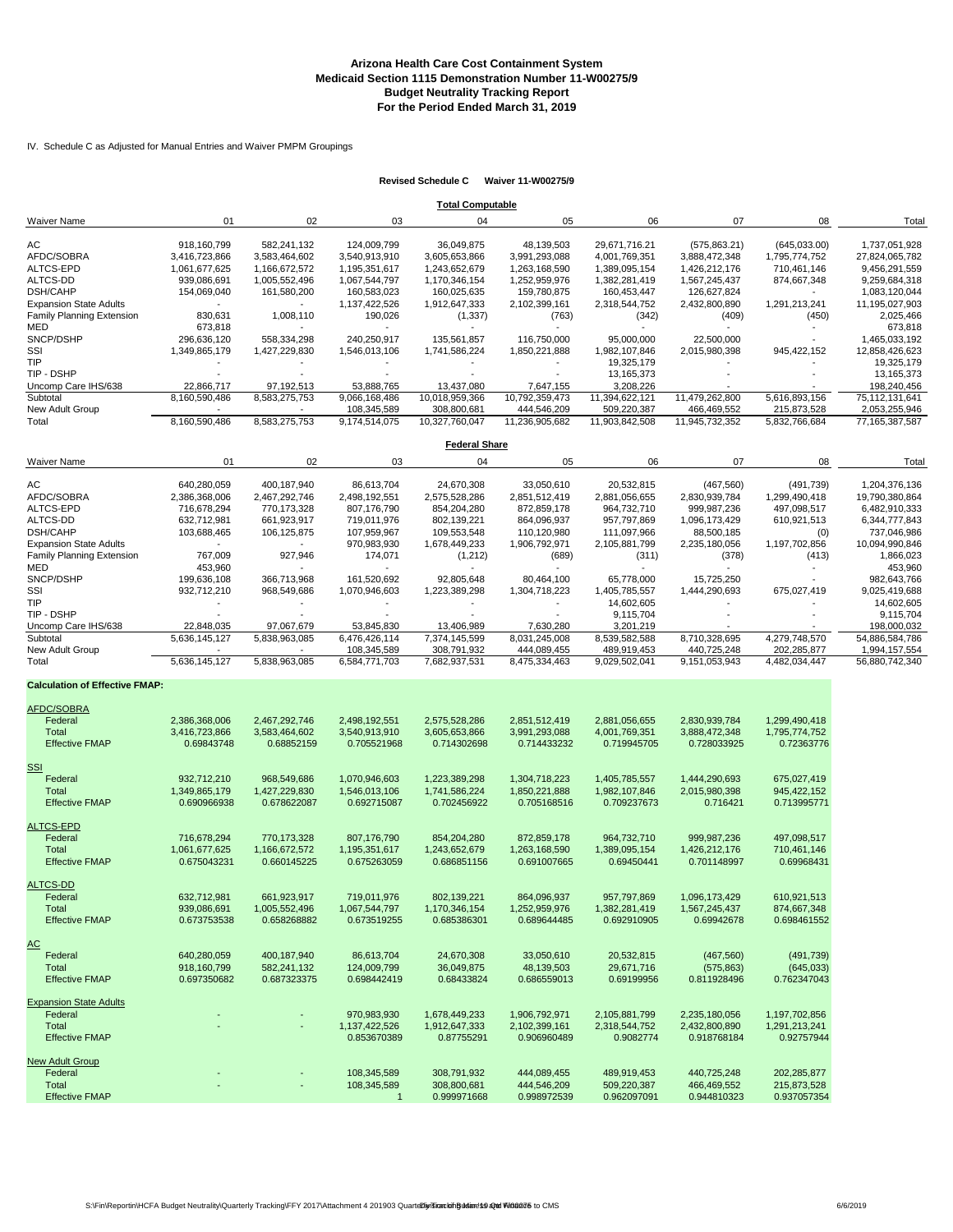# Arizona Health Care Cost Containment System
## Medicaid Section 1115 Demonstration Number 11-W00275/9
## Budget Neutrality Tracking Report
## For the Period Ended March 31, 2019

IV. Schedule C as Adjusted for Manual Entries and Waiver PMPM Groupings

**Revised Schedule C Waiver 11-W00275/9**

**Total Computable**

| Waiver Name | 01 | 02 | 03 | 04 | 05 | 06 | 07 | 08 | Total |
|---|---|---|---|---|---|---|---|---|---|
| AC | 918,160,799 | 582,241,132 | 124,009,799 | 36,049,875 | 48,139,503 | 29,671,716.21 | (575,863.21) | (645,033.00) | 1,737,051,928 |
| AFDC/SOBRA | 3,416,723,866 | 3,583,464,602 | 3,540,913,910 | 3,605,653,866 | 3,991,293,088 | 4,001,769,351 | 3,888,472,348 | 1,795,774,752 | 27,824,065,782 |
| ALTCS-EPD | 1,061,677,625 | 1,166,672,572 | 1,195,351,617 | 1,243,652,679 | 1,263,168,590 | 1,389,095,154 | 1,426,212,176 | 710,461,146 | 9,456,291,559 |
| ALTCS-DD | 939,086,691 | 1,005,552,496 | 1,067,544,797 | 1,170,346,154 | 1,252,959,976 | 1,382,281,419 | 1,567,245,437 | 874,667,348 | 9,259,684,318 |
| DSH/CAHP | 154,069,040 | 161,580,200 | 160,583,023 | 160,025,635 | 159,780,875 | 160,453,447 | 126,627,824 | - | 1,083,120,044 |
| Expansion State Adults | - | - | 1,137,422,526 | 1,912,647,333 | 2,102,399,161 | 2,318,544,752 | 2,432,800,890 | 1,291,213,241 | 11,195,027,903 |
| Family Planning Extension | 830,631 | 1,008,110 | 190,026 | (1,337) | (763) | (342) | (409) | (450) | 2,025,466 |
| MED | 673,818 | - | - | - | - | - | - | - | 673,818 |
| SNCP/DSHP | 296,636,120 | 558,334,298 | 240,250,917 | 135,561,857 | 116,750,000 | 95,000,000 | 22,500,000 | - | 1,465,033,192 |
| SSI | 1,349,865,179 | 1,427,229,830 | 1,546,013,106 | 1,741,586,224 | 1,850,221,888 | 1,982,107,846 | 2,015,980,398 | 945,422,152 | 12,858,426,623 |
| TIP | - | - | - | - | - | 19,325,179 | - | - | 19,325,179 |
| TIP - DSHP | - | - | - | - | - | 13,165,373 | - | - | 13,165,373 |
| Uncomp Care IHS/638 | 22,866,717 | 97,192,513 | 53,888,765 | 13,437,080 | 7,647,155 | 3,208,226 | - | - | 198,240,456 |
| Subtotal | 8,160,590,486 | 8,583,275,753 | 9,066,168,486 | 10,018,959,366 | 10,792,359,473 | 11,394,622,121 | 11,479,262,800 | 5,616,893,156 | 75,112,131,641 |
| New Adult Group | - | - | 108,345,589 | 308,800,681 | 444,546,209 | 509,220,387 | 466,469,552 | 215,873,528 | 2,053,255,946 |
| Total | 8,160,590,486 | 8,583,275,753 | 9,174,514,075 | 10,327,760,047 | 11,236,905,682 | 11,903,842,508 | 11,945,732,352 | 5,832,766,684 | 77,165,387,587 |

**Federal Share**

| Waiver Name | 01 | 02 | 03 | 04 | 05 | 06 | 07 | 08 | Total |
|---|---|---|---|---|---|---|---|---|---|
| AC | 640,280,059 | 400,187,940 | 86,613,704 | 24,670,308 | 33,050,610 | 20,532,815 | (467,560) | (491,739) | 1,204,376,136 |
| AFDC/SOBRA | 2,386,368,006 | 2,467,292,746 | 2,498,192,551 | 2,575,528,286 | 2,851,512,419 | 2,881,056,655 | 2,830,939,784 | 1,299,490,418 | 19,790,380,864 |
| ALTCS-EPD | 716,678,294 | 770,173,328 | 807,176,790 | 854,204,280 | 872,859,178 | 964,732,710 | 999,987,236 | 497,098,517 | 6,482,910,333 |
| ALTCS-DD | 632,712,981 | 661,923,917 | 719,011,976 | 802,139,221 | 864,096,937 | 957,797,869 | 1,096,173,429 | 610,921,513 | 6,344,777,843 |
| DSH/CAHP | 103,688,465 | 106,125,875 | 107,959,967 | 109,553,548 | 110,120,980 | 111,097,966 | 88,500,185 | (0) | 737,046,986 |
| Expansion State Adults | - | - | 970,983,930 | 1,678,449,233 | 1,906,792,971 | 2,105,881,799 | 2,235,180,056 | 1,197,702,856 | 10,094,990,846 |
| Family Planning Extension | 767,009 | 927,946 | 174,071 | (1,212) | (689) | (311) | (378) | (413) | 1,866,023 |
| MED | 453,960 | - | - | - | - | - | - | - | 453,960 |
| SNCP/DSHP | 199,636,108 | 366,713,968 | 161,520,692 | 92,805,648 | 80,464,100 | 65,778,000 | 15,725,250 | - | 982,643,766 |
| SSI | 932,712,210 | 968,549,686 | 1,070,946,603 | 1,223,389,298 | 1,304,718,223 | 1,405,785,557 | 1,444,290,693 | 675,027,419 | 9,025,419,688 |
| TIP | - | - | - | - | - | 14,602,605 | - | - | 14,602,605 |
| TIP - DSHP | - | - | - | - | - | 9,115,704 | - | - | 9,115,704 |
| Uncomp Care IHS/638 | 22,848,035 | 97,067,679 | 53,845,830 | 13,406,989 | 7,630,280 | 3,201,219 | - | - | 198,000,032 |
| Subtotal | 5,636,145,127 | 5,838,963,085 | 6,476,426,114 | 7,374,145,599 | 8,031,245,008 | 8,539,582,588 | 8,710,328,695 | 4,279,748,570 | 54,886,584,786 |
| New Adult Group | - | - | 108,345,589 | 308,791,932 | 444,089,455 | 489,919,453 | 440,725,248 | 202,285,877 | 1,994,157,554 |
| Total | 5,636,145,127 | 5,838,963,085 | 6,584,771,703 | 7,682,937,531 | 8,475,334,463 | 9,029,502,041 | 9,151,053,943 | 4,482,034,447 | 56,880,742,340 |

**Calculation of Effective FMAP:**

| | 01 | 02 | 03 | 04 | 05 | 06 | 07 | 08 |
|---|---|---|---|---|---|---|---|---|
| **AFDC/SOBRA** | | | | | | | | |
| Federal | 2,386,368,006 | 2,467,292,746 | 2,498,192,551 | 2,575,528,286 | 2,851,512,419 | 2,881,056,655 | 2,830,939,784 | 1,299,490,418 |
| Total | 3,416,723,866 | 3,583,464,602 | 3,540,913,910 | 3,605,653,866 | 3,991,293,088 | 4,001,769,351 | 3,888,472,348 | 1,795,774,752 |
| Effective FMAP | 0.69843748 | 0.68852159 | 0.705521968 | 0.714302698 | 0.714433232 | 0.719945705 | 0.728033925 | 0.72363776 |
| **SSI** | | | | | | | | |
| Federal | 932,712,210 | 968,549,686 | 1,070,946,603 | 1,223,389,298 | 1,304,718,223 | 1,405,785,557 | 1,444,290,693 | 675,027,419 |
| Total | 1,349,865,179 | 1,427,229,830 | 1,546,013,106 | 1,741,586,224 | 1,850,221,888 | 1,982,107,846 | 2,015,980,398 | 945,422,152 |
| Effective FMAP | 0.690966938 | 0.678622087 | 0.692715087 | 0.702456922 | 0.705168516 | 0.709237673 | 0.716421 | 0.713995771 |
| **ALTCS-EPD** | | | | | | | | |
| Federal | 716,678,294 | 770,173,328 | 807,176,790 | 854,204,280 | 872,859,178 | 964,732,710 | 999,987,236 | 497,098,517 |
| Total | 1,061,677,625 | 1,166,672,572 | 1,195,351,617 | 1,243,652,679 | 1,263,168,590 | 1,389,095,154 | 1,426,212,176 | 710,461,146 |
| Effective FMAP | 0.675043231 | 0.660145225 | 0.675263059 | 0.686851156 | 0.691007665 | 0.69450441 | 0.701148997 | 0.69968431 |
| **ALTCS-DD** | | | | | | | | |
| Federal | 632,712,981 | 661,923,917 | 719,011,976 | 802,139,221 | 864,096,937 | 957,797,869 | 1,096,173,429 | 610,921,513 |
| Total | 939,086,691 | 1,005,552,496 | 1,067,544,797 | 1,170,346,154 | 1,252,959,976 | 1,382,281,419 | 1,567,245,437 | 874,667,348 |
| Effective FMAP | 0.673753538 | 0.658268882 | 0.673519255 | 0.685386301 | 0.689644485 | 0.692910905 | 0.69942678 | 0.698461552 |
| **AC** | | | | | | | | |
| Federal | 640,280,059 | 400,187,940 | 86,613,704 | 24,670,308 | 33,050,610 | 20,532,815 | (467,560) | (491,739) |
| Total | 918,160,799 | 582,241,132 | 124,009,799 | 36,049,875 | 48,139,503 | 29,671,716 | (575,863) | (645,033) |
| Effective FMAP | 0.697350682 | 0.687323375 | 0.698442419 | 0.68433824 | 0.686559013 | 0.69199956 | 0.811928496 | 0.762347043 |
| **Expansion State Adults** | | | | | | | | |
| Federal | - | - | 970,983,930 | 1,678,449,233 | 1,906,792,971 | 2,105,881,799 | 2,235,180,056 | 1,197,702,856 |
| Total | - | - | 1,137,422,526 | 1,912,647,333 | 2,102,399,161 | 2,318,544,752 | 2,432,800,890 | 1,291,213,241 |
| Effective FMAP | | | 0.853670389 | 0.87755291 | 0.906960489 | 0.9082774 | 0.918768184 | 0.92757944 |
| **New Adult Group** | | | | | | | | |
| Federal | - | - | 108,345,589 | 308,791,932 | 444,089,455 | 489,919,453 | 440,725,248 | 202,285,877 |
| Total | - | - | 108,345,589 | 308,800,681 | 444,546,209 | 509,220,387 | 466,469,552 | 215,873,528 |
| Effective FMAP | | | 1 | 0.999971668 | 0.998972539 | 0.962097091 | 0.944810323 | 0.937057354 |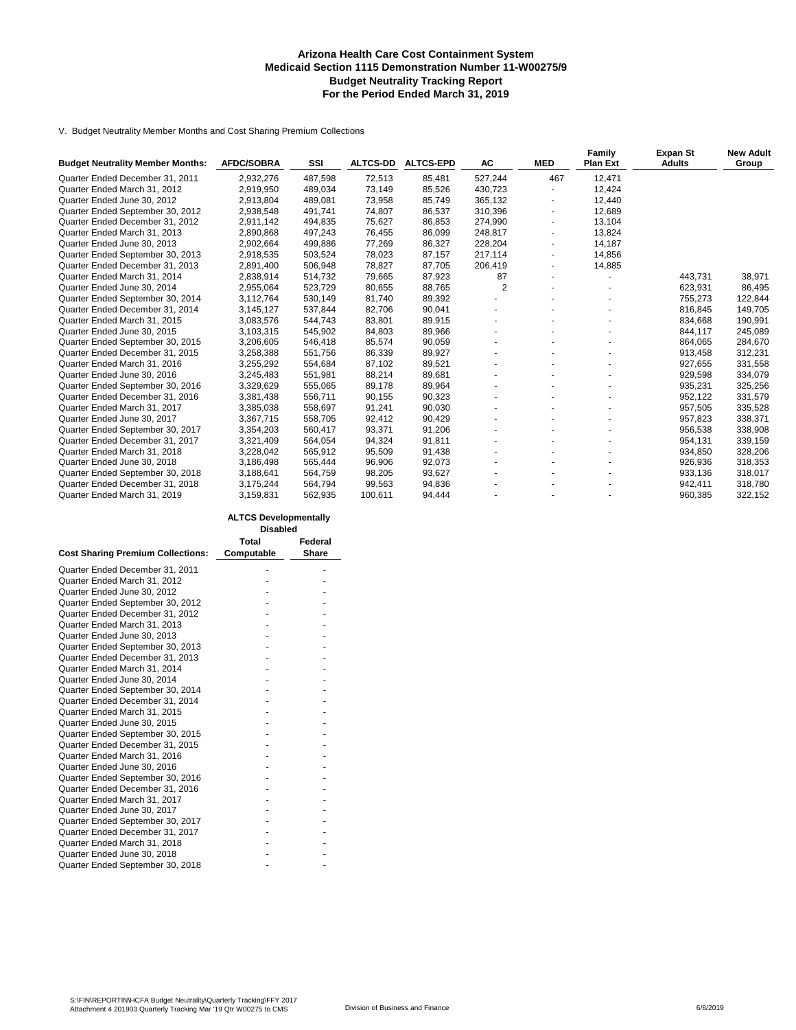# Arizona Health Care Cost Containment System
## Medicaid Section 1115 Demonstration Number 11-W00275/9
## Budget Neutrality Tracking Report
## For the Period Ended March 31, 2019

V. Budget Neutrality Member Months and Cost Sharing Premium Collections

| Budget Neutrality Member Months: | AFDC/SOBRA | SSI | ALTCS-DD | ALTCS-EPD | AC | MED | Family Plan Ext | Expan St Adults | New Adult Group |
|---|---|---|---|---|---|---|---|---|---|
| Quarter Ended December 31, 2011 | 2,932,276 | 487,598 | 72,513 | 85,481 | 527,244 | 467 | 12,471 | | |
| Quarter Ended March 31, 2012 | 2,919,950 | 489,034 | 73,149 | 85,526 | 430,723 | - | 12,424 | | |
| Quarter Ended June 30, 2012 | 2,913,804 | 489,081 | 73,958 | 85,749 | 365,132 | - | 12,440 | | |
| Quarter Ended September 30, 2012 | 2,938,548 | 491,741 | 74,807 | 86,537 | 310,396 | - | 12,689 | | |
| Quarter Ended December 31, 2012 | 2,911,142 | 494,835 | 75,627 | 86,853 | 274,990 | - | 13,104 | | |
| Quarter Ended March 31, 2013 | 2,890,868 | 497,243 | 76,455 | 86,099 | 248,817 | - | 13,824 | | |
| Quarter Ended June 30, 2013 | 2,902,664 | 499,886 | 77,269 | 86,327 | 228,204 | - | 14,187 | | |
| Quarter Ended September 30, 2013 | 2,918,535 | 503,524 | 78,023 | 87,157 | 217,114 | - | 14,856 | | |
| Quarter Ended December 31, 2013 | 2,891,400 | 506,948 | 78,827 | 87,705 | 206,419 | - | 14,885 | | |
| Quarter Ended March 31, 2014 | 2,838,914 | 514,732 | 79,665 | 87,923 | 87 | - | - | 443,731 | 38,971 |
| Quarter Ended June 30, 2014 | 2,955,064 | 523,729 | 80,655 | 88,765 | 2 | - | - | 623,931 | 86,495 |
| Quarter Ended September 30, 2014 | 3,112,764 | 530,149 | 81,740 | 89,392 | - | - | - | 755,273 | 122,844 |
| Quarter Ended December 31, 2014 | 3,145,127 | 537,844 | 82,706 | 90,041 | - | - | - | 816,845 | 149,705 |
| Quarter Ended March 31, 2015 | 3,083,576 | 544,743 | 83,801 | 89,915 | - | - | - | 834,668 | 190,991 |
| Quarter Ended June 30, 2015 | 3,103,315 | 545,902 | 84,803 | 89,966 | - | - | - | 844,117 | 245,089 |
| Quarter Ended September 30, 2015 | 3,206,605 | 546,418 | 85,574 | 90,059 | - | - | - | 864,065 | 284,670 |
| Quarter Ended December 31, 2015 | 3,258,388 | 551,756 | 86,339 | 89,927 | - | - | - | 913,458 | 312,231 |
| Quarter Ended March 31, 2016 | 3,255,292 | 554,684 | 87,102 | 89,521 | - | - | - | 927,655 | 331,558 |
| Quarter Ended June 30, 2016 | 3,245,483 | 551,981 | 88,214 | 89,681 | - | - | - | 929,598 | 334,079 |
| Quarter Ended September 30, 2016 | 3,329,629 | 555,065 | 89,178 | 89,964 | - | - | - | 935,231 | 325,256 |
| Quarter Ended December 31, 2016 | 3,381,438 | 556,711 | 90,155 | 90,323 | - | - | - | 952,122 | 331,579 |
| Quarter Ended March 31, 2017 | 3,385,038 | 558,697 | 91,241 | 90,030 | - | - | - | 957,505 | 335,528 |
| Quarter Ended June 30, 2017 | 3,367,715 | 558,705 | 92,412 | 90,429 | - | - | - | 957,823 | 338,371 |
| Quarter Ended September 30, 2017 | 3,354,203 | 560,417 | 93,371 | 91,206 | - | - | - | 956,538 | 338,908 |
| Quarter Ended December 31, 2017 | 3,321,409 | 564,054 | 94,324 | 91,811 | - | - | - | 954,131 | 339,159 |
| Quarter Ended March 31, 2018 | 3,228,042 | 565,912 | 95,509 | 91,438 | - | - | - | 934,850 | 328,206 |
| Quarter Ended June 30, 2018 | 3,186,498 | 565,444 | 96,906 | 92,073 | - | - | - | 926,936 | 318,353 |
| Quarter Ended September 30, 2018 | 3,188,641 | 564,759 | 98,205 | 93,627 | - | - | - | 933,136 | 318,017 |
| Quarter Ended December 31, 2018 | 3,175,244 | 564,794 | 99,563 | 94,836 | - | - | - | 942,411 | 318,780 |
| Quarter Ended March 31, 2019 | 3,159,831 | 562,935 | 100,611 | 94,444 | - | - | - | 960,385 | 322,152 |

| | ALTCS Developmentally Disabled | |
|---|---|---|
| Cost Sharing Premium Collections: | Total Computable | Federal Share |
| Quarter Ended December 31, 2011 | - | - |
| Quarter Ended March 31, 2012 | - | - |
| Quarter Ended June 30, 2012 | - | - |
| Quarter Ended September 30, 2012 | - | - |
| Quarter Ended December 31, 2012 | - | - |
| Quarter Ended March 31, 2013 | - | - |
| Quarter Ended June 30, 2013 | - | - |
| Quarter Ended September 30, 2013 | - | - |
| Quarter Ended December 31, 2013 | - | - |
| Quarter Ended March 31, 2014 | - | - |
| Quarter Ended June 30, 2014 | - | - |
| Quarter Ended September 30, 2014 | - | - |
| Quarter Ended December 31, 2014 | - | - |
| Quarter Ended March 31, 2015 | - | - |
| Quarter Ended June 30, 2015 | - | - |
| Quarter Ended September 30, 2015 | - | - |
| Quarter Ended December 31, 2015 | - | - |
| Quarter Ended March 31, 2016 | - | - |
| Quarter Ended June 30, 2016 | - | - |
| Quarter Ended September 30, 2016 | - | - |
| Quarter Ended December 31, 2016 | - | - |
| Quarter Ended March 31, 2017 | - | - |
| Quarter Ended June 30, 2017 | - | - |
| Quarter Ended September 30, 2017 | - | - |
| Quarter Ended December 31, 2017 | - | - |
| Quarter Ended March 31, 2018 | - | - |
| Quarter Ended June 30, 2018 | - | - |
| Quarter Ended September 30, 2018 | - | - |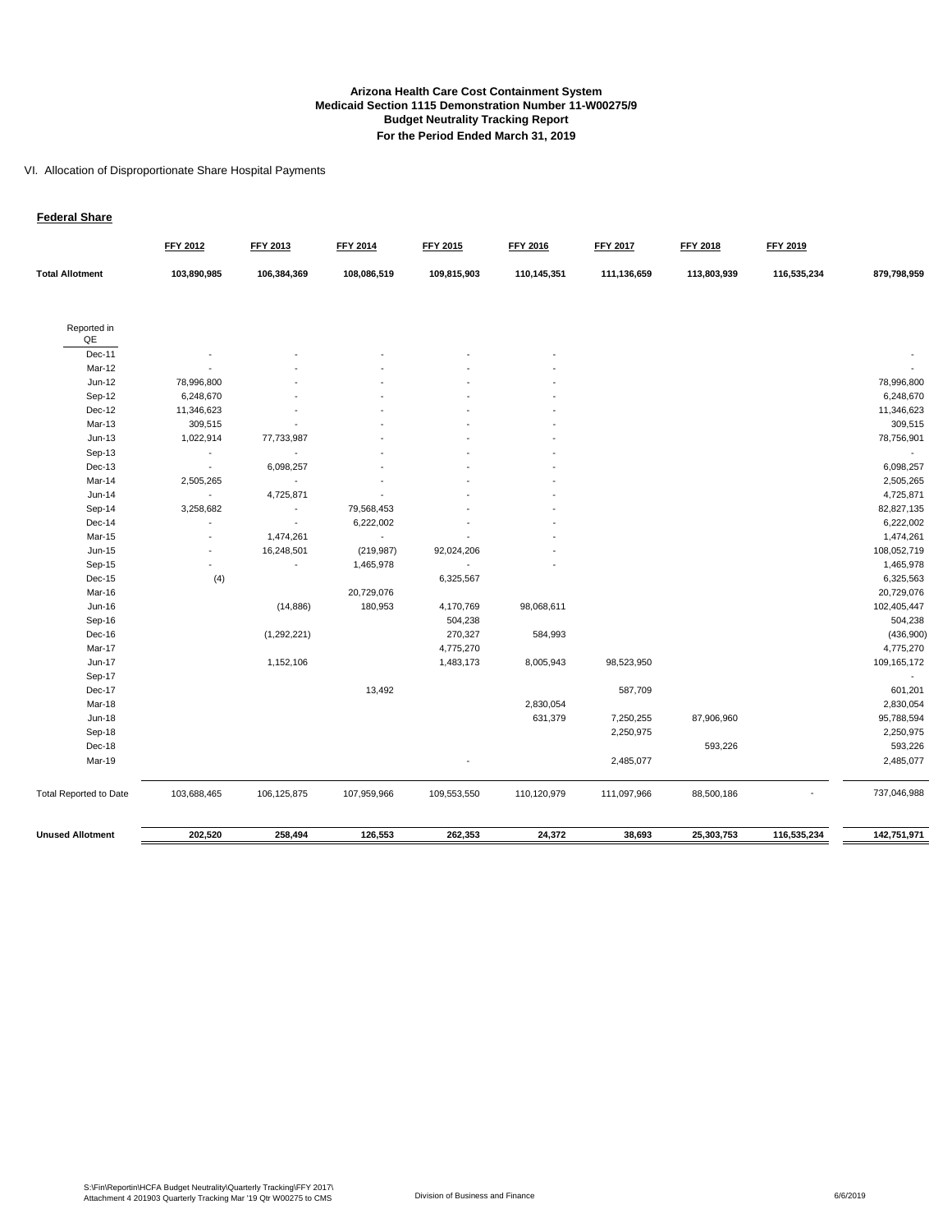**Arizona Health Care Cost Containment System**
**Medicaid Section 1115 Demonstration Number 11-W00275/9**
**Budget Neutrality Tracking Report**
**For the Period Ended March 31, 2019**

VI. Allocation of Disproportionate Share Hospital Payments

**Federal Share**

| | FFY 2012 | FFY 2013 | FFY 2014 | FFY 2015 | FFY 2016 | FFY 2017 | FFY 2018 | FFY 2019 | |
|---|---|---|---|---|---|---|---|---|---|
| **Total Allotment** | **103,890,985** | **106,384,369** | **108,086,519** | **109,815,903** | **110,145,351** | **111,136,659** | **113,803,939** | **116,535,234** | **879,798,959** |
| Reported in QE | | | | | | | | | |
| Dec-11 | - | - | - | - | - | | | | - |
| Mar-12 | - | - | - | - | - | | | | - |
| Jun-12 | 78,996,800 | - | - | - | - | | | | 78,996,800 |
| Sep-12 | 6,248,670 | - | - | - | - | | | | 6,248,670 |
| Dec-12 | 11,346,623 | - | - | - | - | | | | 11,346,623 |
| Mar-13 | 309,515 | - | - | - | - | | | | 309,515 |
| Jun-13 | 1,022,914 | 77,733,987 | - | - | - | | | | 78,756,901 |
| Sep-13 | - | - | - | - | - | | | | - |
| Dec-13 | - | 6,098,257 | - | - | - | | | | 6,098,257 |
| Mar-14 | 2,505,265 | - | - | - | - | | | | 2,505,265 |
| Jun-14 | - | 4,725,871 | - | - | - | | | | 4,725,871 |
| Sep-14 | 3,258,682 | - | 79,568,453 | - | - | | | | 82,827,135 |
| Dec-14 | - | - | 6,222,002 | - | - | | | | 6,222,002 |
| Mar-15 | - | 1,474,261 | - | - | - | | | | 1,474,261 |
| Jun-15 | - | 16,248,501 | (219,987) | 92,024,206 | - | | | | 108,052,719 |
| Sep-15 | - | - | 1,465,978 | - | - | | | | 1,465,978 |
| Dec-15 | (4) | | | 6,325,567 | | | | | 6,325,563 |
| Mar-16 | | | 20,729,076 | | | | | | 20,729,076 |
| Jun-16 | | (14,886) | 180,953 | 4,170,769 | 98,068,611 | | | | 102,405,447 |
| Sep-16 | | | | 504,238 | | | | | 504,238 |
| Dec-16 | | (1,292,221) | | 270,327 | 584,993 | | | | (436,900) |
| Mar-17 | | | | 4,775,270 | | | | | 4,775,270 |
| Jun-17 | | 1,152,106 | | 1,483,173 | 8,005,943 | 98,523,950 | | | 109,165,172 |
| Sep-17 | | | | | | | | | - |
| Dec-17 | | | 13,492 | | | 587,709 | | | 601,201 |
| Mar-18 | | | | | 2,830,054 | | | | 2,830,054 |
| Jun-18 | | | | | 631,379 | 7,250,255 | 87,906,960 | | 95,788,594 |
| Sep-18 | | | | | | 2,250,975 | | | 2,250,975 |
| Dec-18 | | | | | | | 593,226 | | 593,226 |
| Mar-19 | | | | - | | 2,485,077 | | | 2,485,077 |
| Total Reported to Date | 103,688,465 | 106,125,875 | 107,959,966 | 109,553,550 | 110,120,979 | 111,097,966 | 88,500,186 | - | 737,046,988 |
| **Unused Allotment** | **202,520** | **258,494** | **126,553** | **262,353** | **24,372** | **38,693** | **25,303,753** | **116,535,234** | **142,751,971** |

S:\Fin\Reportin\HCFA Budget Neutrality\Quarterly Tracking\FFY 2017\
Attachment 4 201903 Quarterly Tracking Mar '19 Qtr W00275 to CMS

Division of Business and Finance

6/6/2019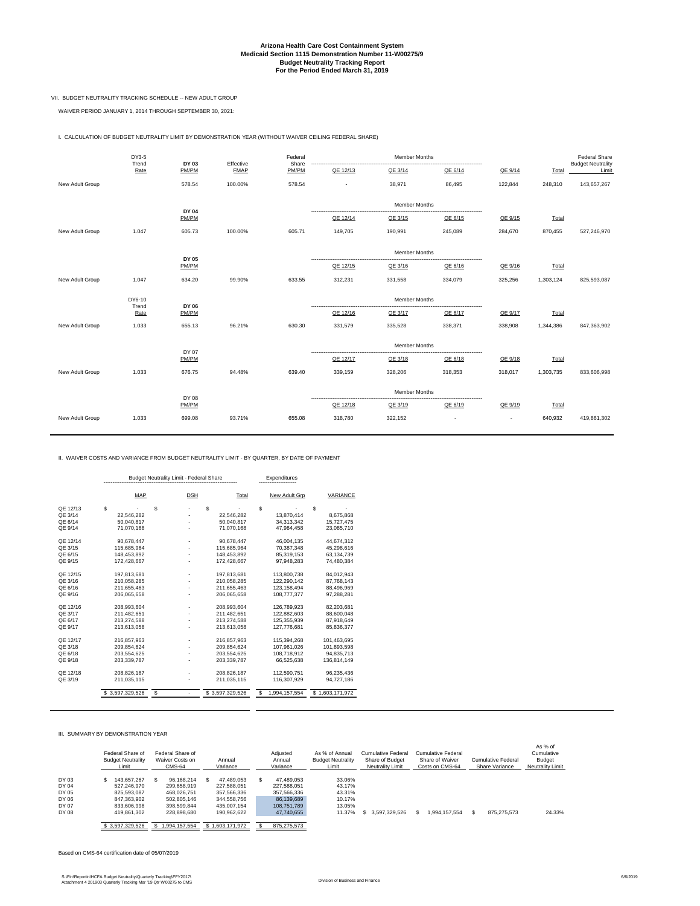# Arizona Health Care Cost Containment System
## Medicaid Section 1115 Demonstration Number 11-W00275/9
## Budget Neutrality Tracking Report
## For the Period Ended March 31, 2019

VII. BUDGET NEUTRALITY TRACKING SCHEDULE -- NEW ADULT GROUP

WAIVER PERIOD JANUARY 1, 2014 THROUGH SEPTEMBER 30, 2021:

I. CALCULATION OF BUDGET NEUTRALITY LIMIT BY DEMONSTRATION YEAR (WITHOUT WAIVER CEILING FEDERAL SHARE)

| | DY3-5 Trend Rate | DY 03 PM/PM | Effective FMAP | Federal Share PM/PM | Member Months QE 12/13 | QE 3/14 | QE 6/14 | QE 9/14 | Total | Federal Share Budget Neutrality Limit |
|---|---|---|---|---|---|---|---|---|---|---|
| New Adult Group | | 578.54 | 100.00% | 578.54 | - | 38,971 | 86,495 | 122,844 | 248,310 | 143,657,267 |
| | | **DY 04 PM/PM** | | | **Member Months QE 12/14** | **QE 3/15** | **QE 6/15** | **QE 9/15** | **Total** | |
| New Adult Group | 1.047 | 605.73 | 100.00% | 605.71 | 149,705 | 190,991 | 245,089 | 284,670 | 870,455 | 527,246,970 |
| | | **DY 05 PM/PM** | | | **Member Months QE 12/15** | **QE 3/16** | **QE 6/16** | **QE 9/16** | **Total** | |
| New Adult Group | 1.047 | 634.20 | 99.90% | 633.55 | 312,231 | 331,558 | 334,079 | 325,256 | 1,303,124 | 825,593,087 |
| | **DY6-10 Trend Rate** | **DY 06 PM/PM** | | | **Member Months QE 12/16** | **QE 3/17** | **QE 6/17** | **QE 9/17** | **Total** | |
| New Adult Group | 1.033 | 655.13 | 96.21% | 630.30 | 331,579 | 335,528 | 338,371 | 338,908 | 1,344,386 | 847,363,902 |
| | | **DY 07 PM/PM** | | | **Member Months QE 12/17** | **QE 3/18** | **QE 6/18** | **QE 9/18** | **Total** | |
| New Adult Group | 1.033 | 676.75 | 94.48% | 639.40 | 339,159 | 328,206 | 318,353 | 318,017 | 1,303,735 | 833,606,998 |
| | | **DY 08 PM/PM** | | | **Member Months QE 12/18** | **QE 3/19** | **QE 6/19** | **QE 9/19** | **Total** | |
| New Adult Group | 1.033 | 699.08 | 93.71% | 655.08 | 318,780 | 322,152 | - | - | 640,932 | 419,861,302 |

II. WAIVER COSTS AND VARIANCE FROM BUDGET NEUTRALITY LIMIT - BY QUARTER, BY DATE OF PAYMENT

| | Budget Neutrality Limit - Federal Share MAP | DSH | Total | Expenditures New Adult Grp | VARIANCE |
|---|---|---|---|---|---|
| QE 12/13 | $ - | $ - | $ - | $ - | $ - |
| QE 3/14 | 22,546,282 | - | 22,546,282 | 13,870,414 | 8,675,868 |
| QE 6/14 | 50,040,817 | - | 50,040,817 | 34,313,342 | 15,727,475 |
| QE 9/14 | 71,070,168 | - | 71,070,168 | 47,984,458 | 23,085,710 |
| QE 12/14 | 90,678,447 | - | 90,678,447 | 46,004,135 | 44,674,312 |
| QE 3/15 | 115,685,964 | - | 115,685,964 | 70,387,348 | 45,298,616 |
| QE 6/15 | 148,453,892 | - | 148,453,892 | 85,319,153 | 63,134,739 |
| QE 9/15 | 172,428,667 | - | 172,428,667 | 97,948,283 | 74,480,384 |
| QE 12/15 | 197,813,681 | - | 197,813,681 | 113,800,738 | 84,012,943 |
| QE 3/16 | 210,058,285 | - | 210,058,285 | 122,290,142 | 87,768,143 |
| QE 6/16 | 211,655,463 | - | 211,655,463 | 123,158,494 | 88,496,969 |
| QE 9/16 | 206,065,658 | - | 206,065,658 | 108,777,377 | 97,288,281 |
| QE 12/16 | 208,993,604 | - | 208,993,604 | 126,789,923 | 82,203,681 |
| QE 3/17 | 211,482,651 | - | 211,482,651 | 122,882,603 | 88,600,048 |
| QE 6/17 | 213,274,588 | - | 213,274,588 | 125,355,939 | 87,918,649 |
| QE 9/17 | 213,613,058 | - | 213,613,058 | 127,776,681 | 85,836,377 |
| QE 12/17 | 216,857,963 | - | 216,857,963 | 115,394,268 | 101,463,695 |
| QE 3/18 | 209,854,624 | - | 209,854,624 | 107,961,026 | 101,893,598 |
| QE 6/18 | 203,554,625 | - | 203,554,625 | 108,718,912 | 94,835,713 |
| QE 9/18 | 203,339,787 | - | 203,339,787 | 66,525,638 | 136,814,149 |
| QE 12/18 | 208,826,187 | - | 208,826,187 | 112,590,751 | 96,235,436 |
| QE 3/19 | 211,035,115 | - | 211,035,115 | 116,307,929 | 94,727,186 |
| | $ 3,597,329,526 | $ - | $ 3,597,329,526 | $ 1,994,157,554 | $ 1,603,171,972 |

III. SUMMARY BY DEMONSTRATION YEAR

| | Federal Share of Budget Neutrality Limit | Federal Share of Waiver Costs on CMS-64 | Annual Variance | Adjusted Annual Variance | As % of Annual Budget Neutrality Limit | Cumulative Federal Share of Budget Neutrality Limit | Cumulative Federal Share of Waiver Costs on CMS-64 | Cumulative Federal Share Variance | As % of Cumulative Budget Neutrality Limit |
|---|---|---|---|---|---|---|---|---|---|
| DY 03 | $ 143,657,267 | $ 96,168,214 | $ 47,489,053 | $ 47,489,053 | 33.06% | | | | |
| DY 04 | 527,246,970 | 299,658,919 | 227,588,051 | 227,588,051 | 43.17% | | | | |
| DY 05 | 825,593,087 | 468,026,751 | 357,566,336 | 357,566,336 | 43.31% | | | | |
| DY 06 | 847,363,902 | 502,805,146 | 344,558,756 | 86,139,689 | 10.17% | | | | |
| DY 07 | 833,606,998 | 398,599,844 | 435,007,154 | 108,751,789 | 13.05% | | | | |
| DY 08 | 419,861,302 | 228,898,680 | 190,962,622 | 47,740,655 | 11.37% | $ 3,597,329,526 | $ 1,994,157,554 | $ 875,275,573 | 24.33% |
| | $ 3,597,329,526 | $ 1,994,157,554 | $ 1,603,171,972 | $ 875,275,573 | | | | | |

Based on CMS-64 certification date of 05/07/2019

S:\Fin\Reportin\HCFA Budget Neutrality\Quarterly Tracking\FFY2017\
Attachment 4 201903 Quarterly Tracking Mar '19 Qtr W00275 to CMS

Division of Business and Finance

6/6/2019